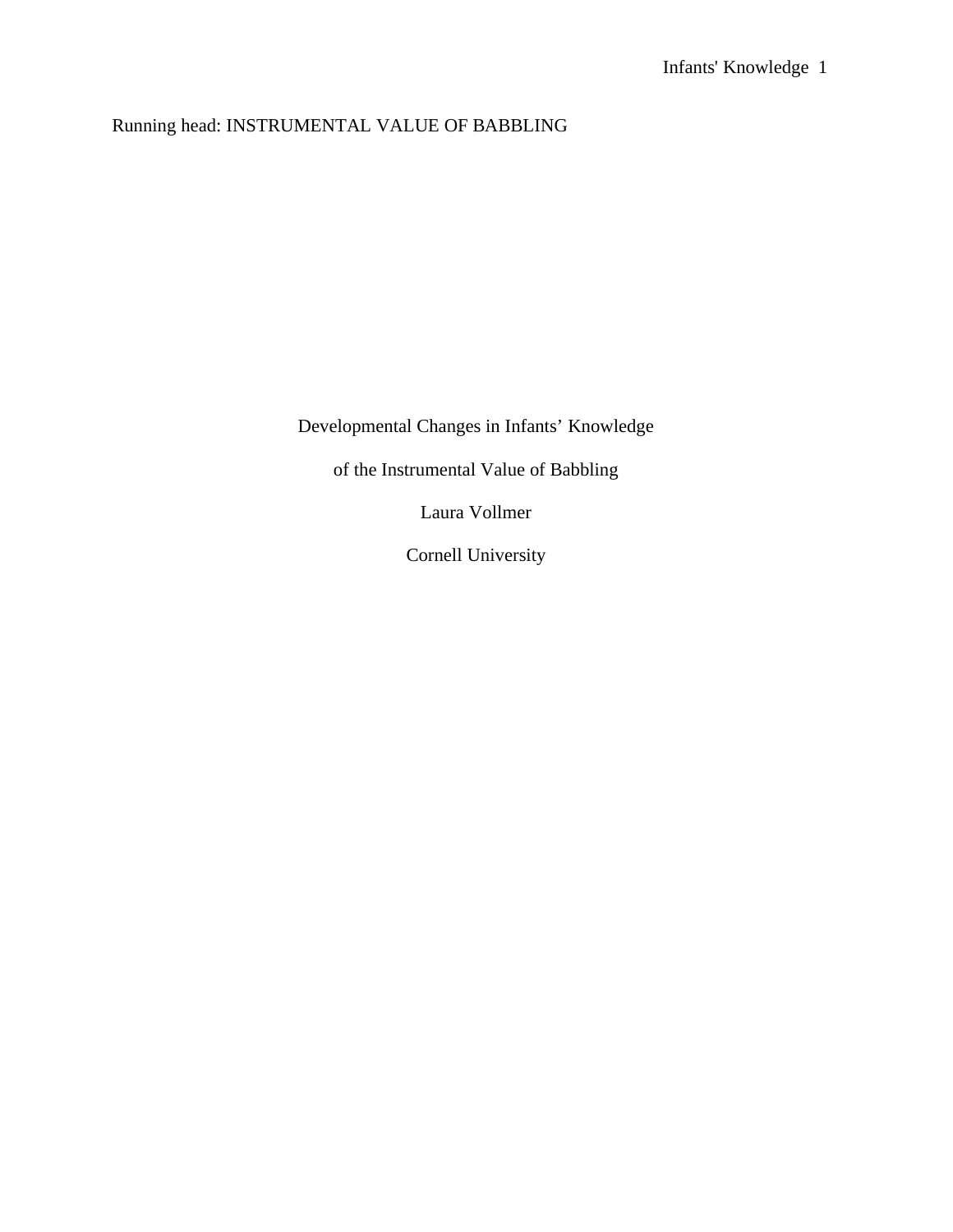Running head: INSTRUMENTAL VALUE OF BABBLING

# Developmental Changes in Infants' Knowledge of the Instrumental Value of Babbling

Laura Vollmer

Cornell University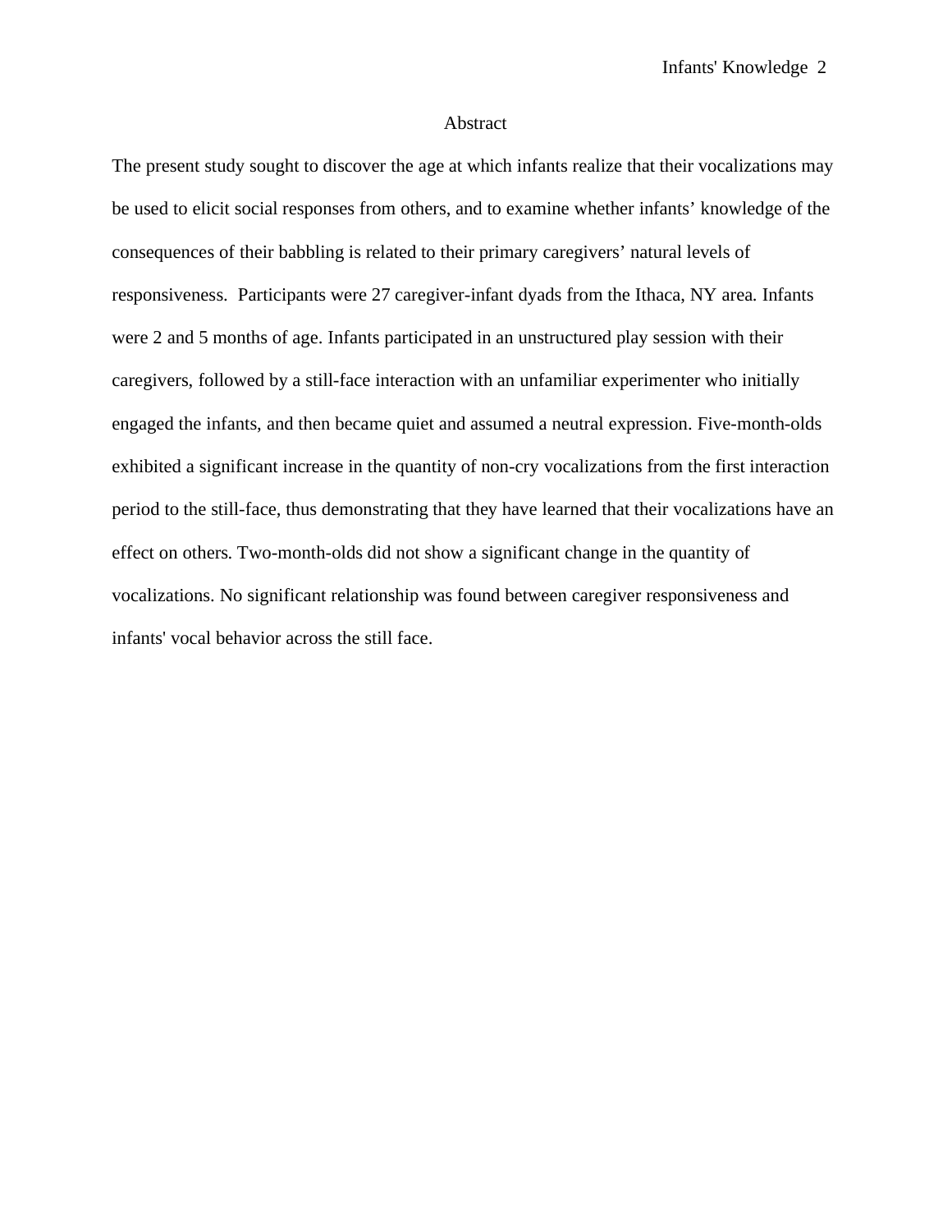# Abstract

The present study sought to discover the age at which infants realize that their vocalizations may be used to elicit social responses from others, and to examine whether infants' knowledge of the consequences of their babbling is related to their primary caregivers' natural levels of responsiveness. Participants were 27 caregiver-infant dyads from the Ithaca, NY area. Infants were 2 and 5 months of age. Infants participated in an unstructured play session with their caregivers, followed by a still-face interaction with an unfamiliar experimenter who initially engaged the infants, and then became quiet and assumed a neutral expression. Five-month-olds exhibited a significant increase in the quantity of non-cry vocalizations from the first interaction period to the still-face, thus demonstrating that they have learned that their vocalizations have an effect on others. Two-month-olds did not show a significant change in the quantity of vocalizations. No significant relationship was found between caregiver responsiveness and infants' vocal behavior across the still face.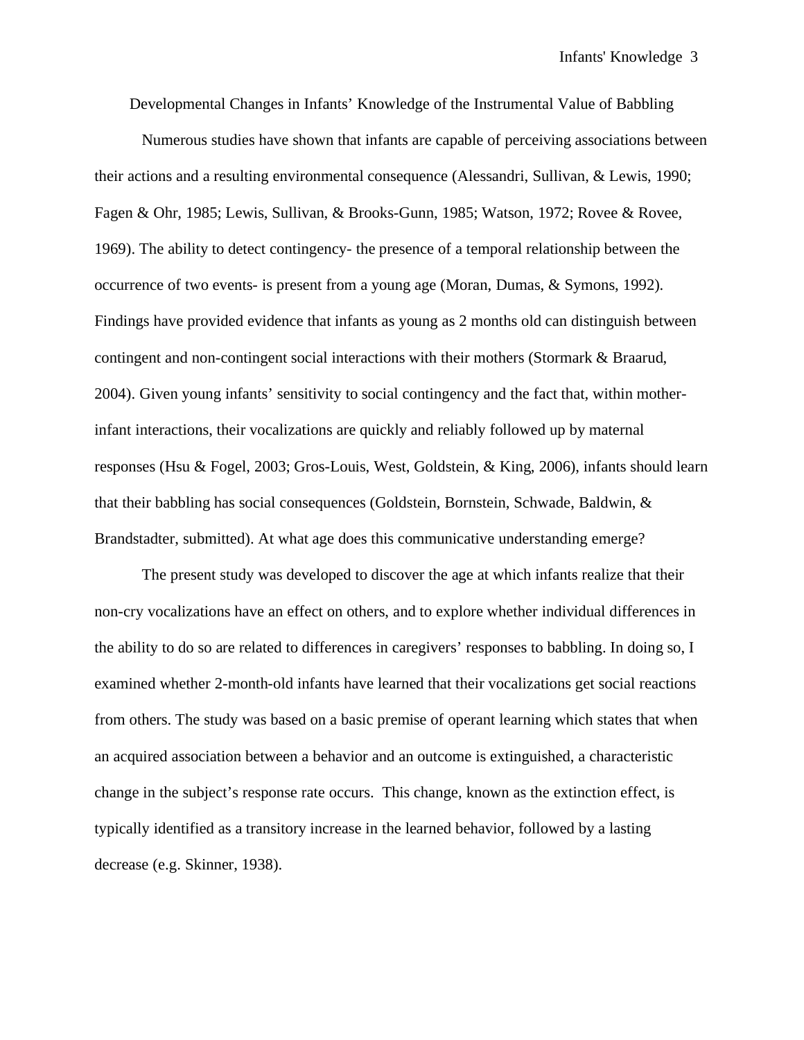# Developmental Changes in Infants' Knowledge of the Instrumental Value of Babbling

Numerous studies have shown that infants are capable of perceiving associations between their actions and a resulting environmental consequence (Alessandri, Sullivan, & Lewis, 1990; Fagen & Ohr, 1985; Lewis, Sullivan, & Brooks-Gunn, 1985; Watson, 1972; Rovee & Rovee, 1969). The ability to detect contingency- the presence of a temporal relationship between the occurrence of two events- is present from a young age (Moran, Dumas, & Symons, 1992). Findings have provided evidence that infants as young as 2 months old can distinguish between contingent and non-contingent social interactions with their mothers (Stormark & Braarud, 2004). Given young infants' sensitivity to social contingency and the fact that, within mother-infant interactions, their vocalizations are quickly and reliably followed up by maternal responses (Hsu & Fogel, 2003; Gros-Louis, West, Goldstein, & King, 2006), infants should learn that their babbling has social consequences (Goldstein, Bornstein, Schwade, Baldwin, & Brandstadter, submitted). At what age does this communicative understanding emerge?

The present study was developed to discover the age at which infants realize that their non-cry vocalizations have an effect on others, and to explore whether individual differences in the ability to do so are related to differences in caregivers' responses to babbling. In doing so, I examined whether 2-month-old infants have learned that their vocalizations get social reactions from others. The study was based on a basic premise of operant learning which states that when an acquired association between a behavior and an outcome is extinguished, a characteristic change in the subject's response rate occurs. This change, known as the extinction effect, is typically identified as a transitory increase in the learned behavior, followed by a lasting decrease (e.g. Skinner, 1938).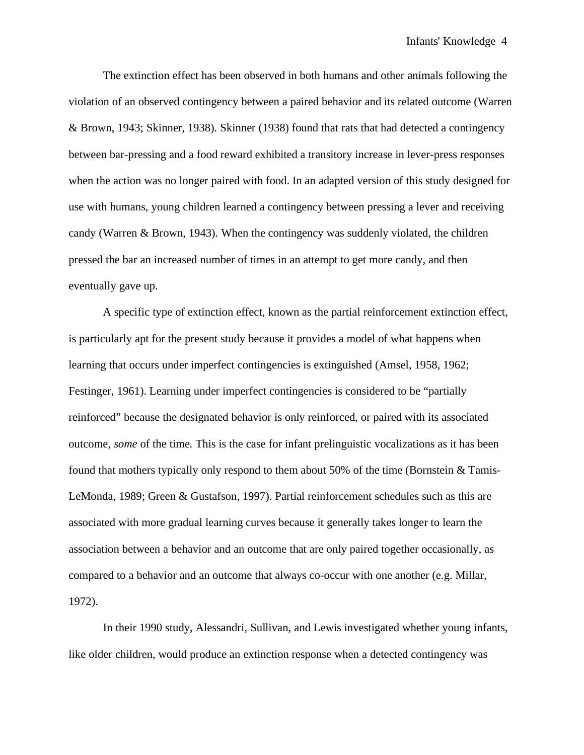The extinction effect has been observed in both humans and other animals following the violation of an observed contingency between a paired behavior and its related outcome (Warren & Brown, 1943; Skinner, 1938). Skinner (1938) found that rats that had detected a contingency between bar-pressing and a food reward exhibited a transitory increase in lever-press responses when the action was no longer paired with food. In an adapted version of this study designed for use with humans, young children learned a contingency between pressing a lever and receiving candy (Warren & Brown, 1943). When the contingency was suddenly violated, the children pressed the bar an increased number of times in an attempt to get more candy, and then eventually gave up.

A specific type of extinction effect, known as the partial reinforcement extinction effect, is particularly apt for the present study because it provides a model of what happens when learning that occurs under imperfect contingencies is extinguished (Amsel, 1958, 1962; Festinger, 1961). Learning under imperfect contingencies is considered to be "partially reinforced" because the designated behavior is only reinforced, or paired with its associated outcome, *some* of the time. This is the case for infant prelinguistic vocalizations as it has been found that mothers typically only respond to them about 50% of the time (Bornstein & Tamis-LeMonda, 1989; Green & Gustafson, 1997). Partial reinforcement schedules such as this are associated with more gradual learning curves because it generally takes longer to learn the association between a behavior and an outcome that are only paired together occasionally, as compared to a behavior and an outcome that always co-occur with one another (e.g. Millar, 1972).

In their 1990 study, Alessandri, Sullivan, and Lewis investigated whether young infants, like older children, would produce an extinction response when a detected contingency was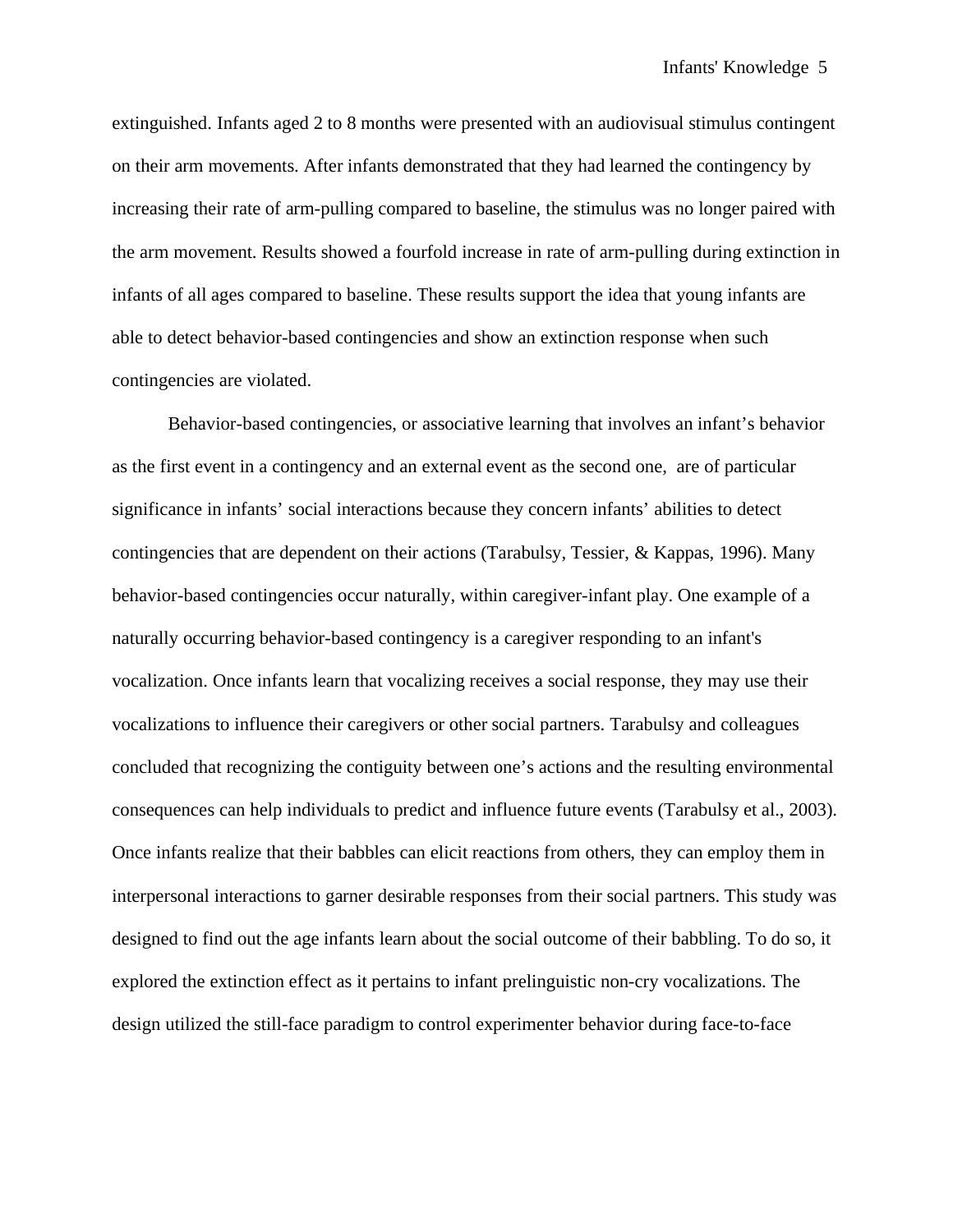extinguished. Infants aged 2 to 8 months were presented with an audiovisual stimulus contingent on their arm movements. After infants demonstrated that they had learned the contingency by increasing their rate of arm-pulling compared to baseline, the stimulus was no longer paired with the arm movement. Results showed a fourfold increase in rate of arm-pulling during extinction in infants of all ages compared to baseline. These results support the idea that young infants are able to detect behavior-based contingencies and show an extinction response when such contingencies are violated.

Behavior-based contingencies, or associative learning that involves an infant's behavior as the first event in a contingency and an external event as the second one, are of particular significance in infants' social interactions because they concern infants' abilities to detect contingencies that are dependent on their actions (Tarabulsy, Tessier, & Kappas, 1996). Many behavior-based contingencies occur naturally, within caregiver-infant play. One example of a naturally occurring behavior-based contingency is a caregiver responding to an infant's vocalization. Once infants learn that vocalizing receives a social response, they may use their vocalizations to influence their caregivers or other social partners. Tarabulsy and colleagues concluded that recognizing the contiguity between one's actions and the resulting environmental consequences can help individuals to predict and influence future events (Tarabulsy et al., 2003). Once infants realize that their babbles can elicit reactions from others, they can employ them in interpersonal interactions to garner desirable responses from their social partners. This study was designed to find out the age infants learn about the social outcome of their babbling. To do so, it explored the extinction effect as it pertains to infant prelinguistic non-cry vocalizations. The design utilized the still-face paradigm to control experimenter behavior during face-to-face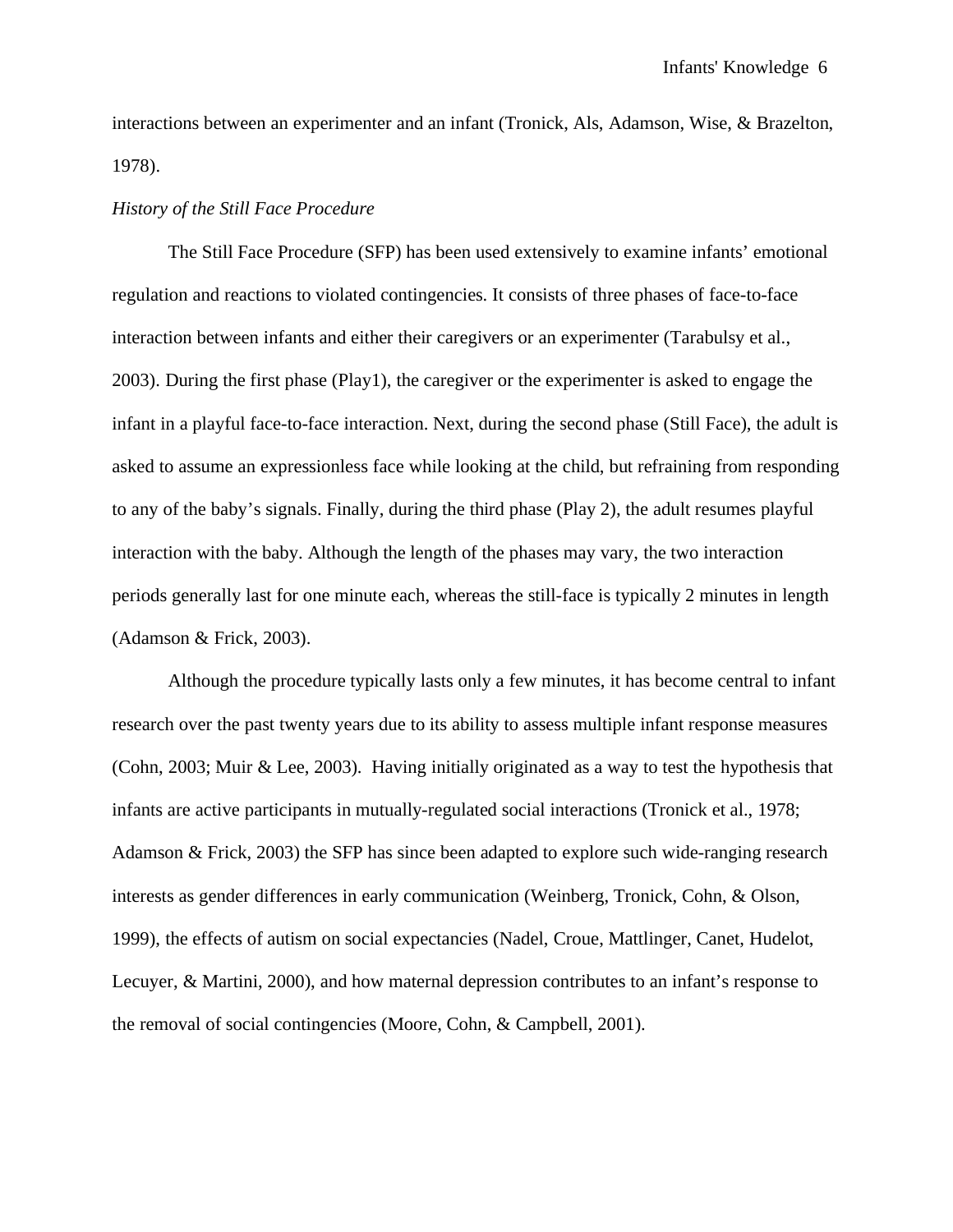interactions between an experimenter and an infant (Tronick, Als, Adamson, Wise, & Brazelton, 1978).

*History of the Still Face Procedure*

The Still Face Procedure (SFP) has been used extensively to examine infants' emotional regulation and reactions to violated contingencies. It consists of three phases of face-to-face interaction between infants and either their caregivers or an experimenter (Tarabulsy et al., 2003). During the first phase (Play1), the caregiver or the experimenter is asked to engage the infant in a playful face-to-face interaction. Next, during the second phase (Still Face), the adult is asked to assume an expressionless face while looking at the child, but refraining from responding to any of the baby's signals. Finally, during the third phase (Play 2), the adult resumes playful interaction with the baby. Although the length of the phases may vary, the two interaction periods generally last for one minute each, whereas the still-face is typically 2 minutes in length (Adamson & Frick, 2003).

Although the procedure typically lasts only a few minutes, it has become central to infant research over the past twenty years due to its ability to assess multiple infant response measures (Cohn, 2003; Muir & Lee, 2003). Having initially originated as a way to test the hypothesis that infants are active participants in mutually-regulated social interactions (Tronick et al., 1978; Adamson & Frick, 2003) the SFP has since been adapted to explore such wide-ranging research interests as gender differences in early communication (Weinberg, Tronick, Cohn, & Olson, 1999), the effects of autism on social expectancies (Nadel, Croue, Mattlinger, Canet, Hudelot, Lecuyer, & Martini, 2000), and how maternal depression contributes to an infant's response to the removal of social contingencies (Moore, Cohn, & Campbell, 2001).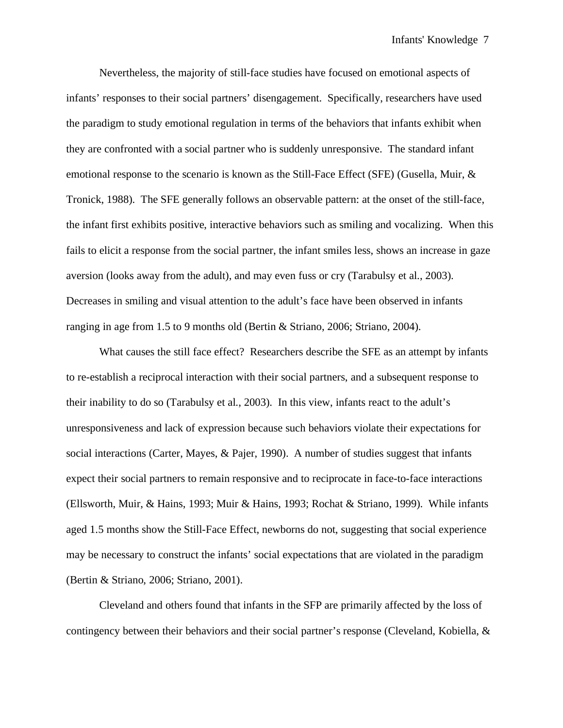Nevertheless, the majority of still-face studies have focused on emotional aspects of infants' responses to their social partners' disengagement. Specifically, researchers have used the paradigm to study emotional regulation in terms of the behaviors that infants exhibit when they are confronted with a social partner who is suddenly unresponsive. The standard infant emotional response to the scenario is known as the Still-Face Effect (SFE) (Gusella, Muir, & Tronick, 1988). The SFE generally follows an observable pattern: at the onset of the still-face, the infant first exhibits positive, interactive behaviors such as smiling and vocalizing. When this fails to elicit a response from the social partner, the infant smiles less, shows an increase in gaze aversion (looks away from the adult), and may even fuss or cry (Tarabulsy et al., 2003). Decreases in smiling and visual attention to the adult's face have been observed in infants ranging in age from 1.5 to 9 months old (Bertin & Striano, 2006; Striano, 2004).

What causes the still face effect? Researchers describe the SFE as an attempt by infants to re-establish a reciprocal interaction with their social partners, and a subsequent response to their inability to do so (Tarabulsy et al., 2003). In this view, infants react to the adult's unresponsiveness and lack of expression because such behaviors violate their expectations for social interactions (Carter, Mayes, & Pajer, 1990). A number of studies suggest that infants expect their social partners to remain responsive and to reciprocate in face-to-face interactions (Ellsworth, Muir, & Hains, 1993; Muir & Hains, 1993; Rochat & Striano, 1999). While infants aged 1.5 months show the Still-Face Effect, newborns do not, suggesting that social experience may be necessary to construct the infants' social expectations that are violated in the paradigm (Bertin & Striano, 2006; Striano, 2001).

Cleveland and others found that infants in the SFP are primarily affected by the loss of contingency between their behaviors and their social partner's response (Cleveland, Kobiella, &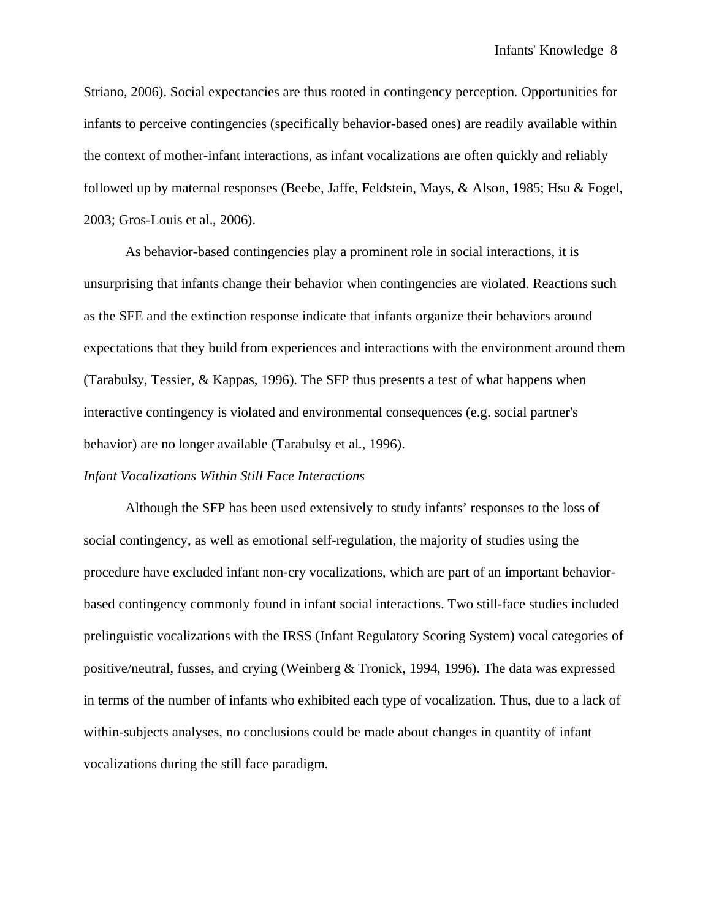Striano, 2006). Social expectancies are thus rooted in contingency perception. Opportunities for infants to perceive contingencies (specifically behavior-based ones) are readily available within the context of mother-infant interactions, as infant vocalizations are often quickly and reliably followed up by maternal responses (Beebe, Jaffe, Feldstein, Mays, & Alson, 1985; Hsu & Fogel, 2003; Gros-Louis et al., 2006).

As behavior-based contingencies play a prominent role in social interactions, it is unsurprising that infants change their behavior when contingencies are violated. Reactions such as the SFE and the extinction response indicate that infants organize their behaviors around expectations that they build from experiences and interactions with the environment around them (Tarabulsy, Tessier, & Kappas, 1996). The SFP thus presents a test of what happens when interactive contingency is violated and environmental consequences (e.g. social partner's behavior) are no longer available (Tarabulsy et al., 1996).

### *Infant Vocalizations Within Still Face Interactions*

Although the SFP has been used extensively to study infants' responses to the loss of social contingency, as well as emotional self-regulation, the majority of studies using the procedure have excluded infant non-cry vocalizations, which are part of an important behavior-based contingency commonly found in infant social interactions. Two still-face studies included prelinguistic vocalizations with the IRSS (Infant Regulatory Scoring System) vocal categories of positive/neutral, fusses, and crying (Weinberg & Tronick, 1994, 1996). The data was expressed in terms of the number of infants who exhibited each type of vocalization. Thus, due to a lack of within-subjects analyses, no conclusions could be made about changes in quantity of infant vocalizations during the still face paradigm.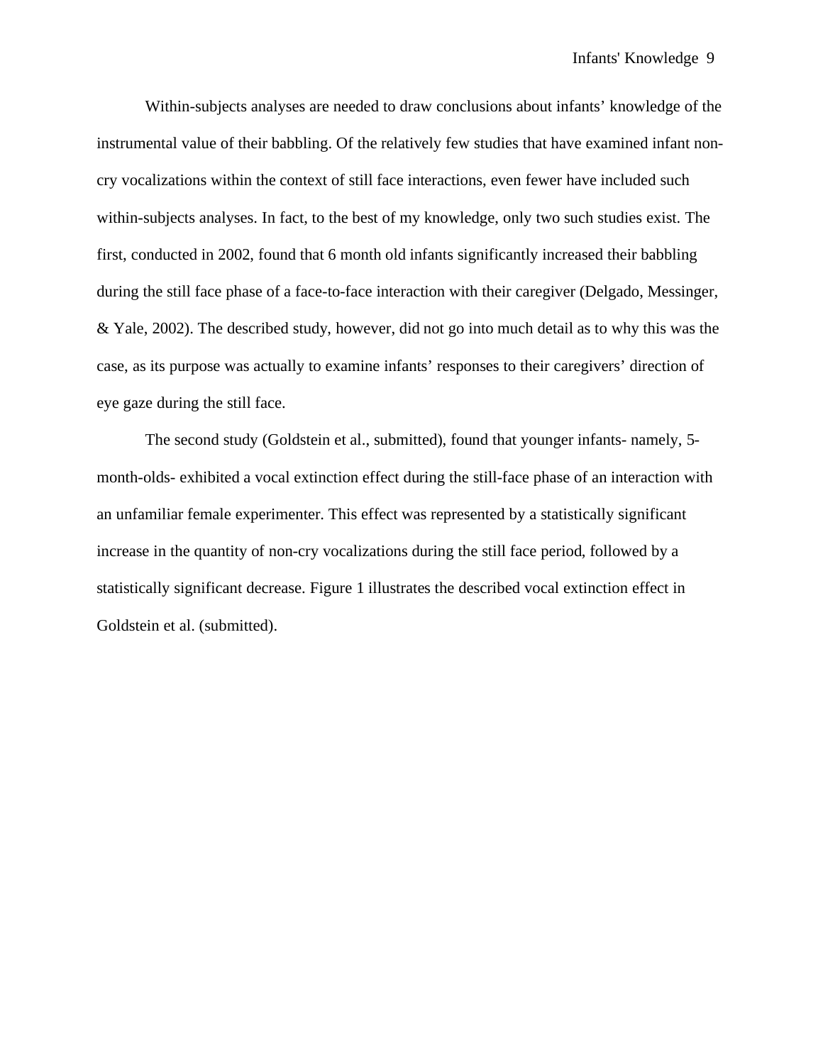Within-subjects analyses are needed to draw conclusions about infants' knowledge of the instrumental value of their babbling. Of the relatively few studies that have examined infant non-cry vocalizations within the context of still face interactions, even fewer have included such within-subjects analyses. In fact, to the best of my knowledge, only two such studies exist. The first, conducted in 2002, found that 6 month old infants significantly increased their babbling during the still face phase of a face-to-face interaction with their caregiver (Delgado, Messinger, & Yale, 2002). The described study, however, did not go into much detail as to why this was the case, as its purpose was actually to examine infants' responses to their caregivers' direction of eye gaze during the still face.

The second study (Goldstein et al., submitted), found that younger infants- namely, 5-month-olds- exhibited a vocal extinction effect during the still-face phase of an interaction with an unfamiliar female experimenter. This effect was represented by a statistically significant increase in the quantity of non-cry vocalizations during the still face period, followed by a statistically significant decrease. Figure 1 illustrates the described vocal extinction effect in Goldstein et al. (submitted).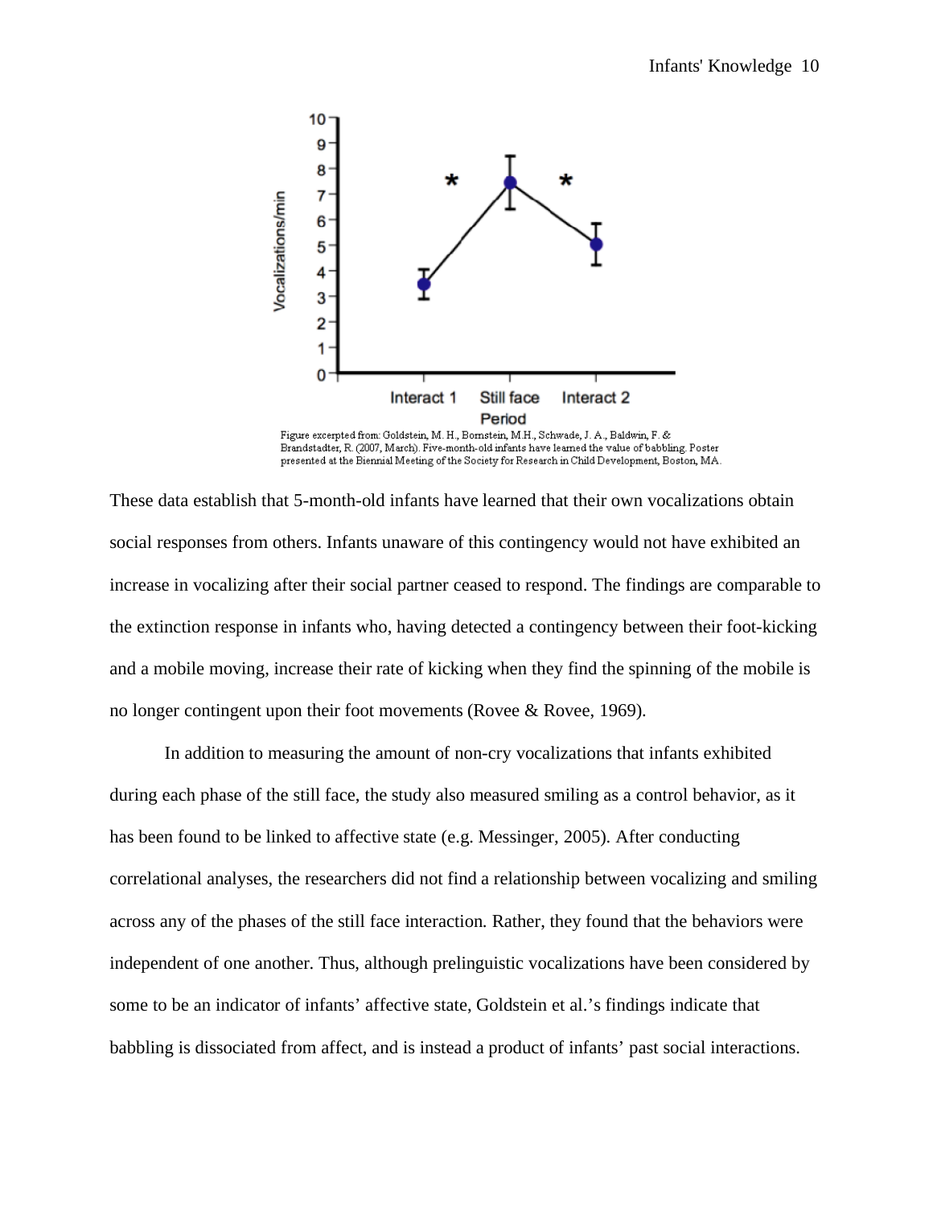Figure excerpted from: Goldstein, M. H., Bornstein, M.H., Schwade, J. A., Baldwin, F. & Brandstadter, R. (2007, March). Five-month-old infants have learned the value of babbling. Poster presented at the Biennial Meeting of the Society for Research in Child Development, Boston, MA.

These data establish that 5-month-old infants have learned that their own vocalizations obtain social responses from others. Infants unaware of this contingency would not have exhibited an increase in vocalizing after their social partner ceased to respond. The findings are comparable to the extinction response in infants who, having detected a contingency between their foot-kicking and a mobile moving, increase their rate of kicking when they find the spinning of the mobile is no longer contingent upon their foot movements (Rovee & Rovee, 1969).

In addition to measuring the amount of non-cry vocalizations that infants exhibited during each phase of the still face, the study also measured smiling as a control behavior, as it has been found to be linked to affective state (e.g. Messinger, 2005). After conducting correlational analyses, the researchers did not find a relationship between vocalizing and smiling across any of the phases of the still face interaction. Rather, they found that the behaviors were independent of one another. Thus, although prelinguistic vocalizations have been considered by some to be an indicator of infants' affective state, Goldstein et al.'s findings indicate that babbling is dissociated from affect, and is instead a product of infants' past social interactions.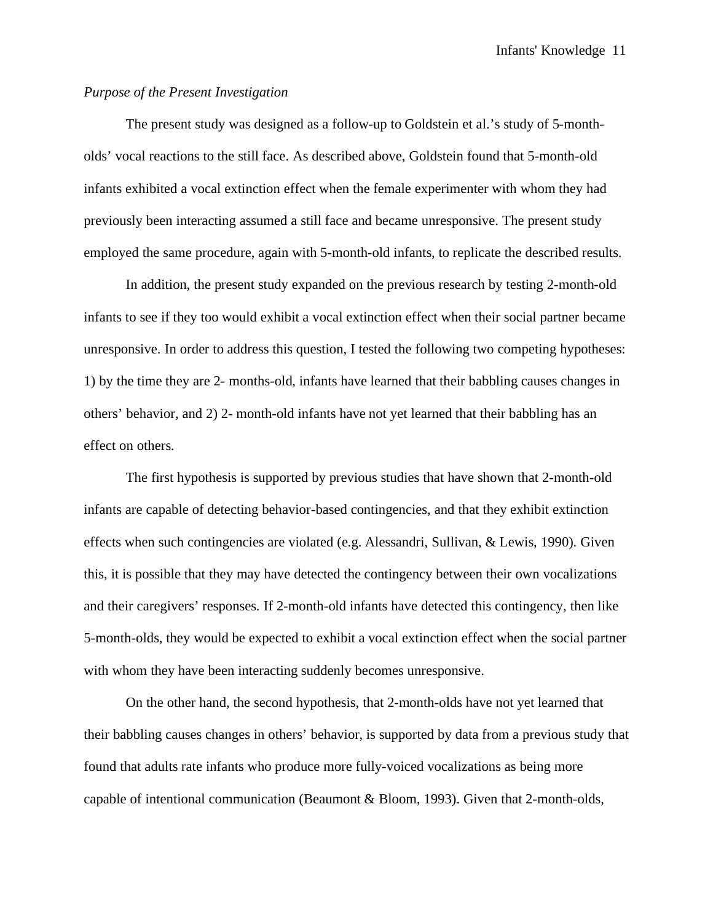*Purpose of the Present Investigation*

The present study was designed as a follow-up to Goldstein et al.'s study of 5-month-olds' vocal reactions to the still face. As described above, Goldstein found that 5-month-old infants exhibited a vocal extinction effect when the female experimenter with whom they had previously been interacting assumed a still face and became unresponsive. The present study employed the same procedure, again with 5-month-old infants, to replicate the described results.

In addition, the present study expanded on the previous research by testing 2-month-old infants to see if they too would exhibit a vocal extinction effect when their social partner became unresponsive. In order to address this question, I tested the following two competing hypotheses: 1) by the time they are 2- months-old, infants have learned that their babbling causes changes in others' behavior, and 2) 2- month-old infants have not yet learned that their babbling has an effect on others.

The first hypothesis is supported by previous studies that have shown that 2-month-old infants are capable of detecting behavior-based contingencies, and that they exhibit extinction effects when such contingencies are violated (e.g. Alessandri, Sullivan, & Lewis, 1990). Given this, it is possible that they may have detected the contingency between their own vocalizations and their caregivers' responses. If 2-month-old infants have detected this contingency, then like 5-month-olds, they would be expected to exhibit a vocal extinction effect when the social partner with whom they have been interacting suddenly becomes unresponsive.

On the other hand, the second hypothesis, that 2-month-olds have not yet learned that their babbling causes changes in others' behavior, is supported by data from a previous study that found that adults rate infants who produce more fully-voiced vocalizations as being more capable of intentional communication (Beaumont & Bloom, 1993). Given that 2-month-olds,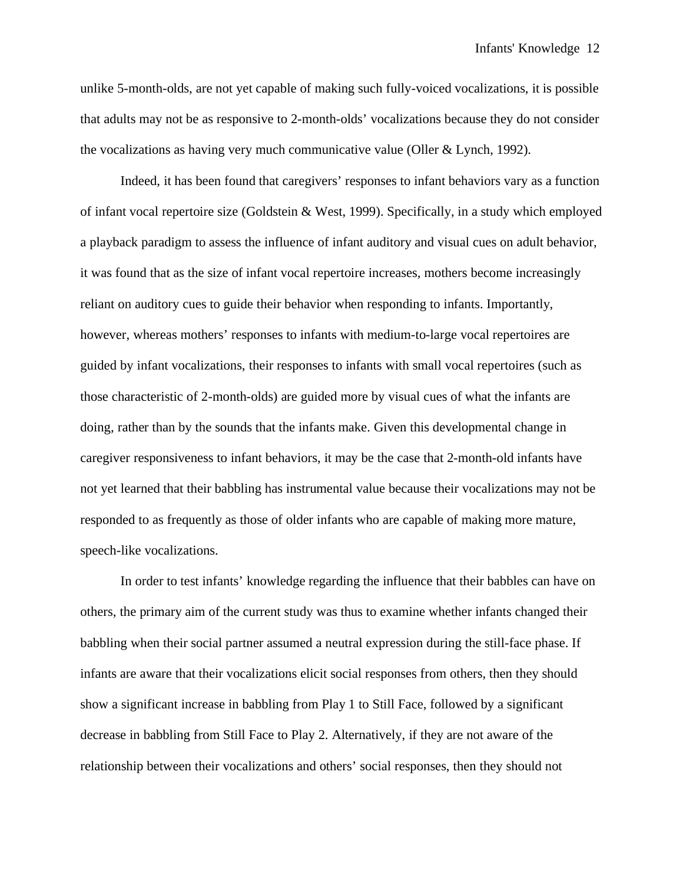unlike 5-month-olds, are not yet capable of making such fully-voiced vocalizations, it is possible that adults may not be as responsive to 2-month-olds' vocalizations because they do not consider the vocalizations as having very much communicative value (Oller & Lynch, 1992).

Indeed, it has been found that caregivers' responses to infant behaviors vary as a function of infant vocal repertoire size (Goldstein & West, 1999). Specifically, in a study which employed a playback paradigm to assess the influence of infant auditory and visual cues on adult behavior, it was found that as the size of infant vocal repertoire increases, mothers become increasingly reliant on auditory cues to guide their behavior when responding to infants. Importantly, however, whereas mothers' responses to infants with medium-to-large vocal repertoires are guided by infant vocalizations, their responses to infants with small vocal repertoires (such as those characteristic of 2-month-olds) are guided more by visual cues of what the infants are doing, rather than by the sounds that the infants make. Given this developmental change in caregiver responsiveness to infant behaviors, it may be the case that 2-month-old infants have not yet learned that their babbling has instrumental value because their vocalizations may not be responded to as frequently as those of older infants who are capable of making more mature, speech-like vocalizations.

In order to test infants' knowledge regarding the influence that their babbles can have on others, the primary aim of the current study was thus to examine whether infants changed their babbling when their social partner assumed a neutral expression during the still-face phase. If infants are aware that their vocalizations elicit social responses from others, then they should show a significant increase in babbling from Play 1 to Still Face, followed by a significant decrease in babbling from Still Face to Play 2. Alternatively, if they are not aware of the relationship between their vocalizations and others' social responses, then they should not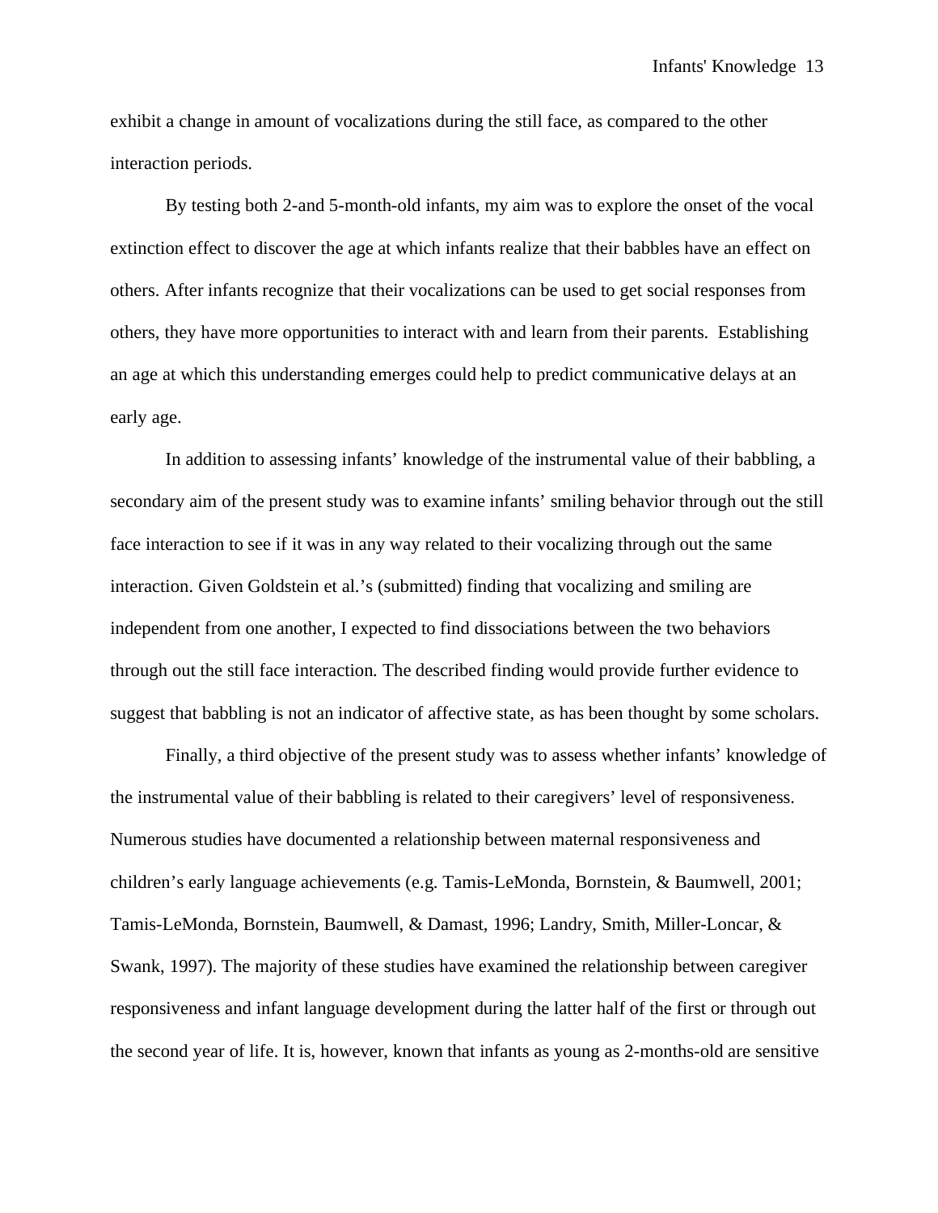exhibit a change in amount of vocalizations during the still face, as compared to the other interaction periods.

By testing both 2-and 5-month-old infants, my aim was to explore the onset of the vocal extinction effect to discover the age at which infants realize that their babbles have an effect on others. After infants recognize that their vocalizations can be used to get social responses from others, they have more opportunities to interact with and learn from their parents. Establishing an age at which this understanding emerges could help to predict communicative delays at an early age.

In addition to assessing infants' knowledge of the instrumental value of their babbling, a secondary aim of the present study was to examine infants' smiling behavior through out the still face interaction to see if it was in any way related to their vocalizing through out the same interaction. Given Goldstein et al.'s (submitted) finding that vocalizing and smiling are independent from one another, I expected to find dissociations between the two behaviors through out the still face interaction. The described finding would provide further evidence to suggest that babbling is not an indicator of affective state, as has been thought by some scholars.

Finally, a third objective of the present study was to assess whether infants' knowledge of the instrumental value of their babbling is related to their caregivers' level of responsiveness. Numerous studies have documented a relationship between maternal responsiveness and children's early language achievements (e.g. Tamis-LeMonda, Bornstein, & Baumwell, 2001; Tamis-LeMonda, Bornstein, Baumwell, & Damast, 1996; Landry, Smith, Miller-Loncar, & Swank, 1997). The majority of these studies have examined the relationship between caregiver responsiveness and infant language development during the latter half of the first or through out the second year of life. It is, however, known that infants as young as 2-months-old are sensitive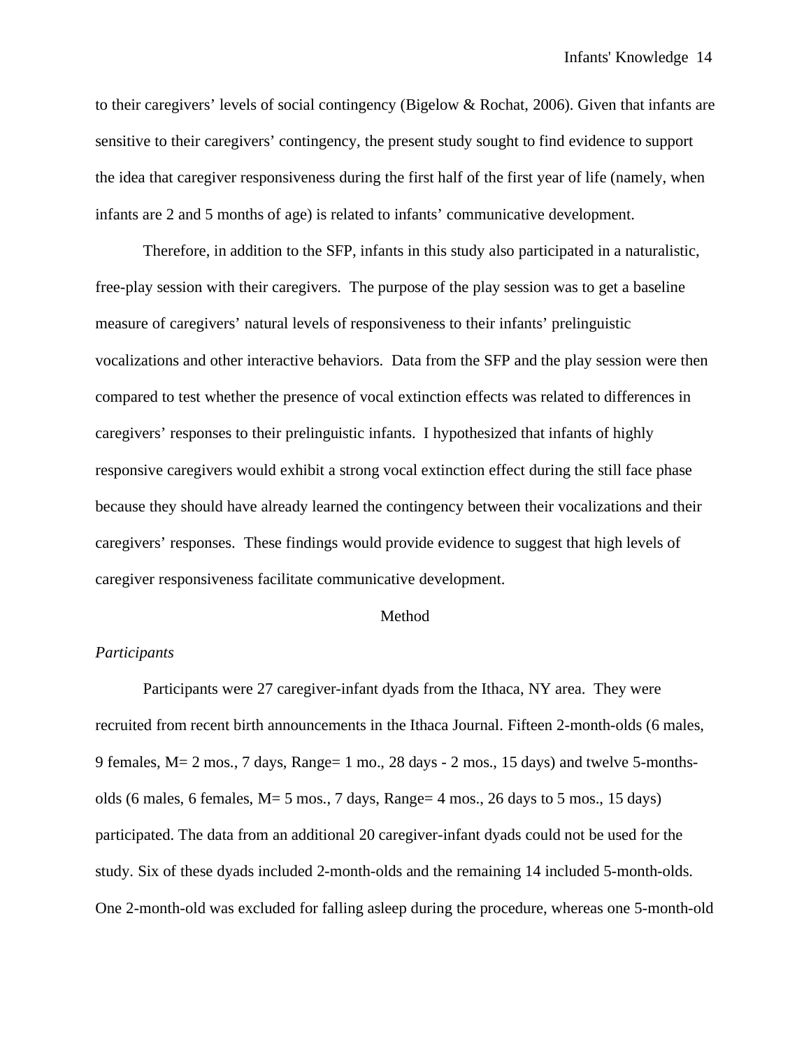to their caregivers' levels of social contingency (Bigelow & Rochat, 2006). Given that infants are sensitive to their caregivers' contingency, the present study sought to find evidence to support the idea that caregiver responsiveness during the first half of the first year of life (namely, when infants are 2 and 5 months of age) is related to infants' communicative development.

Therefore, in addition to the SFP, infants in this study also participated in a naturalistic, free-play session with their caregivers. The purpose of the play session was to get a baseline measure of caregivers' natural levels of responsiveness to their infants' prelinguistic vocalizations and other interactive behaviors. Data from the SFP and the play session were then compared to test whether the presence of vocal extinction effects was related to differences in caregivers' responses to their prelinguistic infants. I hypothesized that infants of highly responsive caregivers would exhibit a strong vocal extinction effect during the still face phase because they should have already learned the contingency between their vocalizations and their caregivers' responses. These findings would provide evidence to suggest that high levels of caregiver responsiveness facilitate communicative development.

# Method

## *Participants*

Participants were 27 caregiver-infant dyads from the Ithaca, NY area. They were recruited from recent birth announcements in the Ithaca Journal. Fifteen 2-month-olds (6 males, 9 females, M= 2 mos., 7 days, Range= 1 mo., 28 days - 2 mos., 15 days) and twelve 5-months-olds (6 males, 6 females, M= 5 mos., 7 days, Range= 4 mos., 26 days to 5 mos., 15 days) participated. The data from an additional 20 caregiver-infant dyads could not be used for the study. Six of these dyads included 2-month-olds and the remaining 14 included 5-month-olds. One 2-month-old was excluded for falling asleep during the procedure, whereas one 5-month-old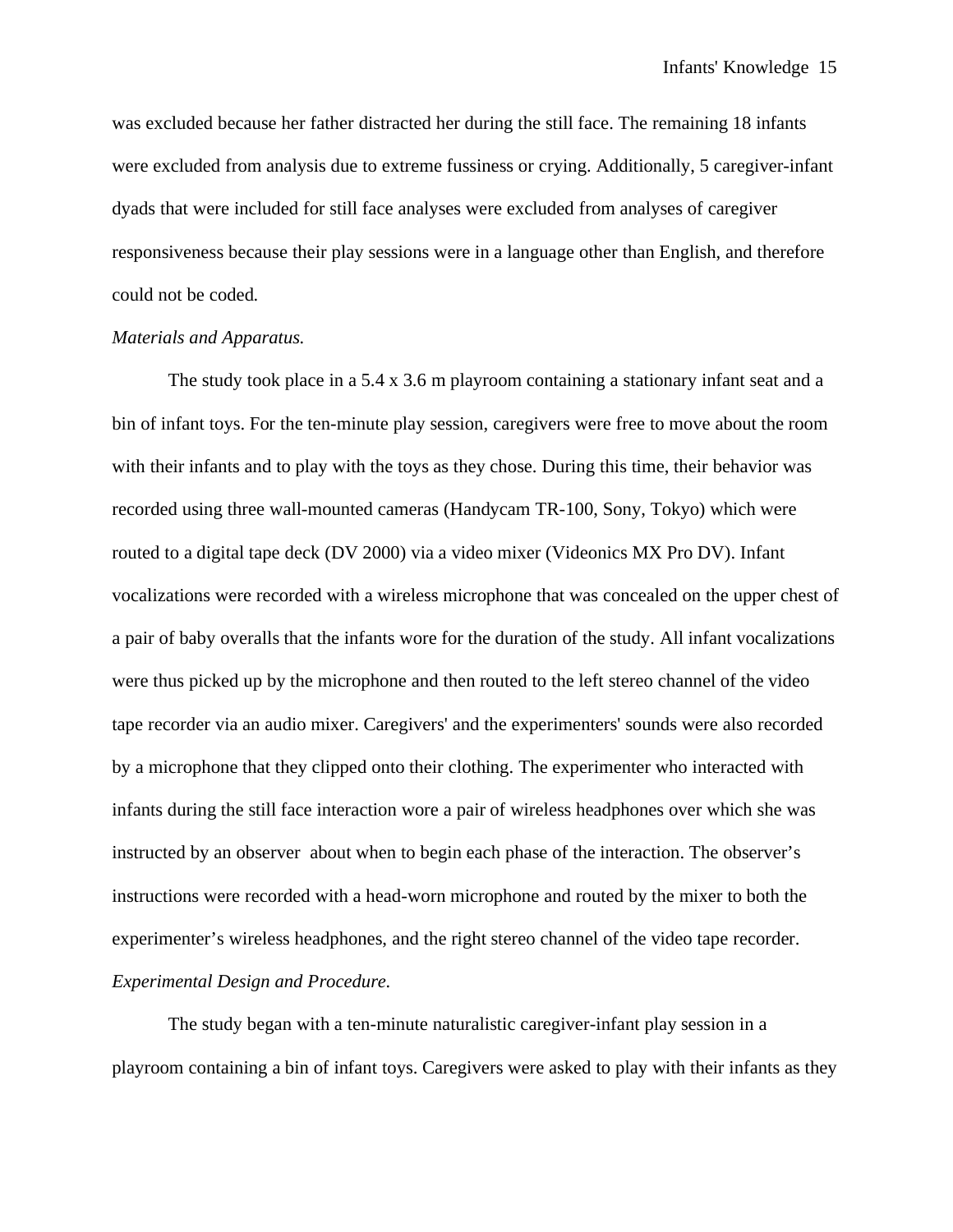was excluded because her father distracted her during the still face. The remaining 18 infants were excluded from analysis due to extreme fussiness or crying. Additionally, 5 caregiver-infant dyads that were included for still face analyses were excluded from analyses of caregiver responsiveness because their play sessions were in a language other than English, and therefore could not be coded.

*Materials and Apparatus.*

The study took place in a 5.4 x 3.6 m playroom containing a stationary infant seat and a bin of infant toys. For the ten-minute play session, caregivers were free to move about the room with their infants and to play with the toys as they chose. During this time, their behavior was recorded using three wall-mounted cameras (Handycam TR-100, Sony, Tokyo) which were routed to a digital tape deck (DV 2000) via a video mixer (Videonics MX Pro DV). Infant vocalizations were recorded with a wireless microphone that was concealed on the upper chest of a pair of baby overalls that the infants wore for the duration of the study. All infant vocalizations were thus picked up by the microphone and then routed to the left stereo channel of the video tape recorder via an audio mixer. Caregivers' and the experimenters' sounds were also recorded by a microphone that they clipped onto their clothing. The experimenter who interacted with infants during the still face interaction wore a pair of wireless headphones over which she was instructed by an observer about when to begin each phase of the interaction. The observer's instructions were recorded with a head-worn microphone and routed by the mixer to both the experimenter's wireless headphones, and the right stereo channel of the video tape recorder.

*Experimental Design and Procedure.*

The study began with a ten-minute naturalistic caregiver-infant play session in a playroom containing a bin of infant toys. Caregivers were asked to play with their infants as they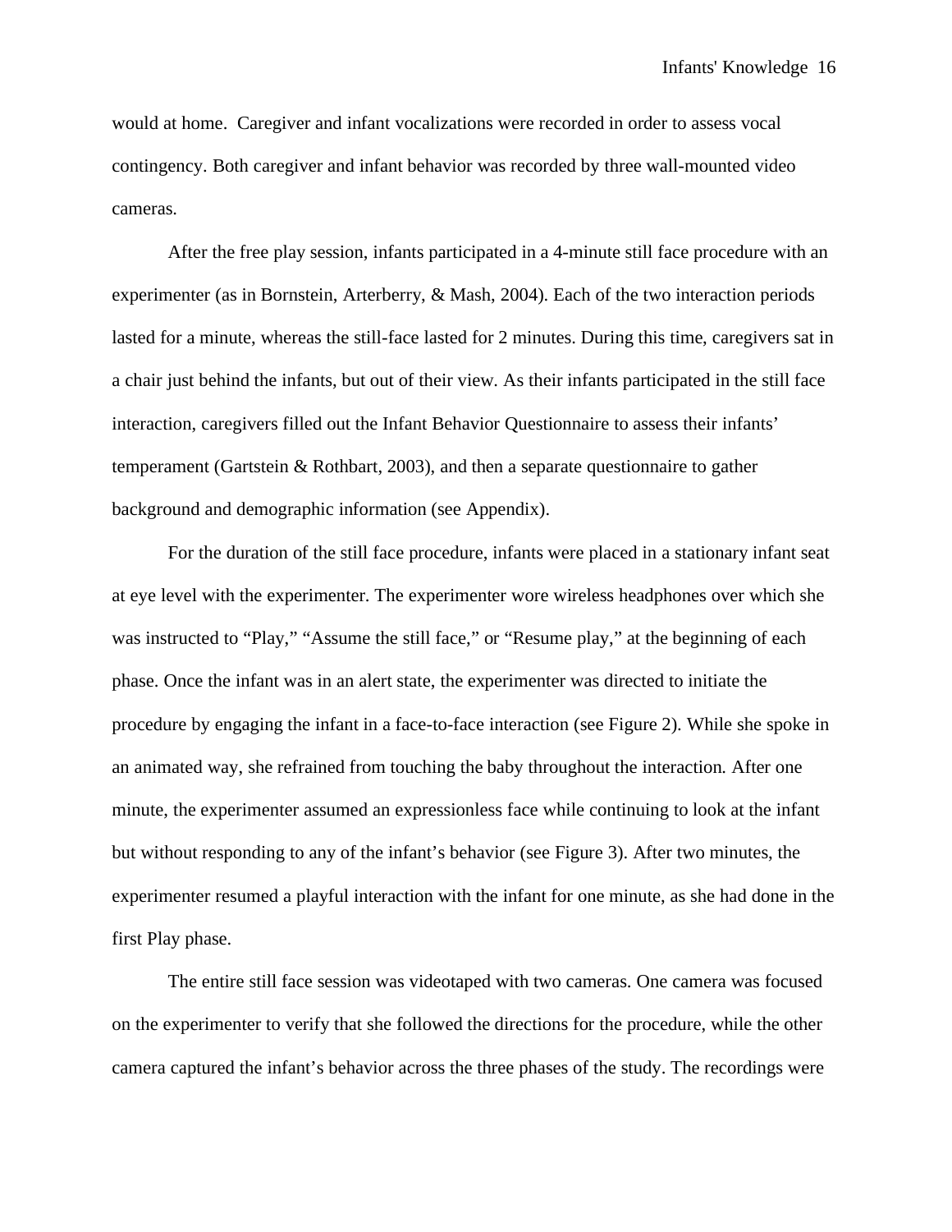would at home.  Caregiver and infant vocalizations were recorded in order to assess vocal contingency. Both caregiver and infant behavior was recorded by three wall-mounted video cameras.

After the free play session, infants participated in a 4-minute still face procedure with an experimenter (as in Bornstein, Arterberry, & Mash, 2004). Each of the two interaction periods lasted for a minute, whereas the still-face lasted for 2 minutes. During this time, caregivers sat in a chair just behind the infants, but out of their view. As their infants participated in the still face interaction, caregivers filled out the Infant Behavior Questionnaire to assess their infants' temperament (Gartstein & Rothbart, 2003), and then a separate questionnaire to gather background and demographic information (see Appendix).

For the duration of the still face procedure, infants were placed in a stationary infant seat at eye level with the experimenter. The experimenter wore wireless headphones over which she was instructed to "Play," "Assume the still face," or "Resume play," at the beginning of each phase. Once the infant was in an alert state, the experimenter was directed to initiate the procedure by engaging the infant in a face-to-face interaction (see Figure 2). While she spoke in an animated way, she refrained from touching the baby throughout the interaction. After one minute, the experimenter assumed an expressionless face while continuing to look at the infant but without responding to any of the infant's behavior (see Figure 3). After two minutes, the experimenter resumed a playful interaction with the infant for one minute, as she had done in the first Play phase.

The entire still face session was videotaped with two cameras. One camera was focused on the experimenter to verify that she followed the directions for the procedure, while the other camera captured the infant's behavior across the three phases of the study. The recordings were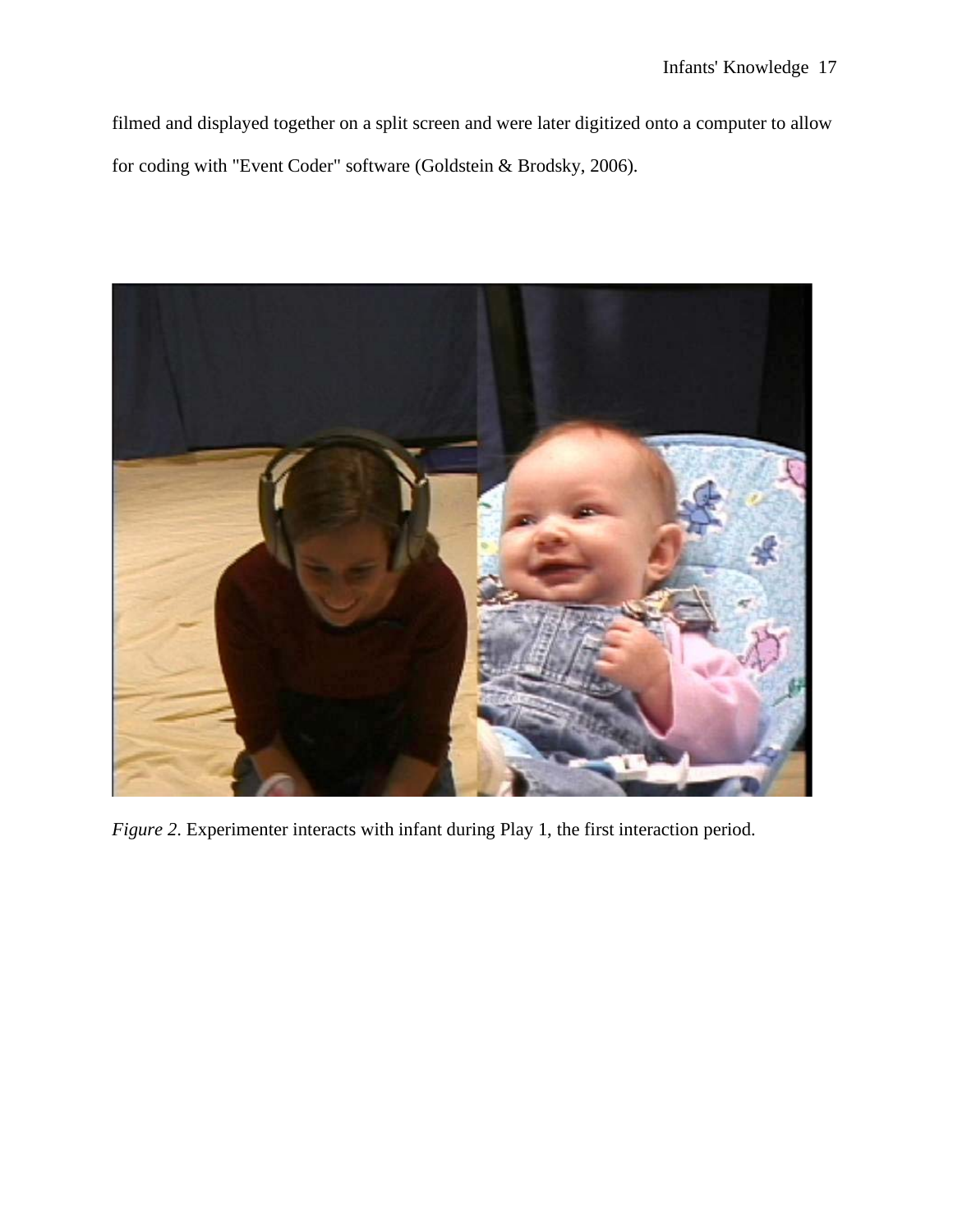filmed and displayed together on a split screen and were later digitized onto a computer to allow for coding with "Event Coder" software (Goldstein & Brodsky, 2006).

*Figure 2*. Experimenter interacts with infant during Play 1, the first interaction period.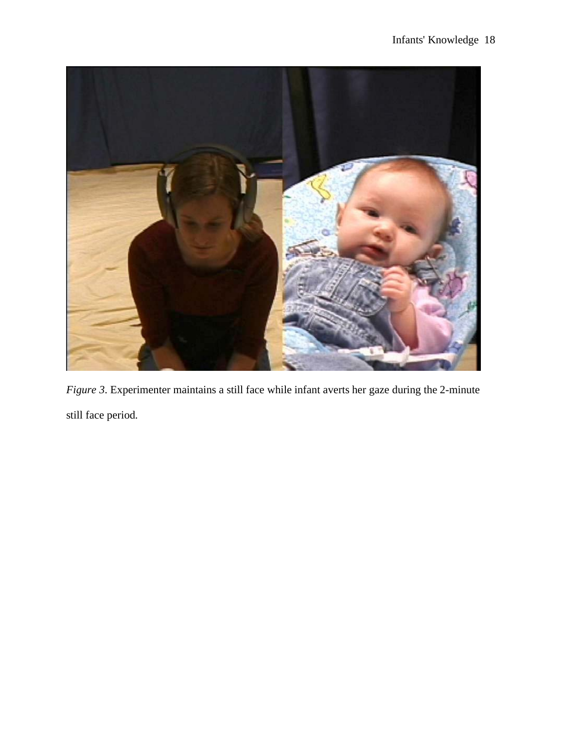*Figure 3*. Experimenter maintains a still face while infant averts her gaze during the 2-minute still face period.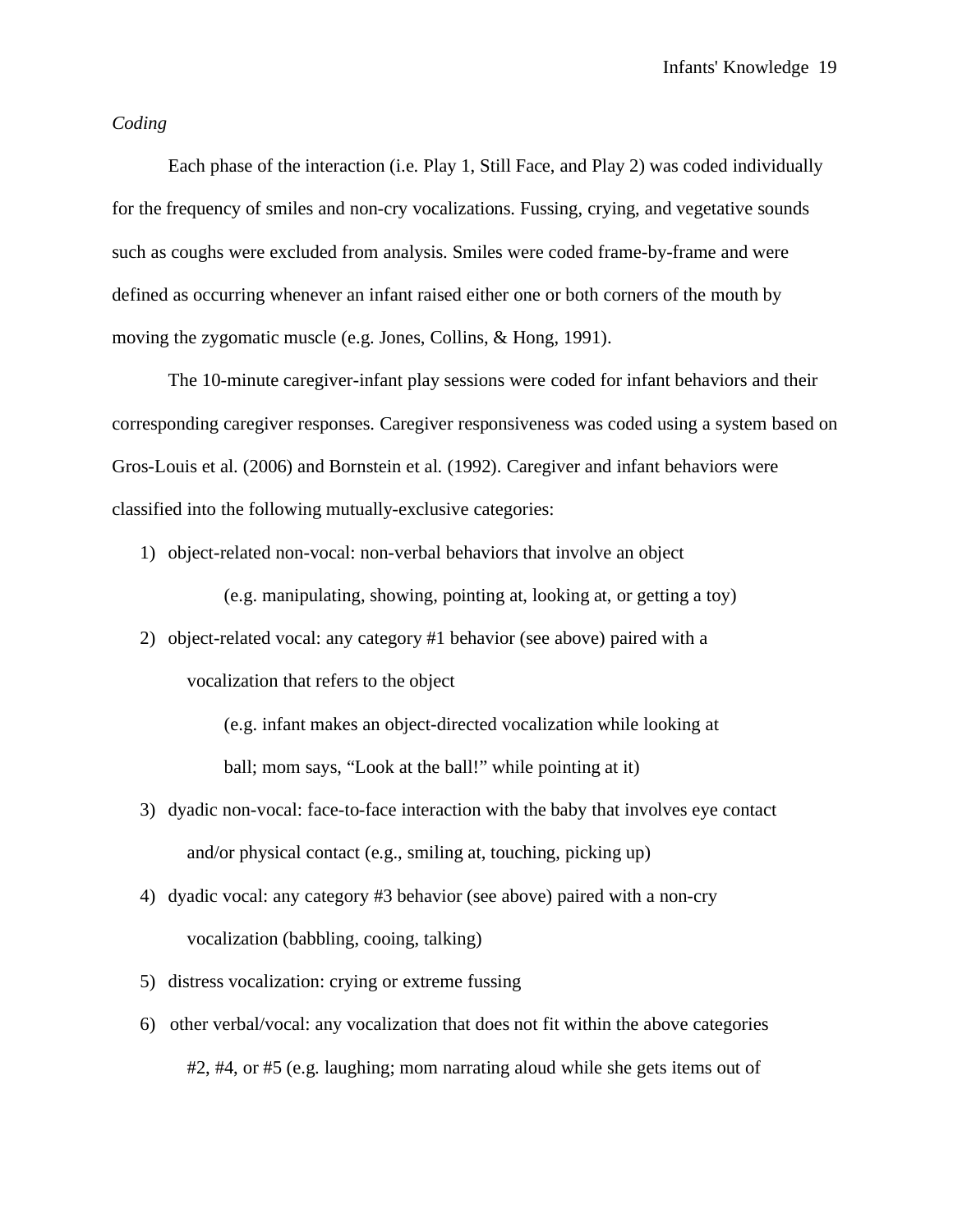*Coding*

Each phase of the interaction (i.e. Play 1, Still Face, and Play 2) was coded individually for the frequency of smiles and non-cry vocalizations. Fussing, crying, and vegetative sounds such as coughs were excluded from analysis. Smiles were coded frame-by-frame and were defined as occurring whenever an infant raised either one or both corners of the mouth by moving the zygomatic muscle (e.g. Jones, Collins, & Hong, 1991).

The 10-minute caregiver-infant play sessions were coded for infant behaviors and their corresponding caregiver responses. Caregiver responsiveness was coded using a system based on Gros-Louis et al. (2006) and Bornstein et al. (1992). Caregiver and infant behaviors were classified into the following mutually-exclusive categories:

1) object-related non-vocal: non-verbal behaviors that involve an object
   (e.g. manipulating, showing, pointing at, looking at, or getting a toy)
2) object-related vocal: any category #1 behavior (see above) paired with a vocalization that refers to the object
   (e.g. infant makes an object-directed vocalization while looking at ball; mom says, "Look at the ball!" while pointing at it)
3) dyadic non-vocal: face-to-face interaction with the baby that involves eye contact and/or physical contact (e.g., smiling at, touching, picking up)
4) dyadic vocal: any category #3 behavior (see above) paired with a non-cry vocalization (babbling, cooing, talking)
5) distress vocalization: crying or extreme fussing
6) other verbal/vocal: any vocalization that does not fit within the above categories #2, #4, or #5 (e.g. laughing; mom narrating aloud while she gets items out of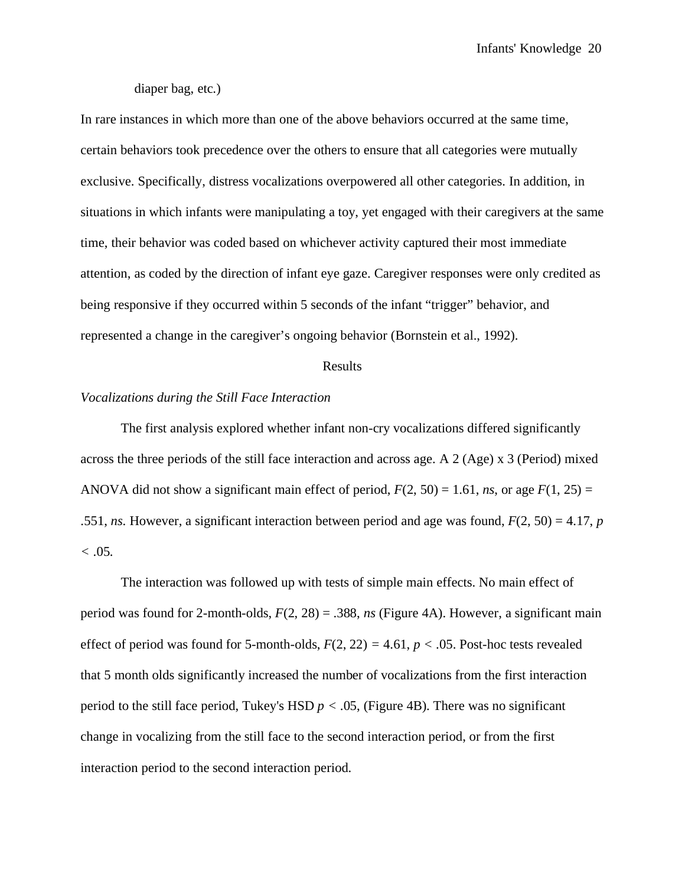diaper bag, etc.)

In rare instances in which more than one of the above behaviors occurred at the same time, certain behaviors took precedence over the others to ensure that all categories were mutually exclusive. Specifically, distress vocalizations overpowered all other categories. In addition, in situations in which infants were manipulating a toy, yet engaged with their caregivers at the same time, their behavior was coded based on whichever activity captured their most immediate attention, as coded by the direction of infant eye gaze. Caregiver responses were only credited as being responsive if they occurred within 5 seconds of the infant "trigger" behavior, and represented a change in the caregiver's ongoing behavior (Bornstein et al., 1992).

## Results

### *Vocalizations during the Still Face Interaction*

The first analysis explored whether infant non-cry vocalizations differed significantly across the three periods of the still face interaction and across age. A 2 (Age) x 3 (Period) mixed ANOVA did not show a significant main effect of period, $F(2, 50) = 1.61$, *ns*, or age $F(1, 25) = .551$, *ns*. However, a significant interaction between period and age was found, $F(2, 50) = 4.17$, $p < .05$.

The interaction was followed up with tests of simple main effects. No main effect of period was found for 2-month-olds, $F(2, 28) = .388$, *ns* (Figure 4A). However, a significant main effect of period was found for 5-month-olds, $F(2, 22) = 4.61$, $p < .05$. Post-hoc tests revealed that 5 month olds significantly increased the number of vocalizations from the first interaction period to the still face period, Tukey's HSD $p < .05$, (Figure 4B). There was no significant change in vocalizing from the still face to the second interaction period, or from the first interaction period to the second interaction period.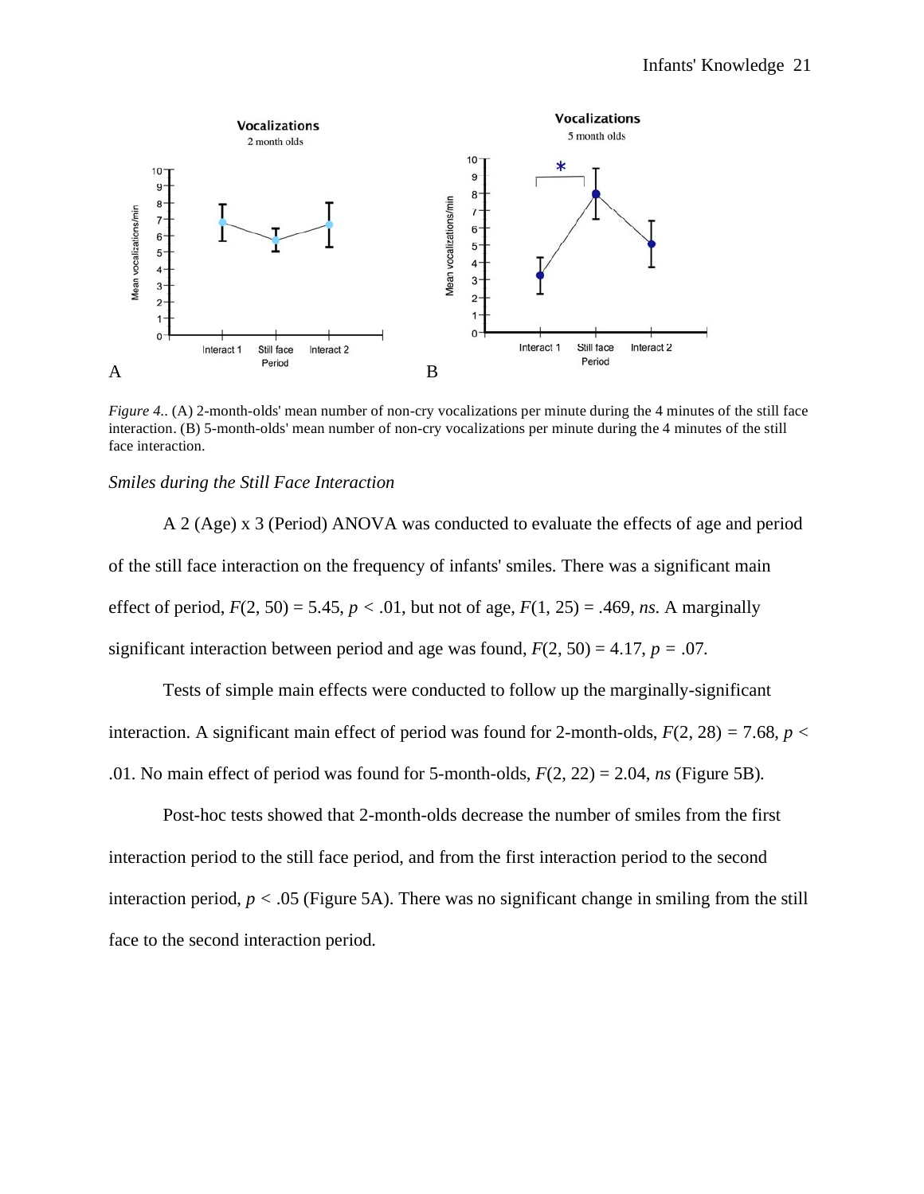A B

*Figure 4.*. (A) 2-month-olds' mean number of non-cry vocalizations per minute during the 4 minutes of the still face interaction. (B) 5-month-olds' mean number of non-cry vocalizations per minute during the 4 minutes of the still face interaction.

### *Smiles during the Still Face Interaction*

A 2 (Age) x 3 (Period) ANOVA was conducted to evaluate the effects of age and period of the still face interaction on the frequency of infants' smiles. There was a significant main effect of period, $F(2, 50) = 5.45$, $p < .01$, but not of age, $F(1, 25) = .469$, *ns*. A marginally significant interaction between period and age was found, $F(2, 50) = 4.17$, $p = .07$.

Tests of simple main effects were conducted to follow up the marginally-significant interaction. A significant main effect of period was found for 2-month-olds, $F(2, 28) = 7.68$, $p < .01$. No main effect of period was found for 5-month-olds, $F(2, 22) = 2.04$, *ns* (Figure 5B).

Post-hoc tests showed that 2-month-olds decrease the number of smiles from the first interaction period to the still face period, and from the first interaction period to the second interaction period, $p < .05$ (Figure 5A). There was no significant change in smiling from the still face to the second interaction period.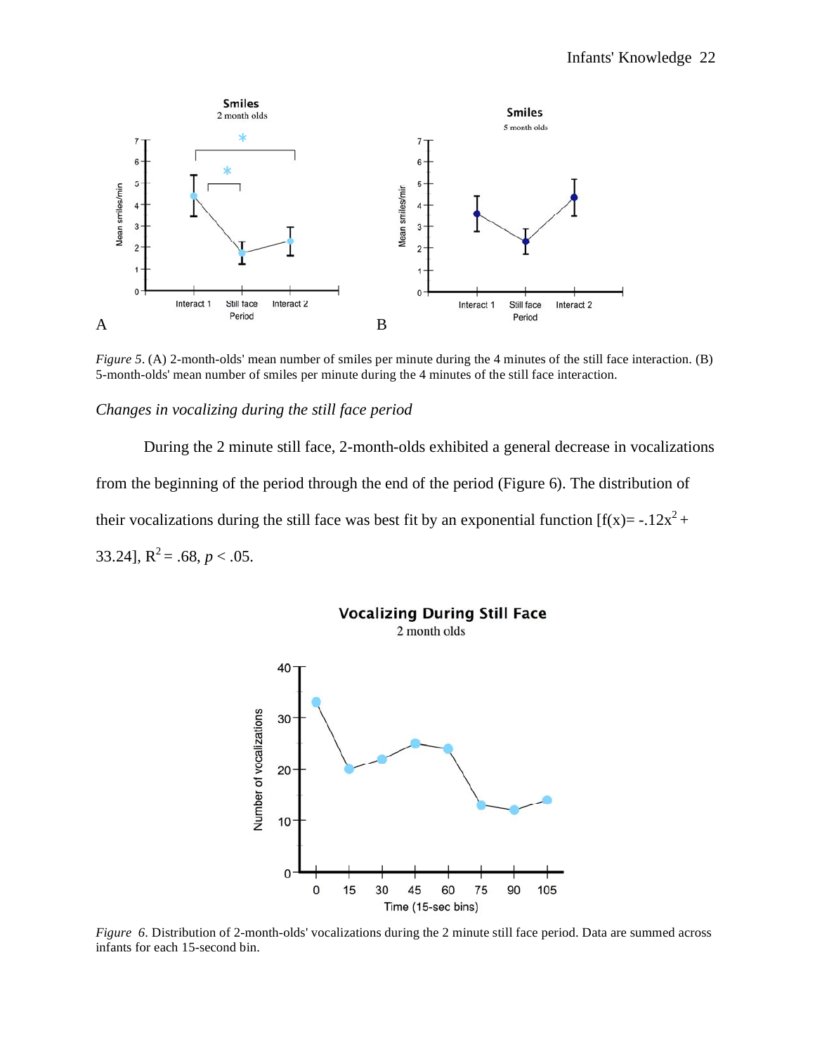*Figure 5*. (A) 2-month-olds' mean number of smiles per minute during the 4 minutes of the still face interaction. (B) 5-month-olds' mean number of smiles per minute during the 4 minutes of the still face interaction.

*Changes in vocalizing during the still face period*

During the 2 minute still face, 2-month-olds exhibited a general decrease in vocalizations from the beginning of the period through the end of the period (Figure 6). The distribution of their vocalizations during the still face was best fit by an exponential function [$f(x) = -.12x^2 + 33.24$], $R^2 = .68$, $p < .05$.

*Figure 6*. Distribution of 2-month-olds' vocalizations during the 2 minute still face period. Data are summed across infants for each 15-second bin.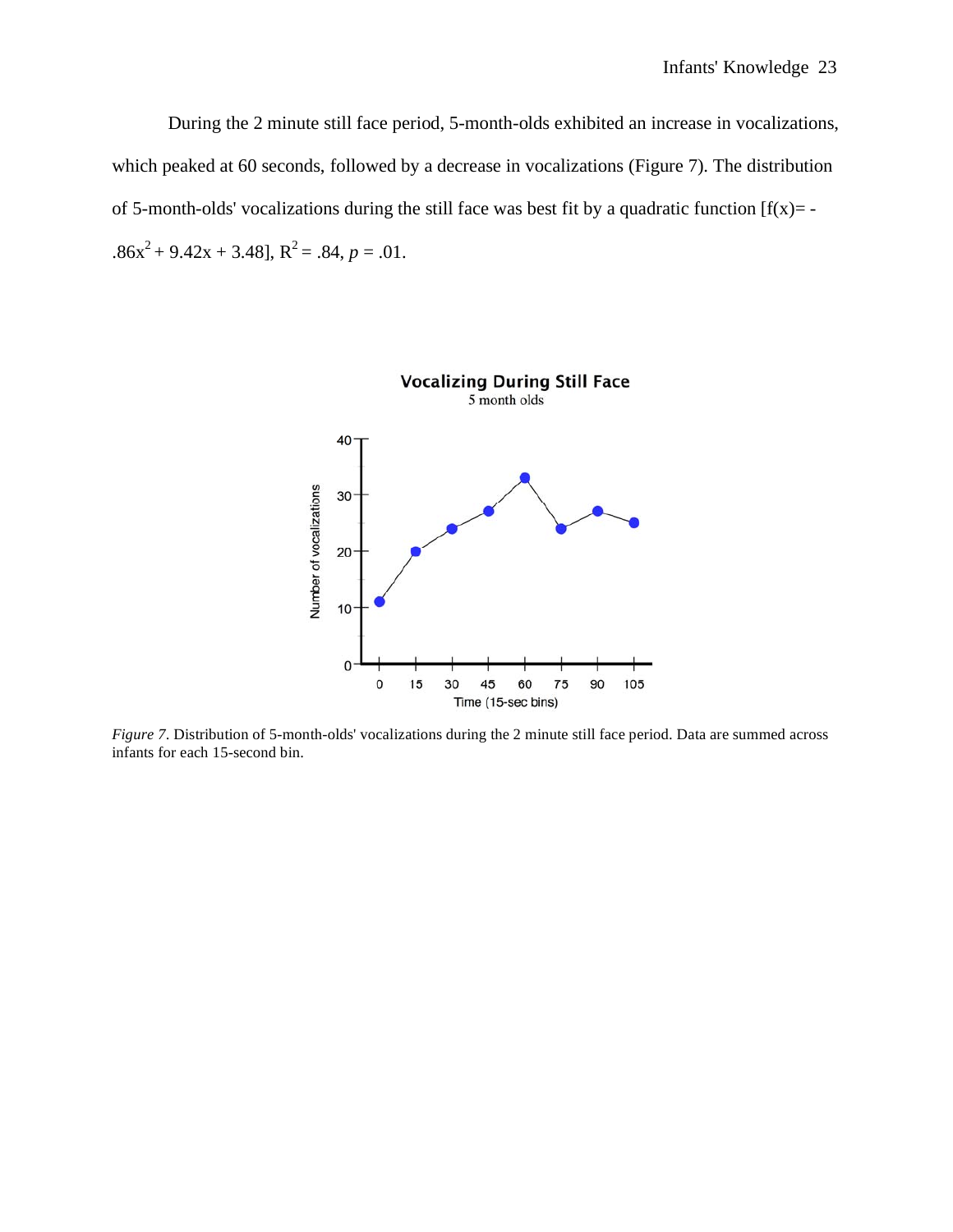During the 2 minute still face period, 5-month-olds exhibited an increase in vocalizations, which peaked at 60 seconds, followed by a decrease in vocalizations (Figure 7). The distribution of 5-month-olds' vocalizations during the still face was best fit by a quadratic function [$f(x) = -.86x^2 + 9.42x + 3.48$], $R^2 = .84$, $p = .01$.

*Figure 7*. Distribution of 5-month-olds' vocalizations during the 2 minute still face period. Data are summed across infants for each 15-second bin.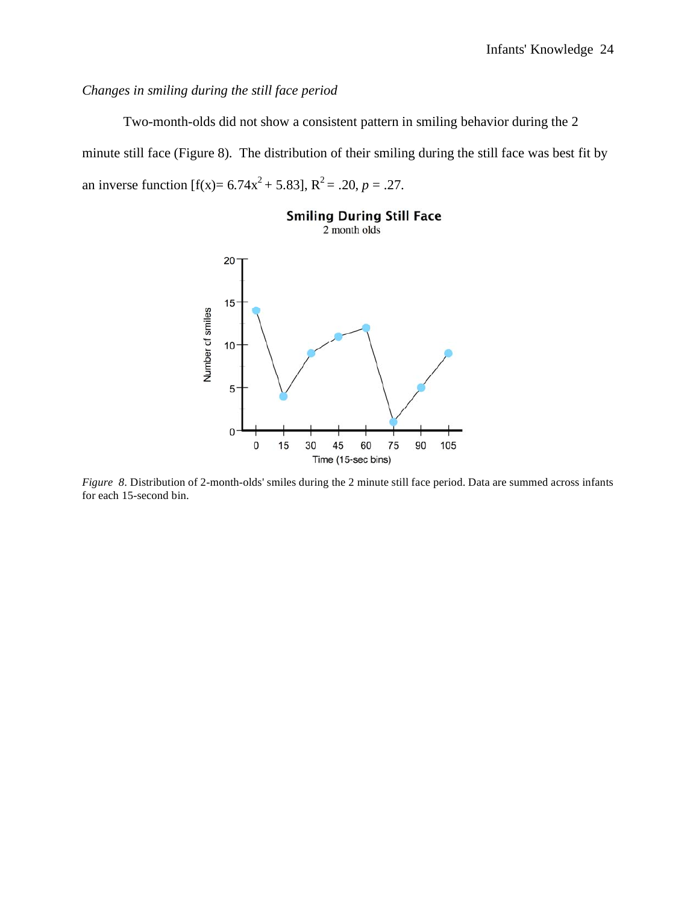*Changes in smiling during the still face period*

Two-month-olds did not show a consistent pattern in smiling behavior during the 2 minute still face (Figure 8). The distribution of their smiling during the still face was best fit by an inverse function [$f(x)= 6.74x^2 + 5.83$], $R^2 = .20$, $p = .27$.

*Figure 8*. Distribution of 2-month-olds' smiles during the 2 minute still face period. Data are summed across infants for each 15-second bin.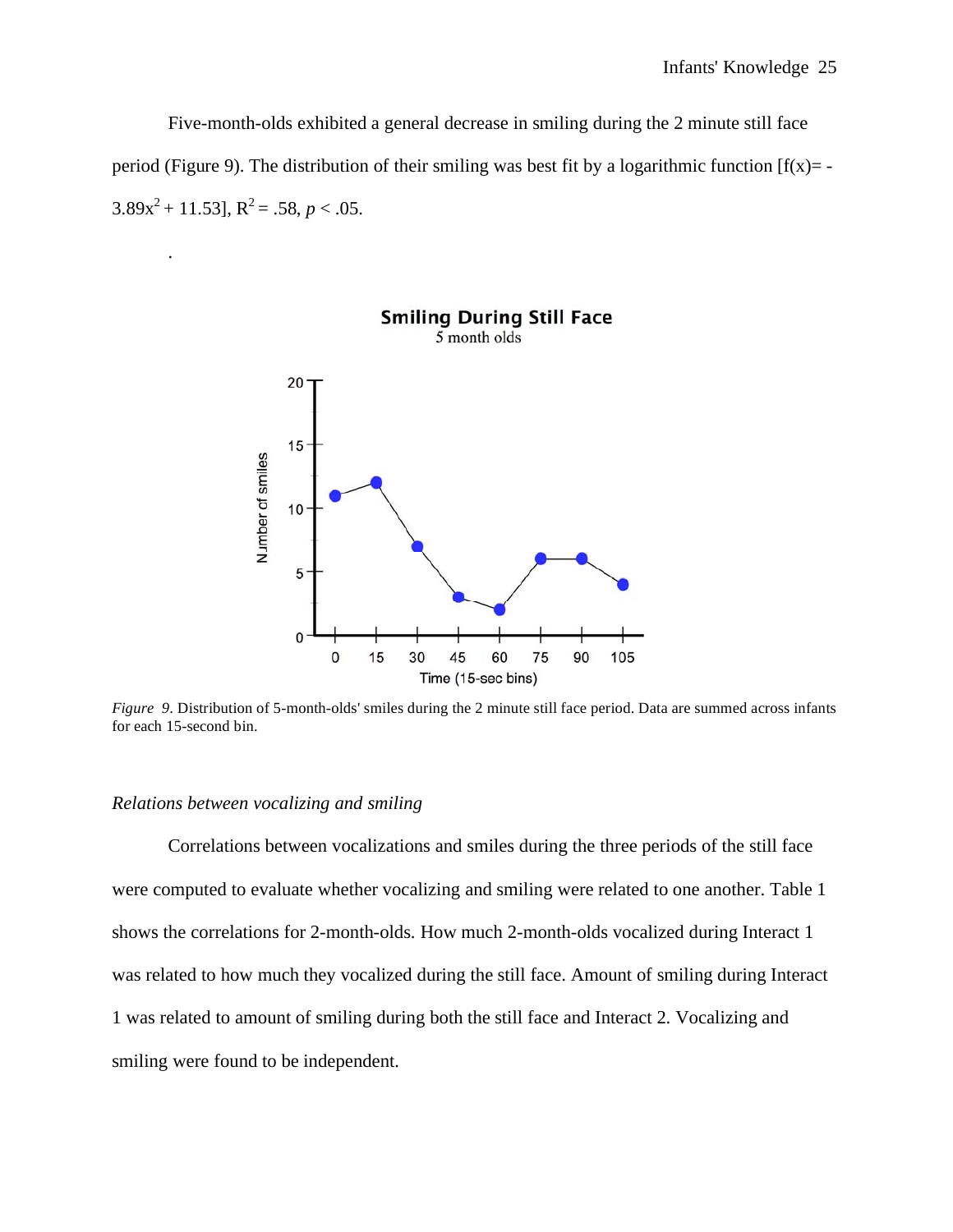Five-month-olds exhibited a general decrease in smiling during the 2 minute still face period (Figure 9). The distribution of their smiling was best fit by a logarithmic function [$f(x) = -3.89x^2 + 11.53$], $R^2 = .58$, $p < .05$.

.

*Figure 9*. Distribution of 5-month-olds' smiles during the 2 minute still face period. Data are summed across infants for each 15-second bin.

*Relations between vocalizing and smiling*

Correlations between vocalizations and smiles during the three periods of the still face were computed to evaluate whether vocalizing and smiling were related to one another. Table 1 shows the correlations for 2-month-olds. How much 2-month-olds vocalized during Interact 1 was related to how much they vocalized during the still face. Amount of smiling during Interact 1 was related to amount of smiling during both the still face and Interact 2. Vocalizing and smiling were found to be independent.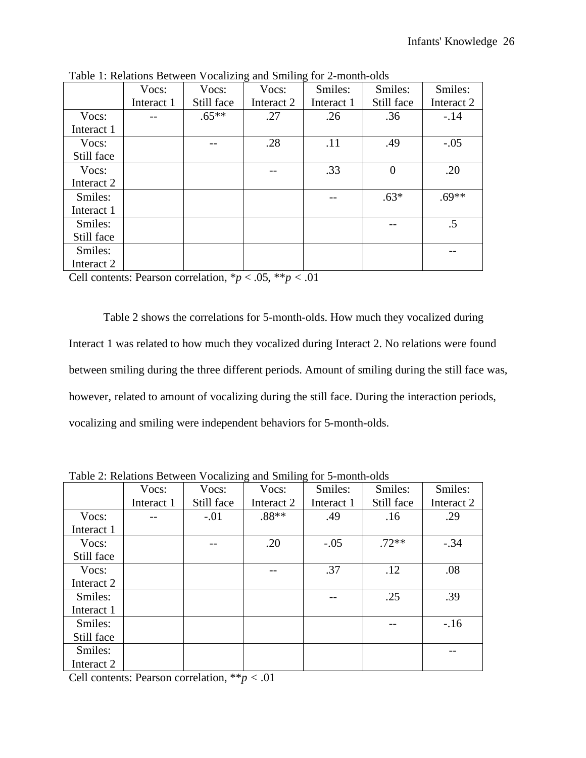Table 1: Relations Between Vocalizing and Smiling for 2-month-olds

| | Vocs: Interact 1 | Vocs: Still face | Vocs: Interact 2 | Smiles: Interact 1 | Smiles: Still face | Smiles: Interact 2 |
|---|---|---|---|---|---|---|
| Vocs: Interact 1 | -- | .65** | .27 | .26 | .36 | -.14 |
| Vocs: Still face | | -- | .28 | .11 | .49 | -.05 |
| Vocs: Interact 2 | | | -- | .33 | 0 | .20 |
| Smiles: Interact 1 | | | | -- | .63* | .69** |
| Smiles: Still face | | | | | -- | .5 |
| Smiles: Interact 2 | | | | | | -- |

Cell contents: Pearson correlation, \**p* < .05, \*\**p* < .01

Table 2 shows the correlations for 5-month-olds. How much they vocalized during Interact 1 was related to how much they vocalized during Interact 2. No relations were found between smiling during the three different periods. Amount of smiling during the still face was, however, related to amount of vocalizing during the still face. During the interaction periods, vocalizing and smiling were independent behaviors for 5-month-olds.

Table 2: Relations Between Vocalizing and Smiling for 5-month-olds

| | Vocs: Interact 1 | Vocs: Still face | Vocs: Interact 2 | Smiles: Interact 1 | Smiles: Still face | Smiles: Interact 2 |
|---|---|---|---|---|---|---|
| Vocs: Interact 1 | -- | -.01 | .88** | .49 | .16 | .29 |
| Vocs: Still face | | -- | .20 | -.05 | .72** | -.34 |
| Vocs: Interact 2 | | | -- | .37 | .12 | .08 |
| Smiles: Interact 1 | | | | -- | .25 | .39 |
| Smiles: Still face | | | | | -- | -.16 |
| Smiles: Interact 2 | | | | | | -- |

Cell contents: Pearson correlation, \*\**p* < .01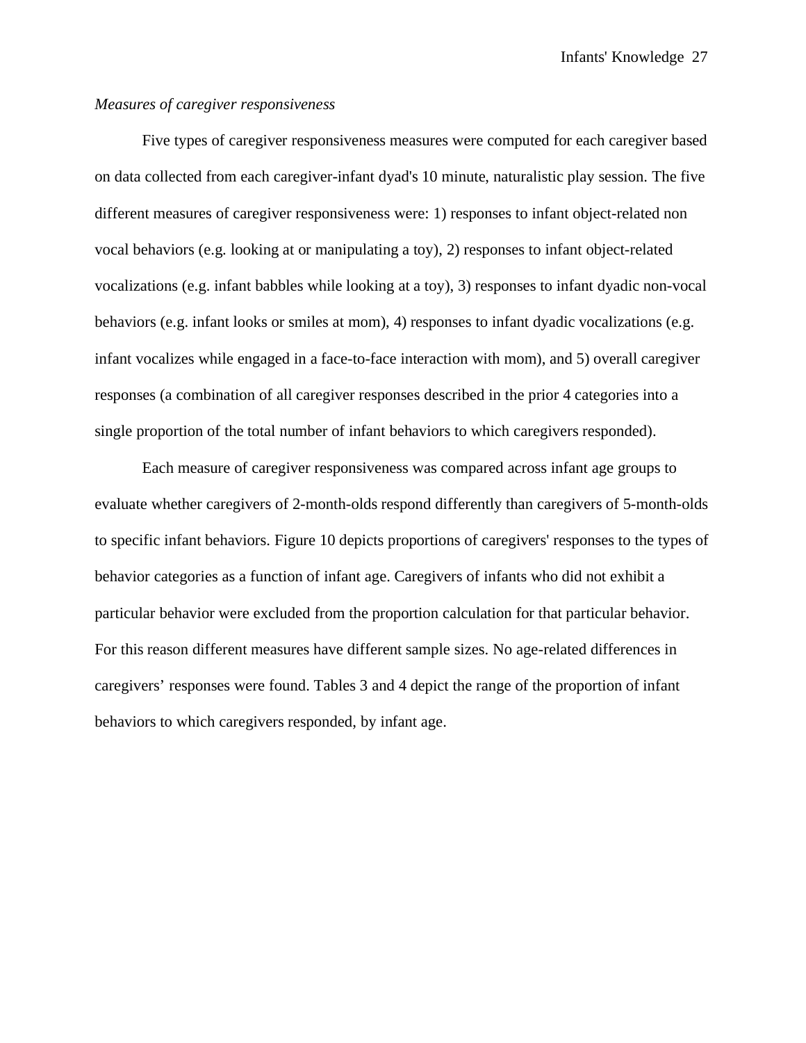*Measures of caregiver responsiveness*

Five types of caregiver responsiveness measures were computed for each caregiver based on data collected from each caregiver-infant dyad's 10 minute, naturalistic play session. The five different measures of caregiver responsiveness were: 1) responses to infant object-related non vocal behaviors (e.g. looking at or manipulating a toy), 2) responses to infant object-related vocalizations (e.g. infant babbles while looking at a toy), 3) responses to infant dyadic non-vocal behaviors (e.g. infant looks or smiles at mom), 4) responses to infant dyadic vocalizations (e.g. infant vocalizes while engaged in a face-to-face interaction with mom), and 5) overall caregiver responses (a combination of all caregiver responses described in the prior 4 categories into a single proportion of the total number of infant behaviors to which caregivers responded).

Each measure of caregiver responsiveness was compared across infant age groups to evaluate whether caregivers of 2-month-olds respond differently than caregivers of 5-month-olds to specific infant behaviors. Figure 10 depicts proportions of caregivers' responses to the types of behavior categories as a function of infant age. Caregivers of infants who did not exhibit a particular behavior were excluded from the proportion calculation for that particular behavior. For this reason different measures have different sample sizes. No age-related differences in caregivers' responses were found. Tables 3 and 4 depict the range of the proportion of infant behaviors to which caregivers responded, by infant age.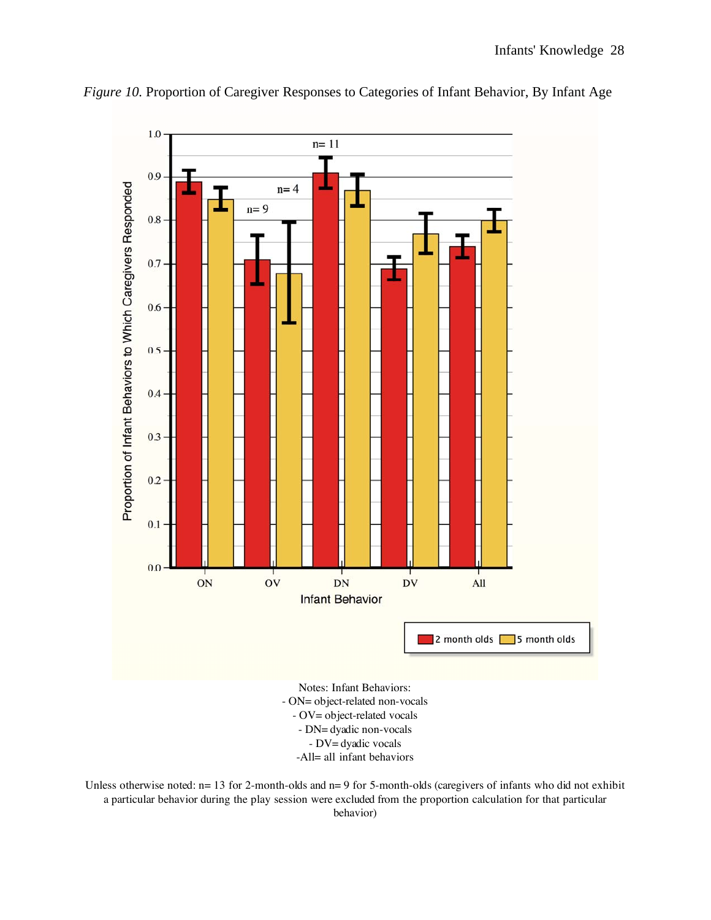*Figure 10.* Proportion of Caregiver Responses to Categories of Infant Behavior, By Infant Age

Notes: Infant Behaviors:
- ON= object-related non-vocals
- OV= object-related vocals
- DN= dyadic non-vocals
- DV= dyadic vocals
- All= all infant behaviors

Unless otherwise noted: n= 13 for 2-month-olds and n= 9 for 5-month-olds (caregivers of infants who did not exhibit a particular behavior during the play session were excluded from the proportion calculation for that particular behavior)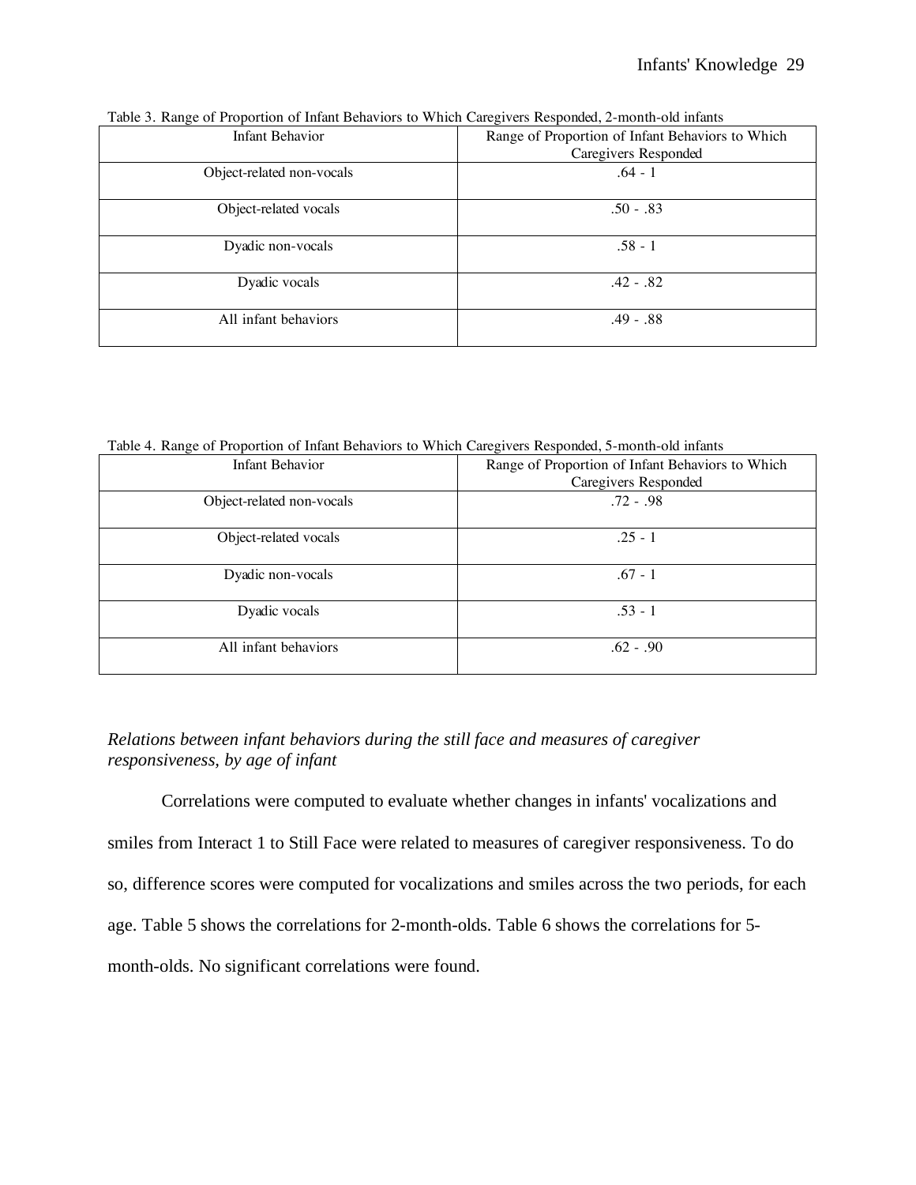Table 3. Range of Proportion of Infant Behaviors to Which Caregivers Responded, 2-month-old infants

| Infant Behavior | Range of Proportion of Infant Behaviors to Which Caregivers Responded |
|---|---|
| Object-related non-vocals | .64 - 1 |
| Object-related vocals | .50 - .83 |
| Dyadic non-vocals | .58 - 1 |
| Dyadic vocals | .42 - .82 |
| All infant behaviors | .49 - .88 |

Table 4. Range of Proportion of Infant Behaviors to Which Caregivers Responded, 5-month-old infants

| Infant Behavior | Range of Proportion of Infant Behaviors to Which Caregivers Responded |
|---|---|
| Object-related non-vocals | .72 - .98 |
| Object-related vocals | .25 - 1 |
| Dyadic non-vocals | .67 - 1 |
| Dyadic vocals | .53 - 1 |
| All infant behaviors | .62 - .90 |

*Relations between infant behaviors during the still face and measures of caregiver responsiveness, by age of infant*

Correlations were computed to evaluate whether changes in infants' vocalizations and smiles from Interact 1 to Still Face were related to measures of caregiver responsiveness. To do so, difference scores were computed for vocalizations and smiles across the two periods, for each age. Table 5 shows the correlations for 2-month-olds. Table 6 shows the correlations for 5-month-olds. No significant correlations were found.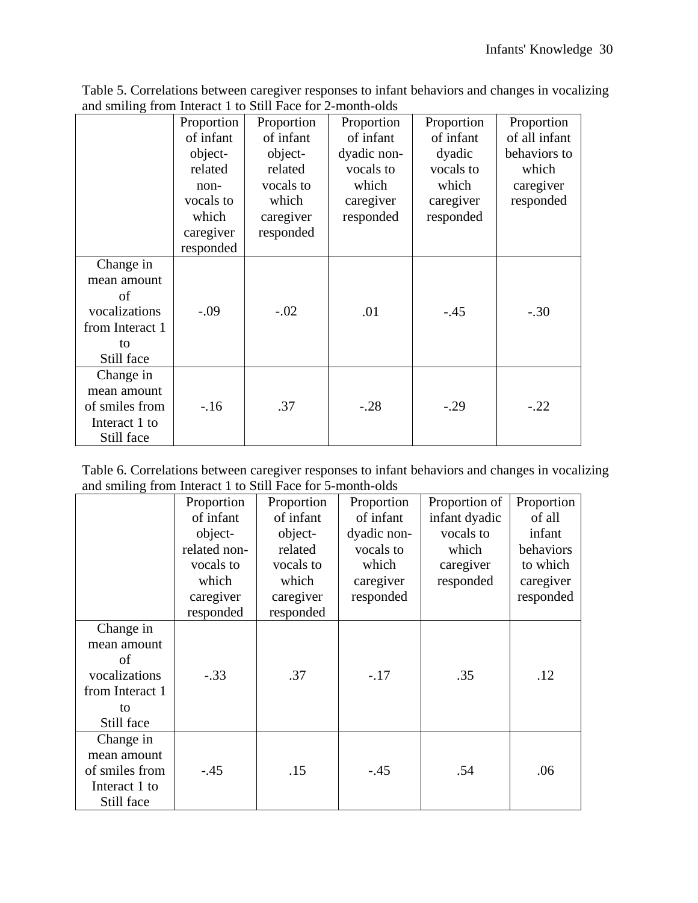Table 5. Correlations between caregiver responses to infant behaviors and changes in vocalizing and smiling from Interact 1 to Still Face for 2-month-olds

| | Proportion of infant object-related non-vocals to which caregiver responded | Proportion of infant object-related vocals to which caregiver responded | Proportion of infant dyadic non-vocals to which caregiver responded | Proportion of infant dyadic vocals to which caregiver responded | Proportion of all infant behaviors to which caregiver responded |
|---|---|---|---|---|---|
| Change in mean amount of vocalizations from Interact 1 to Still face | -.09 | -.02 | .01 | -.45 | -.30 |
| Change in mean amount of smiles from Interact 1 to Still face | -.16 | .37 | -.28 | -.29 | -.22 |

Table 6. Correlations between caregiver responses to infant behaviors and changes in vocalizing and smiling from Interact 1 to Still Face for 5-month-olds

| | Proportion of infant object-related non-vocals to which caregiver responded | Proportion of infant object-related vocals to which caregiver responded | Proportion of infant dyadic non-vocals to which caregiver responded | Proportion of infant dyadic vocals to which caregiver responded | Proportion of all infant behaviors to which caregiver responded |
|---|---|---|---|---|---|
| Change in mean amount of vocalizations from Interact 1 to Still face | -.33 | .37 | -.17 | .35 | .12 |
| Change in mean amount of smiles from Interact 1 to Still face | -.45 | .15 | -.45 | .54 | .06 |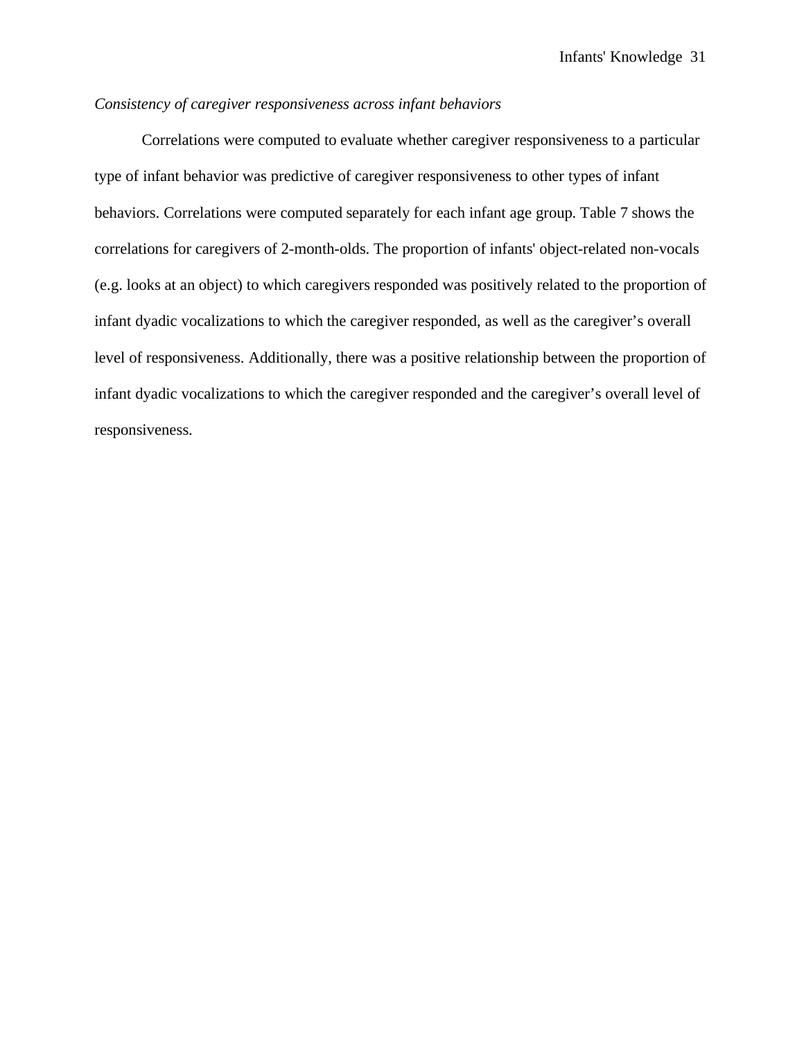*Consistency of caregiver responsiveness across infant behaviors*

Correlations were computed to evaluate whether caregiver responsiveness to a particular type of infant behavior was predictive of caregiver responsiveness to other types of infant behaviors. Correlations were computed separately for each infant age group. Table 7 shows the correlations for caregivers of 2-month-olds. The proportion of infants' object-related non-vocals (e.g. looks at an object) to which caregivers responded was positively related to the proportion of infant dyadic vocalizations to which the caregiver responded, as well as the caregiver's overall level of responsiveness. Additionally, there was a positive relationship between the proportion of infant dyadic vocalizations to which the caregiver responded and the caregiver's overall level of responsiveness.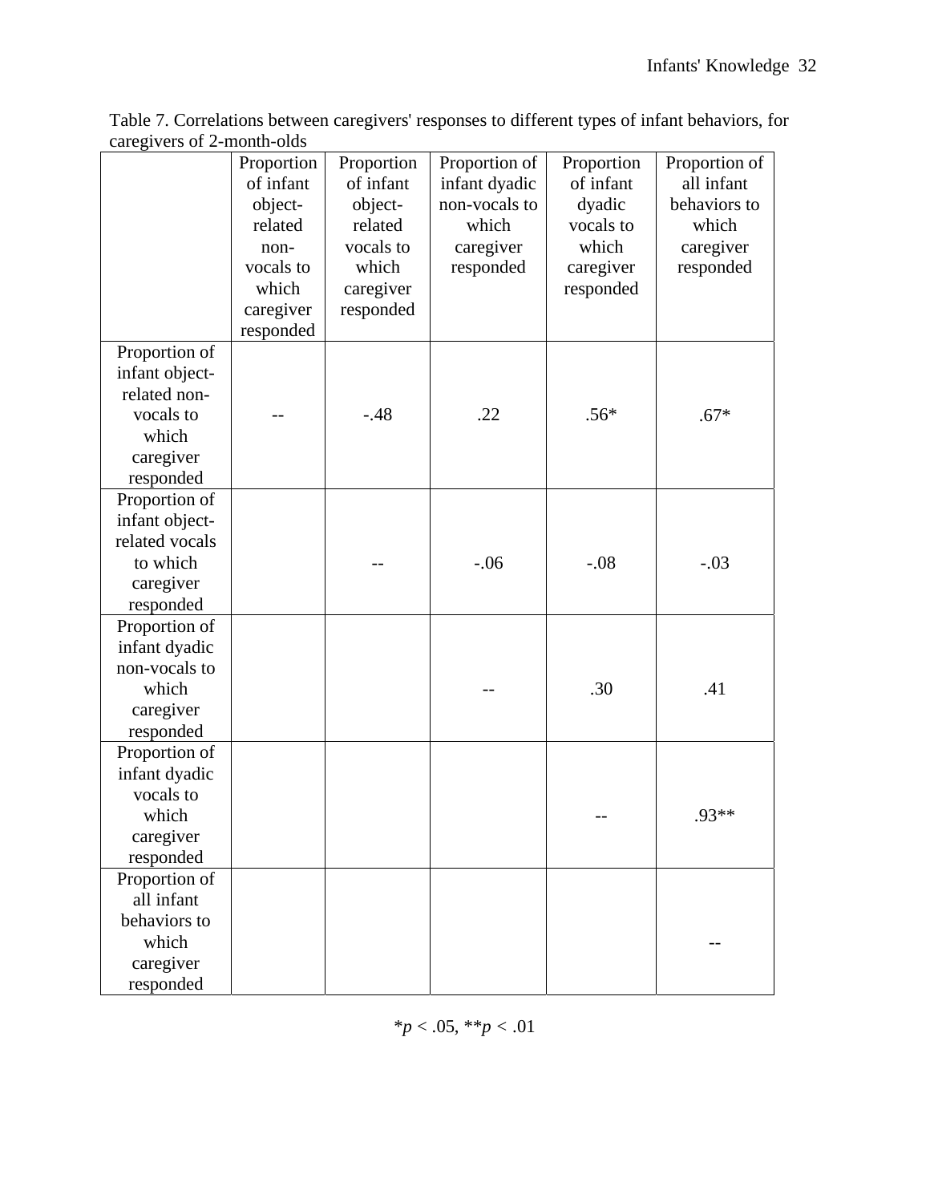Table 7. Correlations between caregivers' responses to different types of infant behaviors, for caregivers of 2-month-olds

| | Proportion of infant object-related non-vocals to which caregiver responded | Proportion of infant object-related vocals to which caregiver responded | Proportion of infant dyadic non-vocals to which caregiver responded | Proportion of infant dyadic vocals to which caregiver responded | Proportion of all infant behaviors to which caregiver responded |
|---|---|---|---|---|---|
| Proportion of infant object-related non-vocals to which caregiver responded | -- | -.48 | .22 | .56* | .67* |
| Proportion of infant object-related vocals to which caregiver responded | | -- | -.06 | -.08 | -.03 |
| Proportion of infant dyadic non-vocals to which caregiver responded | | | -- | .30 | .41 |
| Proportion of infant dyadic vocals to which caregiver responded | | | | -- | .93** |
| Proportion of all infant behaviors to which caregiver responded | | | | | -- |

*$p < .05$, **$p < .01$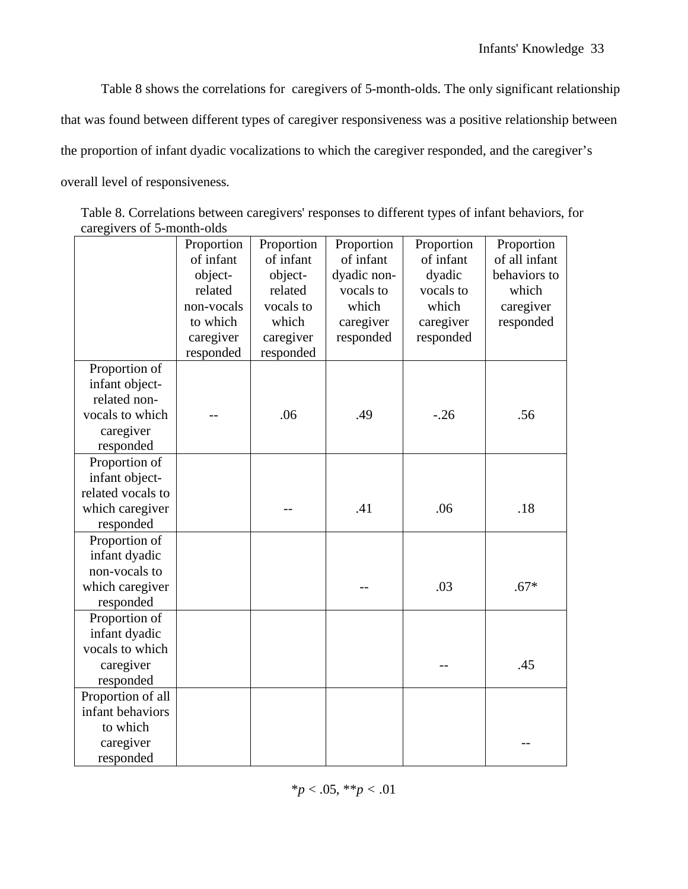Table 8 shows the correlations for caregivers of 5-month-olds. The only significant relationship that was found between different types of caregiver responsiveness was a positive relationship between the proportion of infant dyadic vocalizations to which the caregiver responded, and the caregiver's overall level of responsiveness.

Table 8. Correlations between caregivers' responses to different types of infant behaviors, for caregivers of 5-month-olds

| | Proportion of infant object-related non-vocals to which caregiver responded | Proportion of infant object-related vocals to which caregiver responded | Proportion of infant dyadic non-vocals to which caregiver responded | Proportion of infant dyadic vocals to which caregiver responded | Proportion of all infant behaviors to which caregiver responded |
|---|---|---|---|---|---|
| Proportion of infant object-related non-vocals to which caregiver responded | -- | .06 | .49 | -.26 | .56 |
| Proportion of infant object-related vocals to which caregiver responded | | -- | .41 | .06 | .18 |
| Proportion of infant dyadic non-vocals to which caregiver responded | | | -- | .03 | .67* |
| Proportion of infant dyadic vocals to which caregiver responded | | | | -- | .45 |
| Proportion of all infant behaviors to which caregiver responded | | | | | -- |

*$p < .05$, **$p < .01$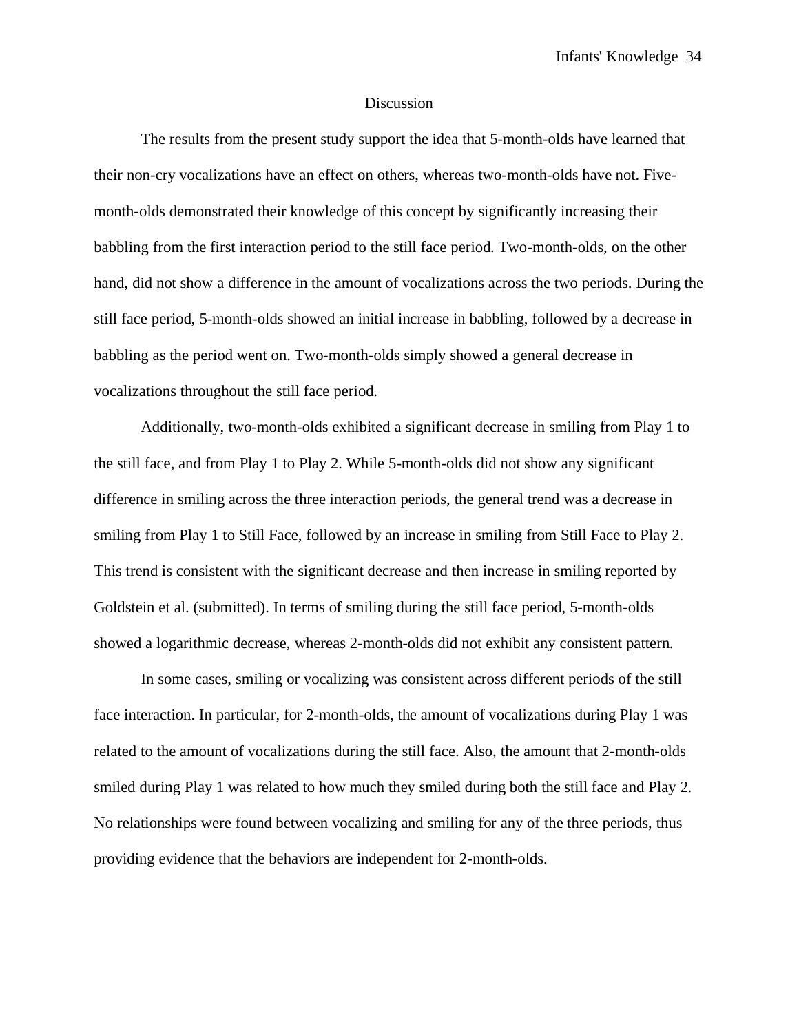## Discussion

The results from the present study support the idea that 5-month-olds have learned that their non-cry vocalizations have an effect on others, whereas two-month-olds have not. Five-month-olds demonstrated their knowledge of this concept by significantly increasing their babbling from the first interaction period to the still face period. Two-month-olds, on the other hand, did not show a difference in the amount of vocalizations across the two periods. During the still face period, 5-month-olds showed an initial increase in babbling, followed by a decrease in babbling as the period went on. Two-month-olds simply showed a general decrease in vocalizations throughout the still face period.

Additionally, two-month-olds exhibited a significant decrease in smiling from Play 1 to the still face, and from Play 1 to Play 2. While 5-month-olds did not show any significant difference in smiling across the three interaction periods, the general trend was a decrease in smiling from Play 1 to Still Face, followed by an increase in smiling from Still Face to Play 2. This trend is consistent with the significant decrease and then increase in smiling reported by Goldstein et al. (submitted). In terms of smiling during the still face period, 5-month-olds showed a logarithmic decrease, whereas 2-month-olds did not exhibit any consistent pattern.

In some cases, smiling or vocalizing was consistent across different periods of the still face interaction. In particular, for 2-month-olds, the amount of vocalizations during Play 1 was related to the amount of vocalizations during the still face. Also, the amount that 2-month-olds smiled during Play 1 was related to how much they smiled during both the still face and Play 2. No relationships were found between vocalizing and smiling for any of the three periods, thus providing evidence that the behaviors are independent for 2-month-olds.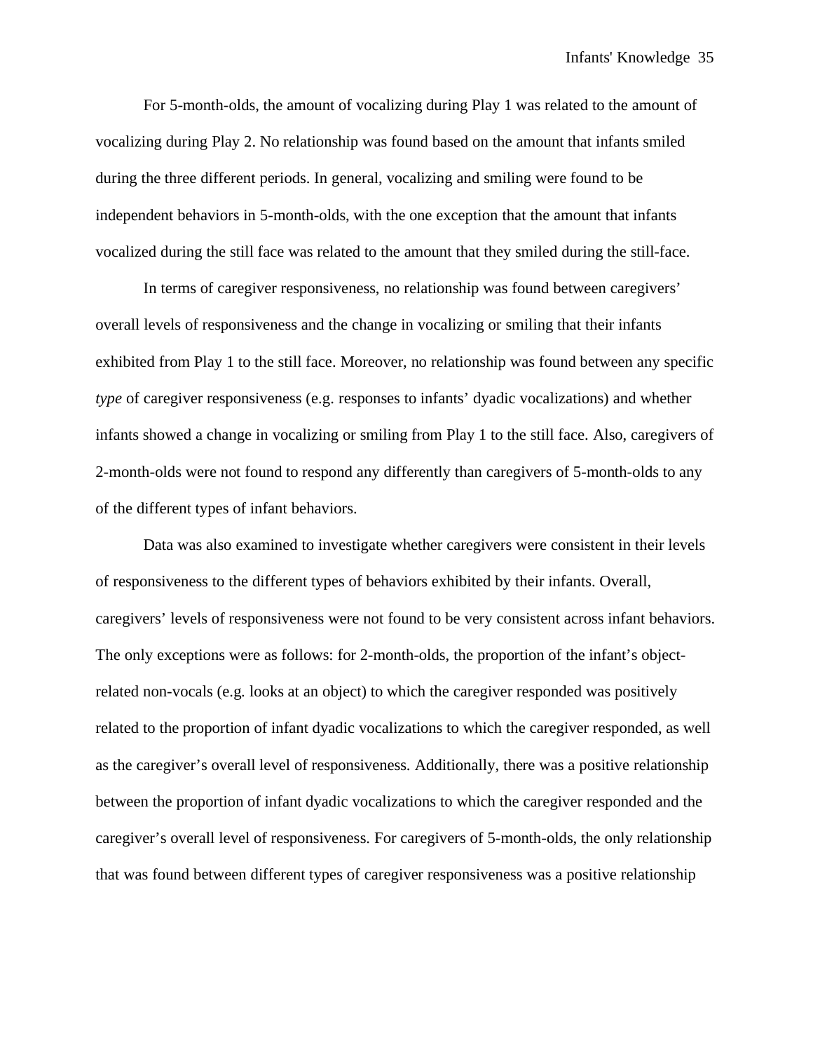For 5-month-olds, the amount of vocalizing during Play 1 was related to the amount of vocalizing during Play 2. No relationship was found based on the amount that infants smiled during the three different periods. In general, vocalizing and smiling were found to be independent behaviors in 5-month-olds, with the one exception that the amount that infants vocalized during the still face was related to the amount that they smiled during the still-face.

In terms of caregiver responsiveness, no relationship was found between caregivers' overall levels of responsiveness and the change in vocalizing or smiling that their infants exhibited from Play 1 to the still face. Moreover, no relationship was found between any specific *type* of caregiver responsiveness (e.g. responses to infants' dyadic vocalizations) and whether infants showed a change in vocalizing or smiling from Play 1 to the still face. Also, caregivers of 2-month-olds were not found to respond any differently than caregivers of 5-month-olds to any of the different types of infant behaviors.

Data was also examined to investigate whether caregivers were consistent in their levels of responsiveness to the different types of behaviors exhibited by their infants. Overall, caregivers' levels of responsiveness were not found to be very consistent across infant behaviors. The only exceptions were as follows: for 2-month-olds, the proportion of the infant's object-related non-vocals (e.g. looks at an object) to which the caregiver responded was positively related to the proportion of infant dyadic vocalizations to which the caregiver responded, as well as the caregiver's overall level of responsiveness. Additionally, there was a positive relationship between the proportion of infant dyadic vocalizations to which the caregiver responded and the caregiver's overall level of responsiveness. For caregivers of 5-month-olds, the only relationship that was found between different types of caregiver responsiveness was a positive relationship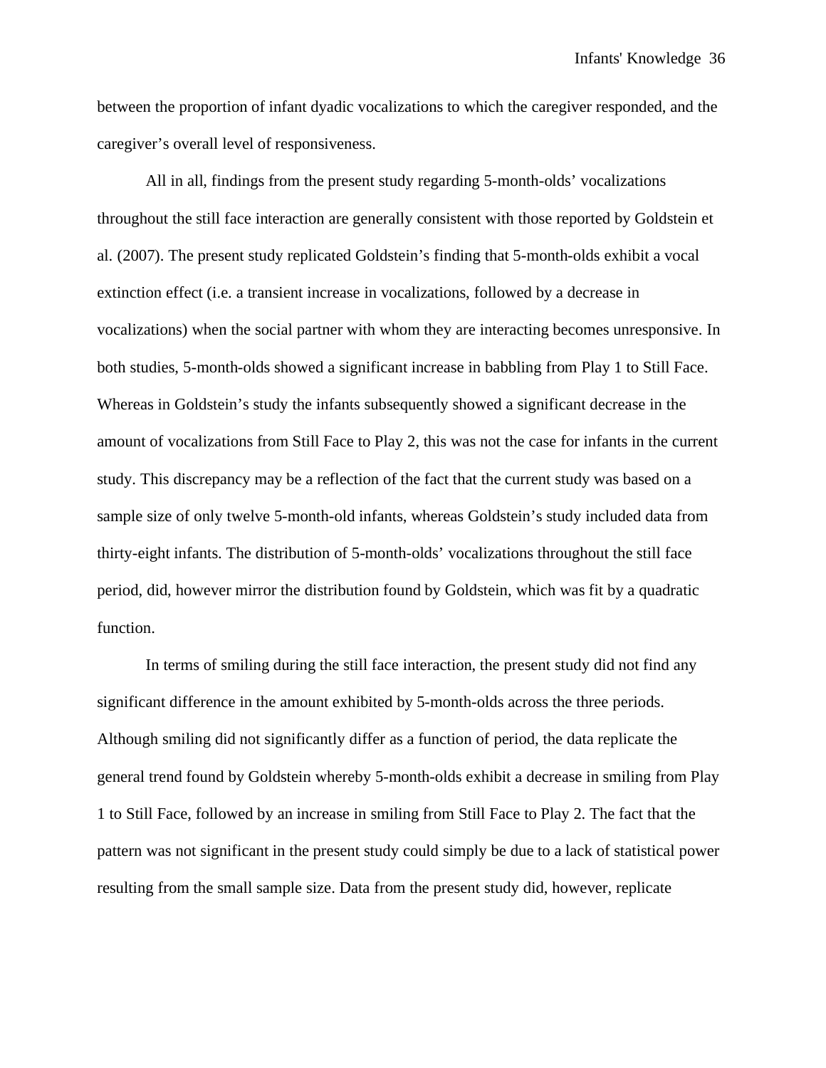between the proportion of infant dyadic vocalizations to which the caregiver responded, and the caregiver's overall level of responsiveness.

All in all, findings from the present study regarding 5-month-olds' vocalizations throughout the still face interaction are generally consistent with those reported by Goldstein et al. (2007). The present study replicated Goldstein's finding that 5-month-olds exhibit a vocal extinction effect (i.e. a transient increase in vocalizations, followed by a decrease in vocalizations) when the social partner with whom they are interacting becomes unresponsive. In both studies, 5-month-olds showed a significant increase in babbling from Play 1 to Still Face. Whereas in Goldstein's study the infants subsequently showed a significant decrease in the amount of vocalizations from Still Face to Play 2, this was not the case for infants in the current study. This discrepancy may be a reflection of the fact that the current study was based on a sample size of only twelve 5-month-old infants, whereas Goldstein's study included data from thirty-eight infants. The distribution of 5-month-olds' vocalizations throughout the still face period, did, however mirror the distribution found by Goldstein, which was fit by a quadratic function.

In terms of smiling during the still face interaction, the present study did not find any significant difference in the amount exhibited by 5-month-olds across the three periods. Although smiling did not significantly differ as a function of period, the data replicate the general trend found by Goldstein whereby 5-month-olds exhibit a decrease in smiling from Play 1 to Still Face, followed by an increase in smiling from Still Face to Play 2. The fact that the pattern was not significant in the present study could simply be due to a lack of statistical power resulting from the small sample size. Data from the present study did, however, replicate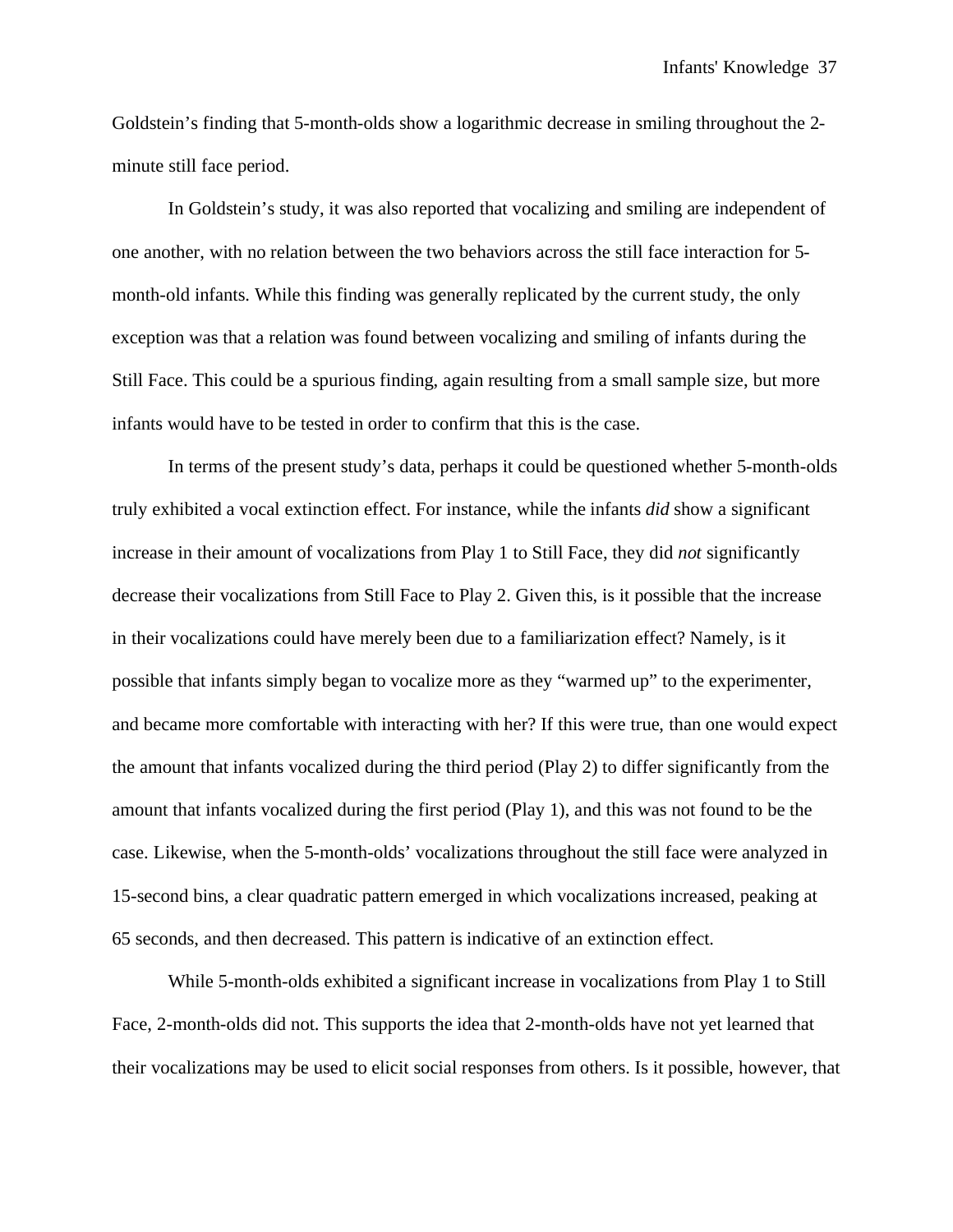Goldstein's finding that 5-month-olds show a logarithmic decrease in smiling throughout the 2-minute still face period.

In Goldstein's study, it was also reported that vocalizing and smiling are independent of one another, with no relation between the two behaviors across the still face interaction for 5-month-old infants. While this finding was generally replicated by the current study, the only exception was that a relation was found between vocalizing and smiling of infants during the Still Face. This could be a spurious finding, again resulting from a small sample size, but more infants would have to be tested in order to confirm that this is the case.

In terms of the present study's data, perhaps it could be questioned whether 5-month-olds truly exhibited a vocal extinction effect. For instance, while the infants *did* show a significant increase in their amount of vocalizations from Play 1 to Still Face, they did *not* significantly decrease their vocalizations from Still Face to Play 2. Given this, is it possible that the increase in their vocalizations could have merely been due to a familiarization effect? Namely, is it possible that infants simply began to vocalize more as they "warmed up" to the experimenter, and became more comfortable with interacting with her? If this were true, than one would expect the amount that infants vocalized during the third period (Play 2) to differ significantly from the amount that infants vocalized during the first period (Play 1), and this was not found to be the case. Likewise, when the 5-month-olds' vocalizations throughout the still face were analyzed in 15-second bins, a clear quadratic pattern emerged in which vocalizations increased, peaking at 65 seconds, and then decreased. This pattern is indicative of an extinction effect.

While 5-month-olds exhibited a significant increase in vocalizations from Play 1 to Still Face, 2-month-olds did not. This supports the idea that 2-month-olds have not yet learned that their vocalizations may be used to elicit social responses from others. Is it possible, however, that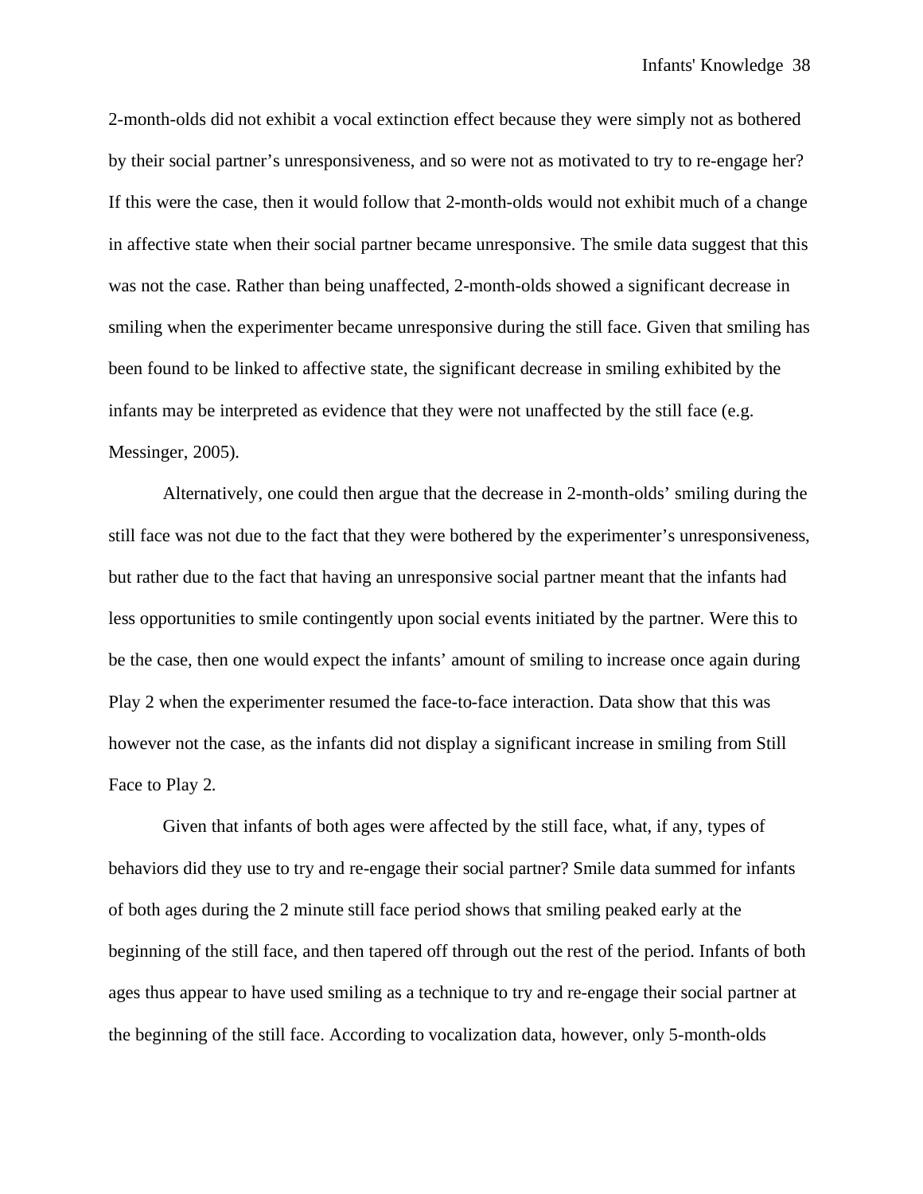2-month-olds did not exhibit a vocal extinction effect because they were simply not as bothered by their social partner's unresponsiveness, and so were not as motivated to try to re-engage her? If this were the case, then it would follow that 2-month-olds would not exhibit much of a change in affective state when their social partner became unresponsive. The smile data suggest that this was not the case. Rather than being unaffected, 2-month-olds showed a significant decrease in smiling when the experimenter became unresponsive during the still face. Given that smiling has been found to be linked to affective state, the significant decrease in smiling exhibited by the infants may be interpreted as evidence that they were not unaffected by the still face (e.g. Messinger, 2005).

Alternatively, one could then argue that the decrease in 2-month-olds' smiling during the still face was not due to the fact that they were bothered by the experimenter's unresponsiveness, but rather due to the fact that having an unresponsive social partner meant that the infants had less opportunities to smile contingently upon social events initiated by the partner. Were this to be the case, then one would expect the infants' amount of smiling to increase once again during Play 2 when the experimenter resumed the face-to-face interaction. Data show that this was however not the case, as the infants did not display a significant increase in smiling from Still Face to Play 2.

Given that infants of both ages were affected by the still face, what, if any, types of behaviors did they use to try and re-engage their social partner? Smile data summed for infants of both ages during the 2 minute still face period shows that smiling peaked early at the beginning of the still face, and then tapered off through out the rest of the period. Infants of both ages thus appear to have used smiling as a technique to try and re-engage their social partner at the beginning of the still face. According to vocalization data, however, only 5-month-olds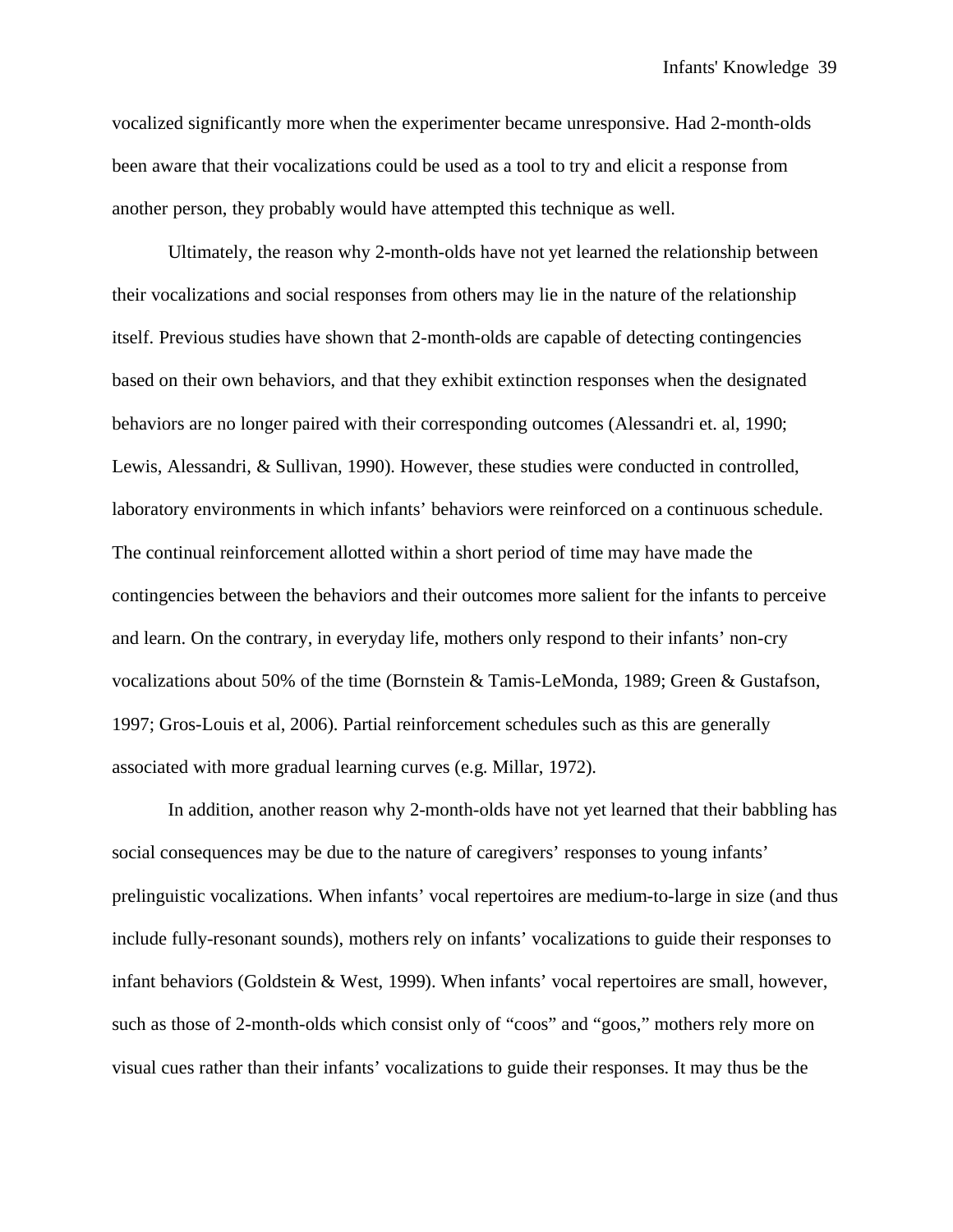vocalized significantly more when the experimenter became unresponsive. Had 2-month-olds been aware that their vocalizations could be used as a tool to try and elicit a response from another person, they probably would have attempted this technique as well.

Ultimately, the reason why 2-month-olds have not yet learned the relationship between their vocalizations and social responses from others may lie in the nature of the relationship itself. Previous studies have shown that 2-month-olds are capable of detecting contingencies based on their own behaviors, and that they exhibit extinction responses when the designated behaviors are no longer paired with their corresponding outcomes (Alessandri et. al, 1990; Lewis, Alessandri, & Sullivan, 1990). However, these studies were conducted in controlled, laboratory environments in which infants' behaviors were reinforced on a continuous schedule. The continual reinforcement allotted within a short period of time may have made the contingencies between the behaviors and their outcomes more salient for the infants to perceive and learn. On the contrary, in everyday life, mothers only respond to their infants' non-cry vocalizations about 50% of the time (Bornstein & Tamis-LeMonda, 1989; Green & Gustafson, 1997; Gros-Louis et al, 2006). Partial reinforcement schedules such as this are generally associated with more gradual learning curves (e.g. Millar, 1972).

In addition, another reason why 2-month-olds have not yet learned that their babbling has social consequences may be due to the nature of caregivers' responses to young infants' prelinguistic vocalizations. When infants' vocal repertoires are medium-to-large in size (and thus include fully-resonant sounds), mothers rely on infants' vocalizations to guide their responses to infant behaviors (Goldstein & West, 1999). When infants' vocal repertoires are small, however, such as those of 2-month-olds which consist only of "coos" and "goos," mothers rely more on visual cues rather than their infants' vocalizations to guide their responses. It may thus be the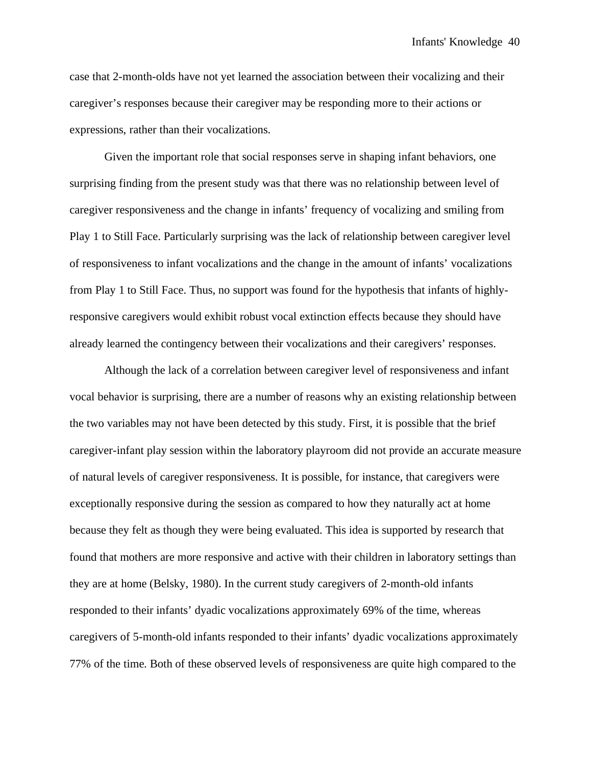case that 2-month-olds have not yet learned the association between their vocalizing and their caregiver's responses because their caregiver may be responding more to their actions or expressions, rather than their vocalizations.

Given the important role that social responses serve in shaping infant behaviors, one surprising finding from the present study was that there was no relationship between level of caregiver responsiveness and the change in infants' frequency of vocalizing and smiling from Play 1 to Still Face. Particularly surprising was the lack of relationship between caregiver level of responsiveness to infant vocalizations and the change in the amount of infants' vocalizations from Play 1 to Still Face. Thus, no support was found for the hypothesis that infants of highly-responsive caregivers would exhibit robust vocal extinction effects because they should have already learned the contingency between their vocalizations and their caregivers' responses.

Although the lack of a correlation between caregiver level of responsiveness and infant vocal behavior is surprising, there are a number of reasons why an existing relationship between the two variables may not have been detected by this study. First, it is possible that the brief caregiver-infant play session within the laboratory playroom did not provide an accurate measure of natural levels of caregiver responsiveness. It is possible, for instance, that caregivers were exceptionally responsive during the session as compared to how they naturally act at home because they felt as though they were being evaluated. This idea is supported by research that found that mothers are more responsive and active with their children in laboratory settings than they are at home (Belsky, 1980). In the current study caregivers of 2-month-old infants responded to their infants' dyadic vocalizations approximately 69% of the time, whereas caregivers of 5-month-old infants responded to their infants' dyadic vocalizations approximately 77% of the time. Both of these observed levels of responsiveness are quite high compared to the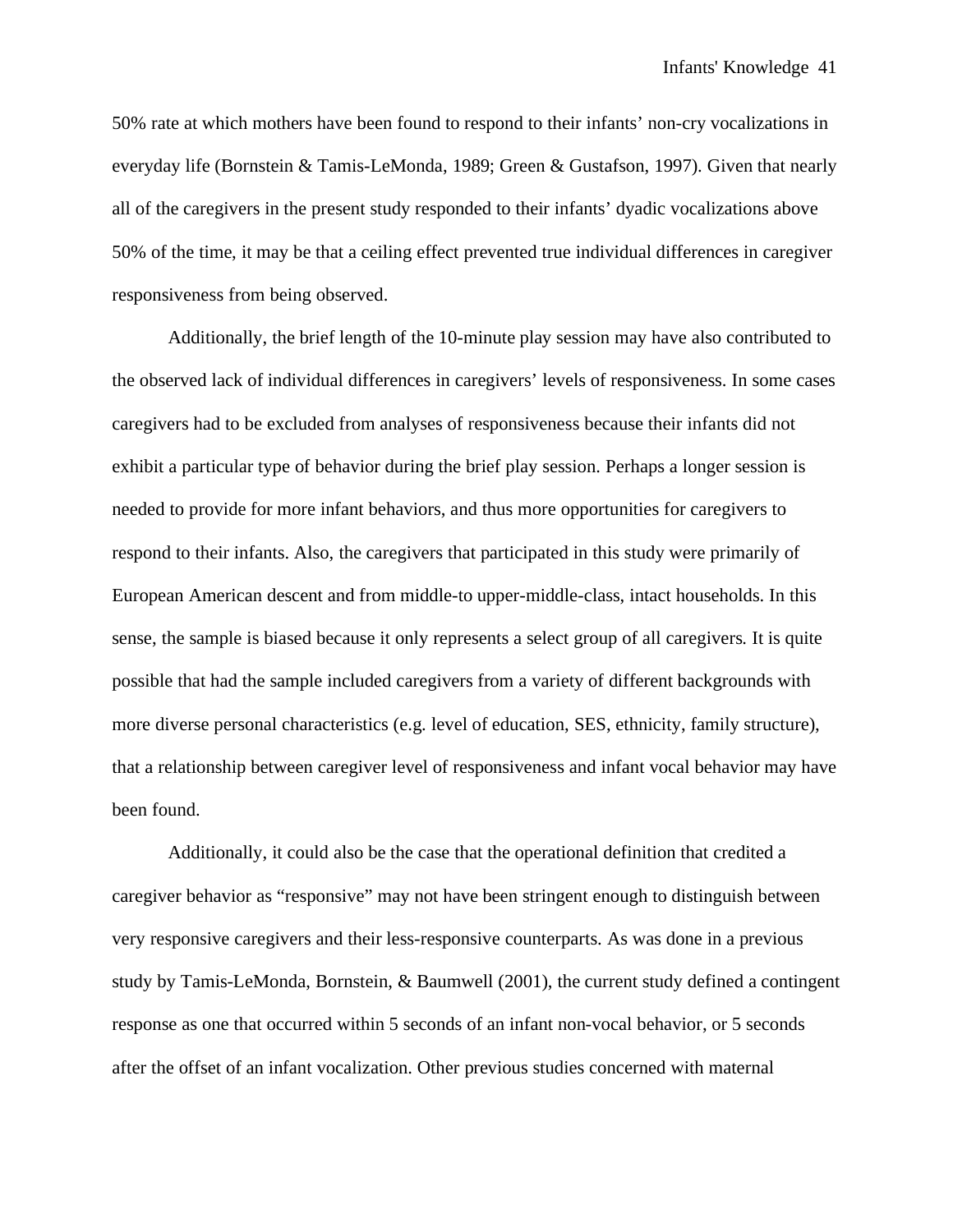50% rate at which mothers have been found to respond to their infants' non-cry vocalizations in everyday life (Bornstein & Tamis-LeMonda, 1989; Green & Gustafson, 1997). Given that nearly all of the caregivers in the present study responded to their infants' dyadic vocalizations above 50% of the time, it may be that a ceiling effect prevented true individual differences in caregiver responsiveness from being observed.

Additionally, the brief length of the 10-minute play session may have also contributed to the observed lack of individual differences in caregivers' levels of responsiveness. In some cases caregivers had to be excluded from analyses of responsiveness because their infants did not exhibit a particular type of behavior during the brief play session. Perhaps a longer session is needed to provide for more infant behaviors, and thus more opportunities for caregivers to respond to their infants. Also, the caregivers that participated in this study were primarily of European American descent and from middle-to upper-middle-class, intact households. In this sense, the sample is biased because it only represents a select group of all caregivers. It is quite possible that had the sample included caregivers from a variety of different backgrounds with more diverse personal characteristics (e.g. level of education, SES, ethnicity, family structure), that a relationship between caregiver level of responsiveness and infant vocal behavior may have been found.

Additionally, it could also be the case that the operational definition that credited a caregiver behavior as "responsive" may not have been stringent enough to distinguish between very responsive caregivers and their less-responsive counterparts. As was done in a previous study by Tamis-LeMonda, Bornstein, & Baumwell (2001), the current study defined a contingent response as one that occurred within 5 seconds of an infant non-vocal behavior, or 5 seconds after the offset of an infant vocalization. Other previous studies concerned with maternal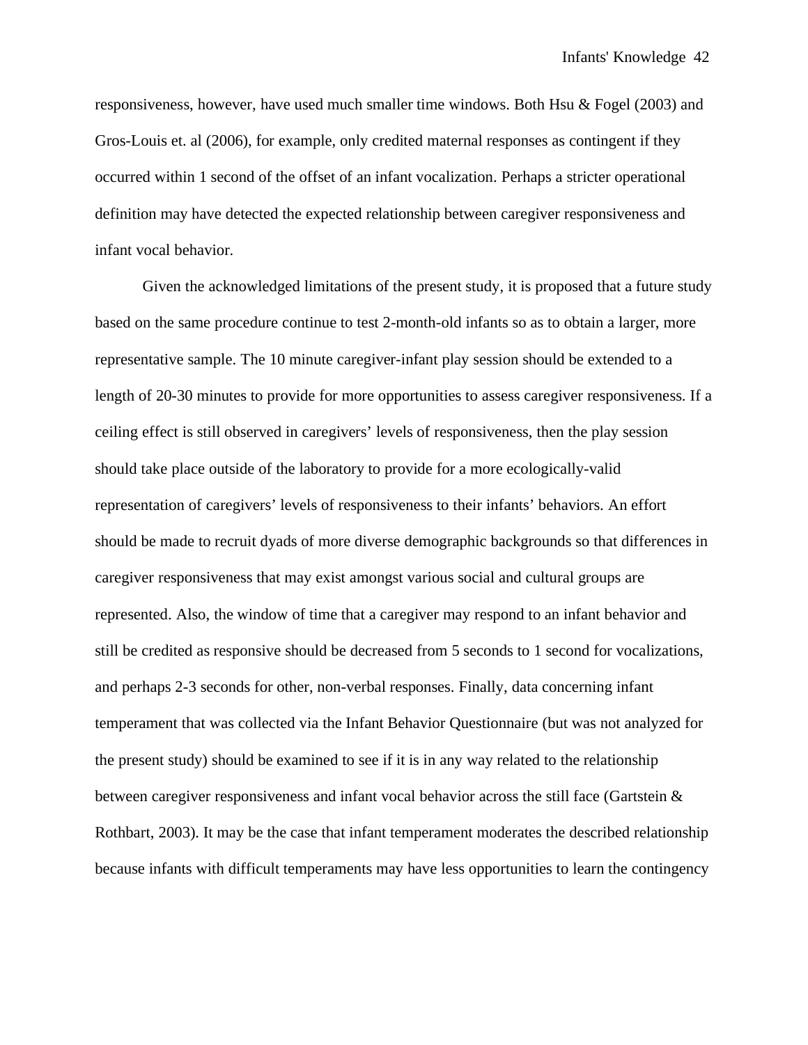responsiveness, however, have used much smaller time windows. Both Hsu & Fogel (2003) and Gros-Louis et. al (2006), for example, only credited maternal responses as contingent if they occurred within 1 second of the offset of an infant vocalization. Perhaps a stricter operational definition may have detected the expected relationship between caregiver responsiveness and infant vocal behavior.

Given the acknowledged limitations of the present study, it is proposed that a future study based on the same procedure continue to test 2-month-old infants so as to obtain a larger, more representative sample. The 10 minute caregiver-infant play session should be extended to a length of 20-30 minutes to provide for more opportunities to assess caregiver responsiveness. If a ceiling effect is still observed in caregivers' levels of responsiveness, then the play session should take place outside of the laboratory to provide for a more ecologically-valid representation of caregivers' levels of responsiveness to their infants' behaviors. An effort should be made to recruit dyads of more diverse demographic backgrounds so that differences in caregiver responsiveness that may exist amongst various social and cultural groups are represented. Also, the window of time that a caregiver may respond to an infant behavior and still be credited as responsive should be decreased from 5 seconds to 1 second for vocalizations, and perhaps 2-3 seconds for other, non-verbal responses. Finally, data concerning infant temperament that was collected via the Infant Behavior Questionnaire (but was not analyzed for the present study) should be examined to see if it is in any way related to the relationship between caregiver responsiveness and infant vocal behavior across the still face (Gartstein & Rothbart, 2003). It may be the case that infant temperament moderates the described relationship because infants with difficult temperaments may have less opportunities to learn the contingency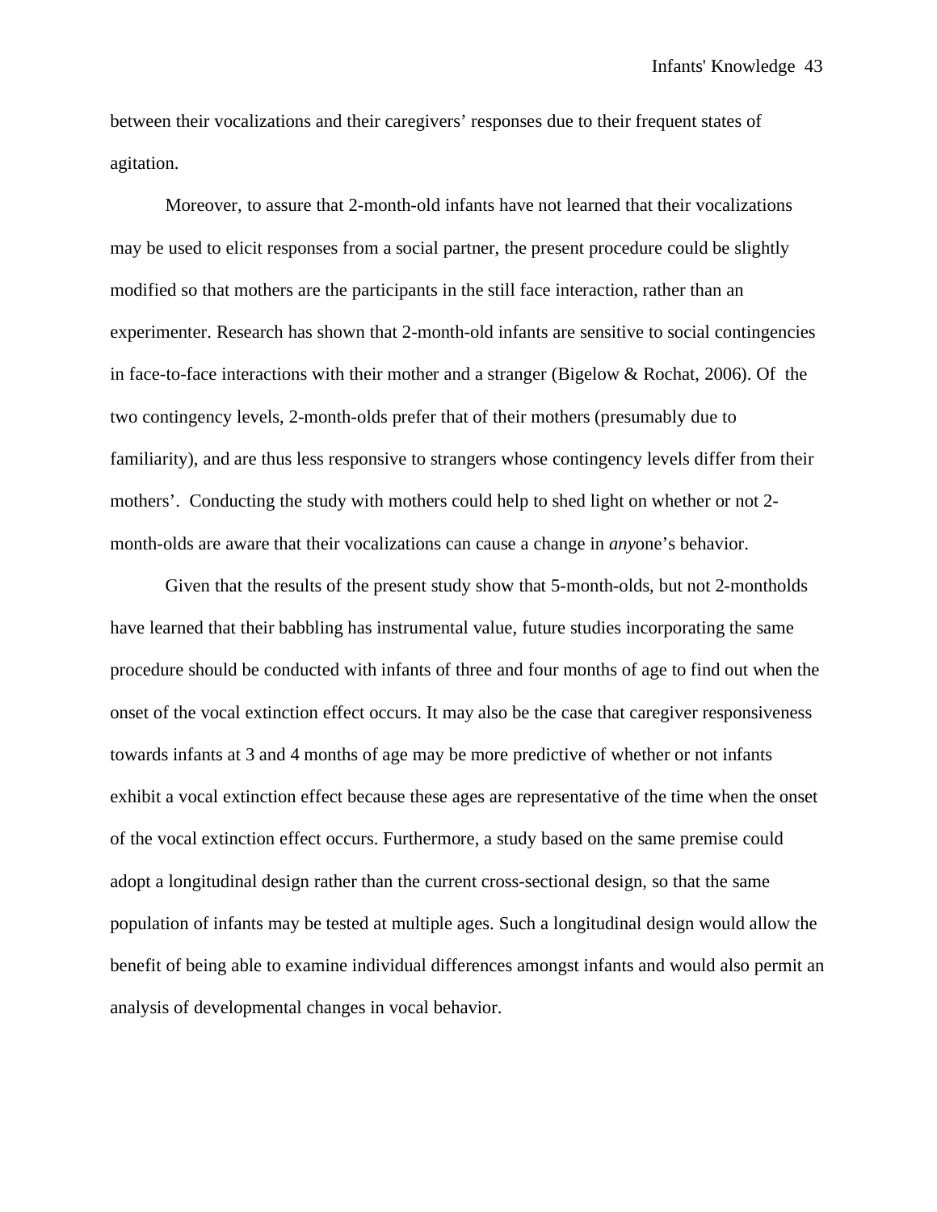between their vocalizations and their caregivers' responses due to their frequent states of agitation.

Moreover, to assure that 2-month-old infants have not learned that their vocalizations may be used to elicit responses from a social partner, the present procedure could be slightly modified so that mothers are the participants in the still face interaction, rather than an experimenter. Research has shown that 2-month-old infants are sensitive to social contingencies in face-to-face interactions with their mother and a stranger (Bigelow & Rochat, 2006). Of the two contingency levels, 2-month-olds prefer that of their mothers (presumably due to familiarity), and are thus less responsive to strangers whose contingency levels differ from their mothers'. Conducting the study with mothers could help to shed light on whether or not 2-month-olds are aware that their vocalizations can cause a change in *any*one's behavior.

Given that the results of the present study show that 5-month-olds, but not 2-montholds have learned that their babbling has instrumental value, future studies incorporating the same procedure should be conducted with infants of three and four months of age to find out when the onset of the vocal extinction effect occurs. It may also be the case that caregiver responsiveness towards infants at 3 and 4 months of age may be more predictive of whether or not infants exhibit a vocal extinction effect because these ages are representative of the time when the onset of the vocal extinction effect occurs. Furthermore, a study based on the same premise could adopt a longitudinal design rather than the current cross-sectional design, so that the same population of infants may be tested at multiple ages. Such a longitudinal design would allow the benefit of being able to examine individual differences amongst infants and would also permit an analysis of developmental changes in vocal behavior.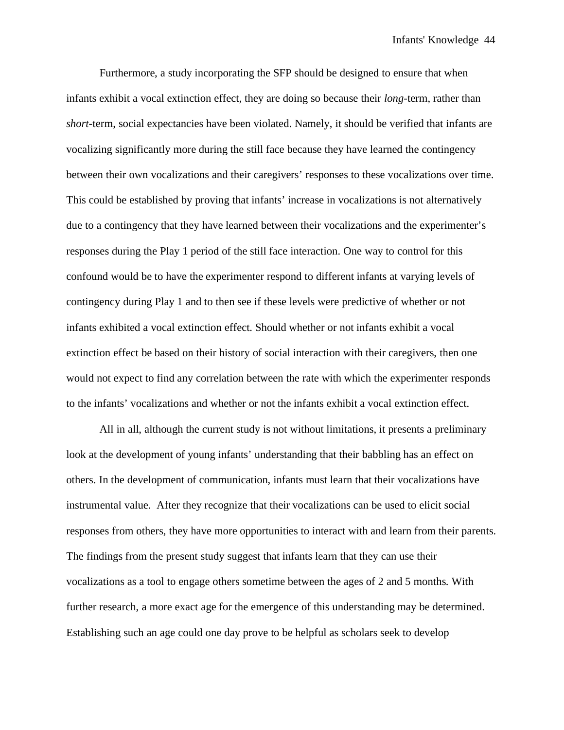Furthermore, a study incorporating the SFP should be designed to ensure that when infants exhibit a vocal extinction effect, they are doing so because their *long*-term, rather than *short*-term, social expectancies have been violated. Namely, it should be verified that infants are vocalizing significantly more during the still face because they have learned the contingency between their own vocalizations and their caregivers' responses to these vocalizations over time. This could be established by proving that infants' increase in vocalizations is not alternatively due to a contingency that they have learned between their vocalizations and the experimenter's responses during the Play 1 period of the still face interaction. One way to control for this confound would be to have the experimenter respond to different infants at varying levels of contingency during Play 1 and to then see if these levels were predictive of whether or not infants exhibited a vocal extinction effect. Should whether or not infants exhibit a vocal extinction effect be based on their history of social interaction with their caregivers, then one would not expect to find any correlation between the rate with which the experimenter responds to the infants' vocalizations and whether or not the infants exhibit a vocal extinction effect.

All in all, although the current study is not without limitations, it presents a preliminary look at the development of young infants' understanding that their babbling has an effect on others. In the development of communication, infants must learn that their vocalizations have instrumental value. After they recognize that their vocalizations can be used to elicit social responses from others, they have more opportunities to interact with and learn from their parents. The findings from the present study suggest that infants learn that they can use their vocalizations as a tool to engage others sometime between the ages of 2 and 5 months. With further research, a more exact age for the emergence of this understanding may be determined. Establishing such an age could one day prove to be helpful as scholars seek to develop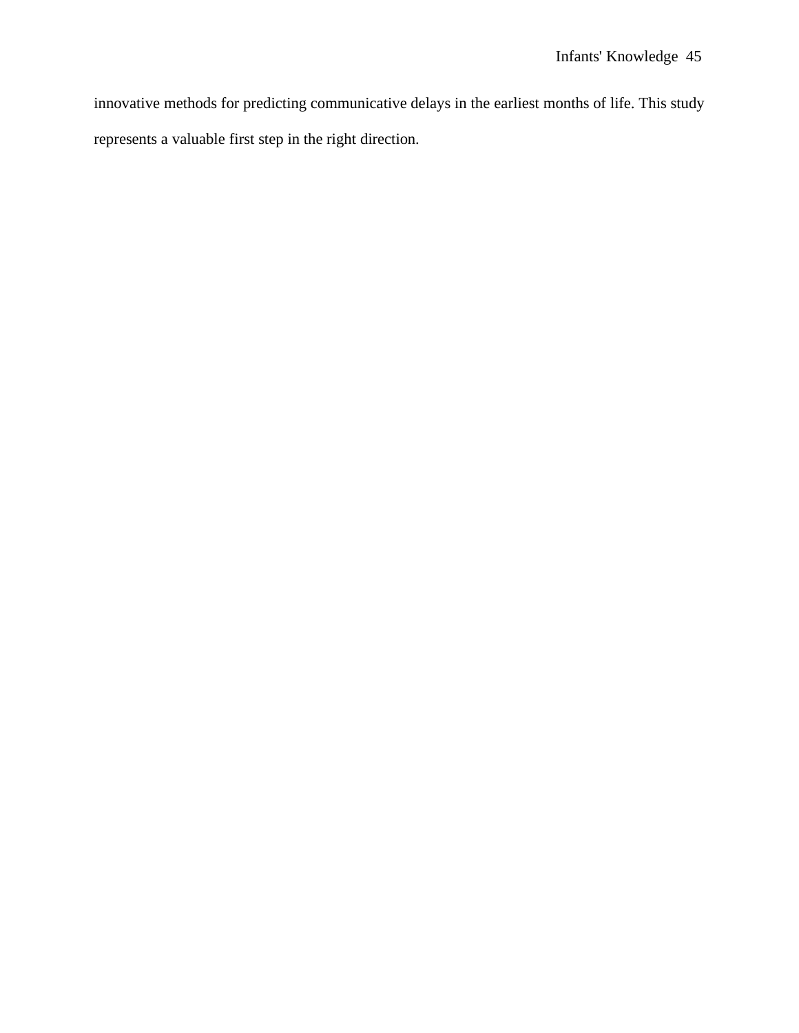innovative methods for predicting communicative delays in the earliest months of life. This study represents a valuable first step in the right direction.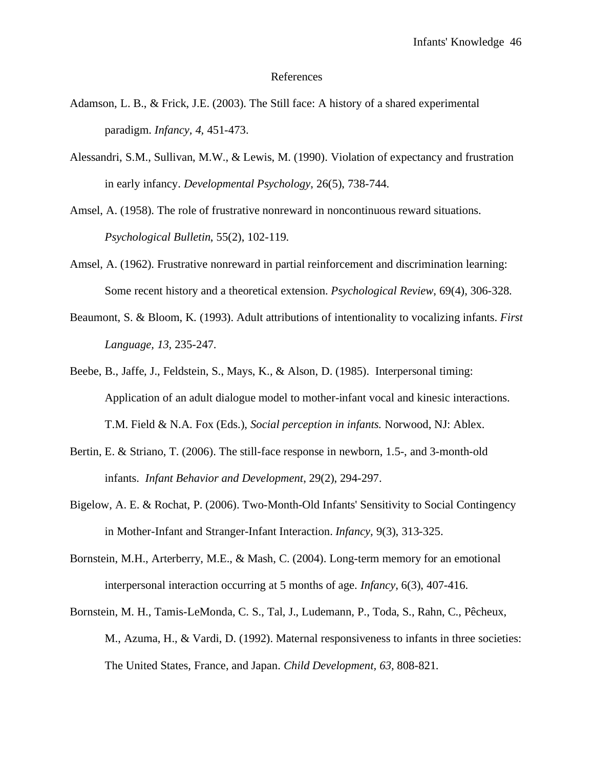# References

Adamson, L. B., & Frick, J.E. (2003). The Still face: A history of a shared experimental paradigm. *Infancy, 4,* 451-473.

Alessandri, S.M., Sullivan, M.W., & Lewis, M. (1990). Violation of expectancy and frustration in early infancy. *Developmental Psychology*, 26(5), 738-744.

Amsel, A. (1958). The role of frustrative nonreward in noncontinuous reward situations. *Psychological Bulletin*, 55(2), 102-119.

Amsel, A. (1962). Frustrative nonreward in partial reinforcement and discrimination learning: Some recent history and a theoretical extension. *Psychological Review*, 69(4), 306-328.

Beaumont, S. & Bloom, K. (1993). Adult attributions of intentionality to vocalizing infants. *First Language, 13,* 235-247.

Beebe, B., Jaffe, J., Feldstein, S., Mays, K., & Alson, D. (1985). Interpersonal timing: Application of an adult dialogue model to mother-infant vocal and kinesic interactions. T.M. Field & N.A. Fox (Eds.), *Social perception in infants.* Norwood, NJ: Ablex.

Bertin, E. & Striano, T. (2006). The still-face response in newborn, 1.5-, and 3-month-old infants. *Infant Behavior and Development*, 29(2), 294-297.

Bigelow, A. E. & Rochat, P. (2006). Two-Month-Old Infants' Sensitivity to Social Contingency in Mother-Infant and Stranger-Infant Interaction. *Infancy,* 9(3), 313-325.

Bornstein, M.H., Arterberry, M.E., & Mash, C. (2004). Long-term memory for an emotional interpersonal interaction occurring at 5 months of age. *Infancy*, 6(3), 407-416.

Bornstein, M. H., Tamis-LeMonda, C. S., Tal, J., Ludemann, P., Toda, S., Rahn, C., Pêcheux, M., Azuma, H., & Vardi, D. (1992). Maternal responsiveness to infants in three societies: The United States, France, and Japan. *Child Development*, *63,* 808-821.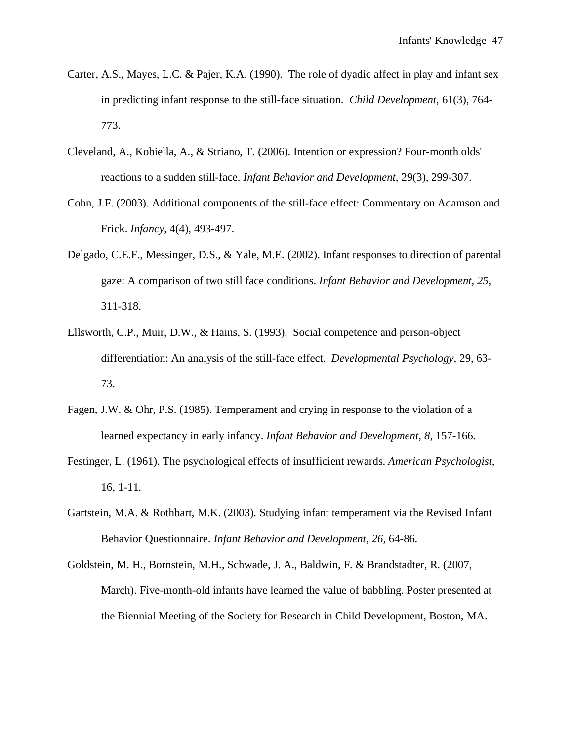Carter, A.S., Mayes, L.C. & Pajer, K.A. (1990). The role of dyadic affect in play and infant sex in predicting infant response to the still-face situation. *Child Development*, 61(3), 764-773.

Cleveland, A., Kobiella, A., & Striano, T. (2006). Intention or expression? Four-month olds' reactions to a sudden still-face. *Infant Behavior and Development*, 29(3), 299-307.

Cohn, J.F. (2003). Additional components of the still-face effect: Commentary on Adamson and Frick. *Infancy*, 4(4), 493-497.

Delgado, C.E.F., Messinger, D.S., & Yale, M.E. (2002). Infant responses to direction of parental gaze: A comparison of two still face conditions. *Infant Behavior and Development, 25*, 311-318.

Ellsworth, C.P., Muir, D.W., & Hains, S. (1993). Social competence and person-object differentiation: An analysis of the still-face effect. *Developmental Psychology*, 29, 63-73.

Fagen, J.W. & Ohr, P.S. (1985). Temperament and crying in response to the violation of a learned expectancy in early infancy. *Infant Behavior and Development*, *8*, 157-166.

Festinger, L. (1961). The psychological effects of insufficient rewards. *American Psychologist*, 16, 1-11.

Gartstein, M.A. & Rothbart, M.K. (2003). Studying infant temperament via the Revised Infant Behavior Questionnaire. *Infant Behavior and Development, 26,* 64-86.

Goldstein, M. H., Bornstein, M.H., Schwade, J. A., Baldwin, F. & Brandstadter, R. (2007, March). Five-month-old infants have learned the value of babbling. Poster presented at the Biennial Meeting of the Society for Research in Child Development, Boston, MA.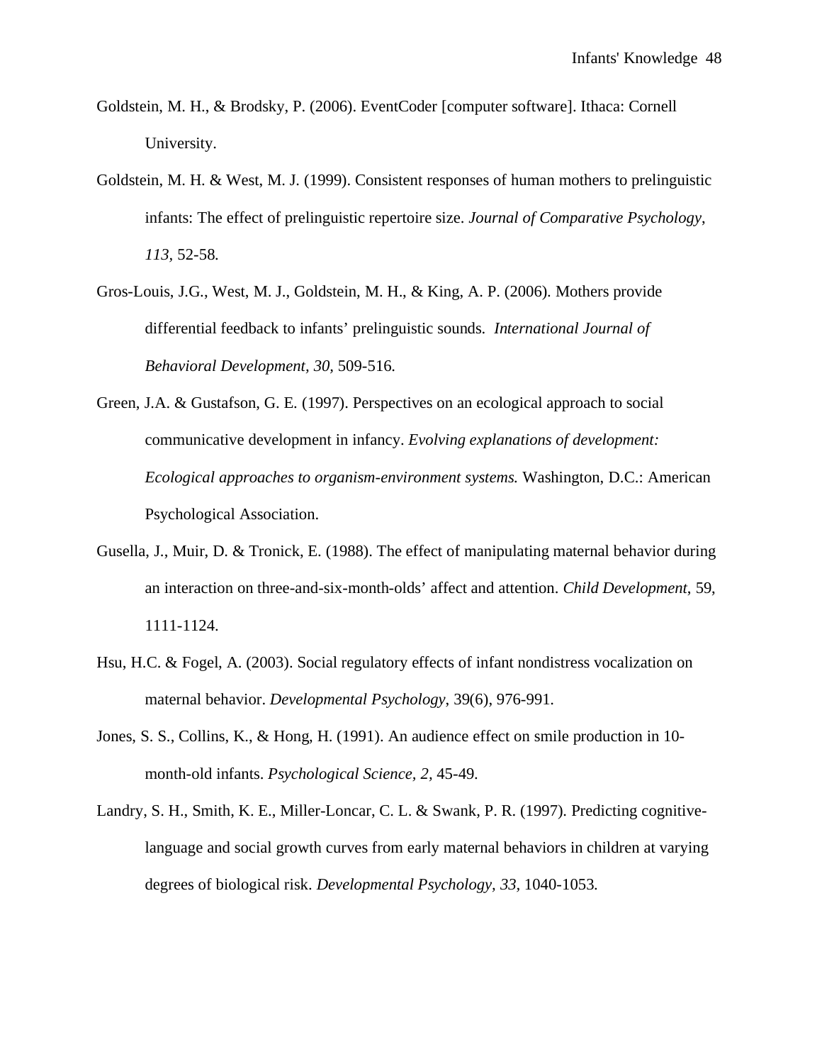Goldstein, M. H., & Brodsky, P. (2006). EventCoder [computer software]. Ithaca: Cornell University.

Goldstein, M. H. & West, M. J. (1999). Consistent responses of human mothers to prelinguistic infants: The effect of prelinguistic repertoire size. *Journal of Comparative Psychology, 113,* 52-58.

Gros-Louis, J.G., West, M. J., Goldstein, M. H., & King, A. P. (2006). Mothers provide differential feedback to infants' prelinguistic sounds. *International Journal of Behavioral Development, 30,* 509-516.

Green, J.A. & Gustafson, G. E. (1997). Perspectives on an ecological approach to social communicative development in infancy. *Evolving explanations of development: Ecological approaches to organism-environment systems.* Washington, D.C.: American Psychological Association.

Gusella, J., Muir, D. & Tronick, E. (1988). The effect of manipulating maternal behavior during an interaction on three-and-six-month-olds' affect and attention. *Child Development*, 59, 1111-1124.

Hsu, H.C. & Fogel, A. (2003). Social regulatory effects of infant nondistress vocalization on maternal behavior. *Developmental Psychology*, 39(6), 976-991.

Jones, S. S., Collins, K., & Hong, H. (1991). An audience effect on smile production in 10-month-old infants. *Psychological Science, 2,* 45-49.

Landry, S. H., Smith, K. E., Miller-Loncar, C. L. & Swank, P. R. (1997). Predicting cognitive-language and social growth curves from early maternal behaviors in children at varying degrees of biological risk. *Developmental Psychology, 33*, 1040-1053.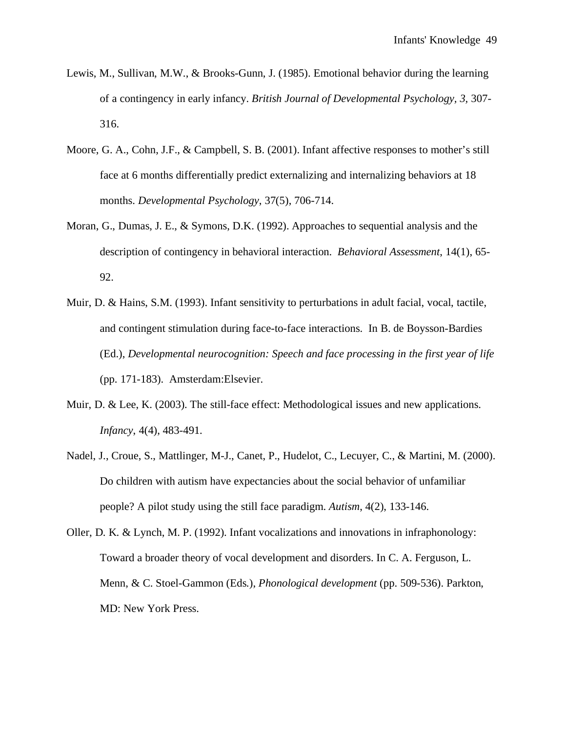Lewis, M., Sullivan, M.W., & Brooks-Gunn, J. (1985). Emotional behavior during the learning of a contingency in early infancy. *British Journal of Developmental Psychology, 3,* 307-316.

Moore, G. A., Cohn, J.F., & Campbell, S. B. (2001). Infant affective responses to mother's still face at 6 months differentially predict externalizing and internalizing behaviors at 18 months. *Developmental Psychology*, 37(5), 706-714.

Moran, G., Dumas, J. E., & Symons, D.K. (1992). Approaches to sequential analysis and the description of contingency in behavioral interaction. *Behavioral Assessment*, 14(1), 65-92.

Muir, D. & Hains, S.M. (1993). Infant sensitivity to perturbations in adult facial, vocal, tactile, and contingent stimulation during face-to-face interactions. In B. de Boysson-Bardies (Ed.), *Developmental neurocognition: Speech and face processing in the first year of life* (pp. 171-183). Amsterdam:Elsevier.

Muir, D. & Lee, K. (2003). The still-face effect: Methodological issues and new applications. *Infancy*, 4(4), 483-491.

Nadel, J., Croue, S., Mattlinger, M-J., Canet, P., Hudelot, C., Lecuyer, C., & Martini, M. (2000). Do children with autism have expectancies about the social behavior of unfamiliar people? A pilot study using the still face paradigm. *Autism,* 4(2), 133-146.

Oller, D. K. & Lynch, M. P. (1992). Infant vocalizations and innovations in infraphonology: Toward a broader theory of vocal development and disorders. In C. A. Ferguson, L. Menn, & C. Stoel-Gammon (Eds.), *Phonological development* (pp. 509-536). Parkton, MD: New York Press.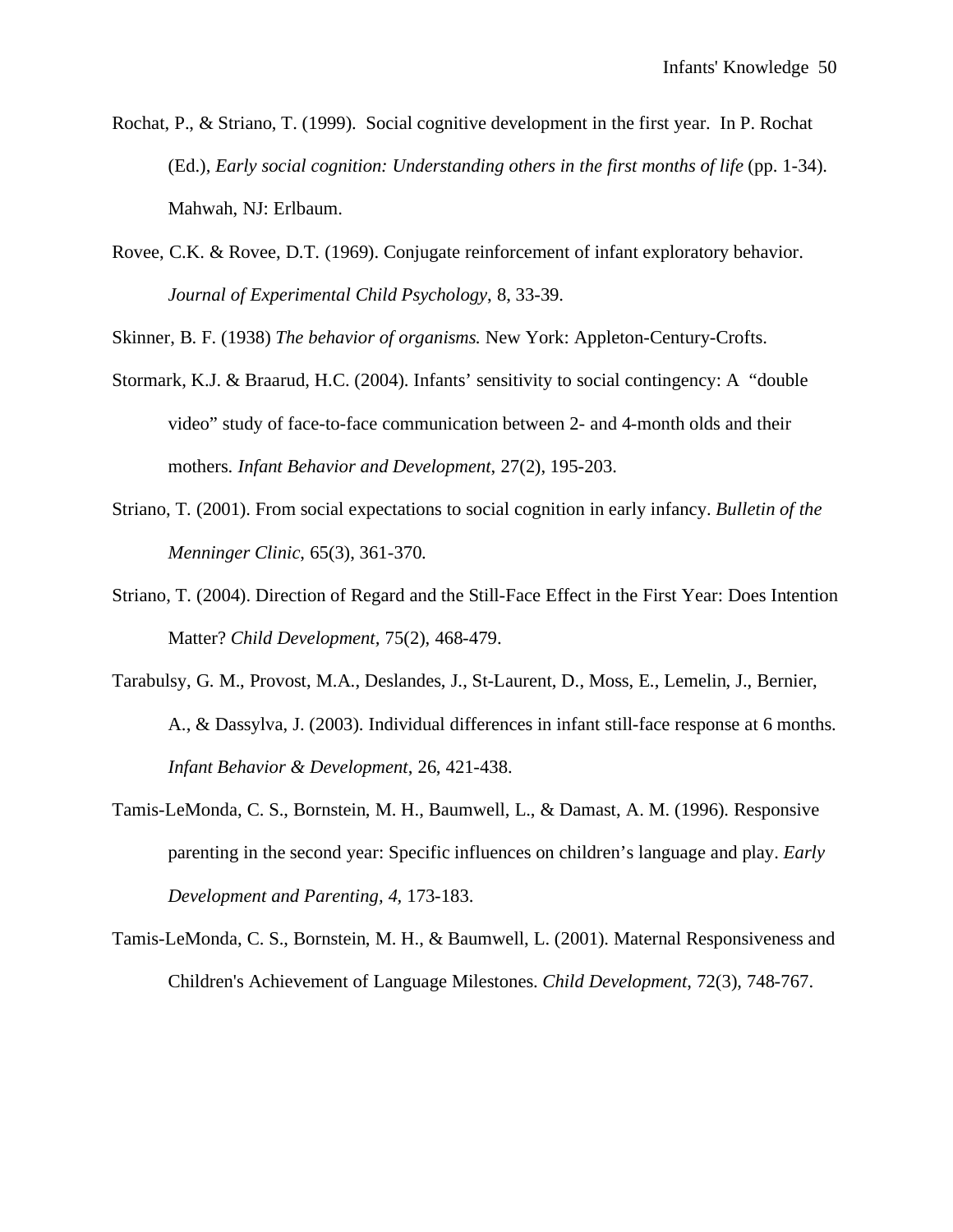Rochat, P., & Striano, T. (1999). Social cognitive development in the first year. In P. Rochat (Ed.), *Early social cognition: Understanding others in the first months of life* (pp. 1-34). Mahwah, NJ: Erlbaum.

Rovee, C.K. & Rovee, D.T. (1969). Conjugate reinforcement of infant exploratory behavior. *Journal of Experimental Child Psychology*, 8, 33-39.

Skinner, B. F. (1938) *The behavior of organisms.* New York: Appleton-Century-Crofts.

Stormark, K.J. & Braarud, H.C. (2004). Infants' sensitivity to social contingency: A "double video" study of face-to-face communication between 2- and 4-month olds and their mothers. *Infant Behavior and Development*, 27(2), 195-203.

Striano, T. (2001). From social expectations to social cognition in early infancy. *Bulletin of the Menninger Clinic*, 65(3), 361-370.

Striano, T. (2004). Direction of Regard and the Still-Face Effect in the First Year: Does Intention Matter? *Child Development*, 75(2), 468-479.

Tarabulsy, G. M., Provost, M.A., Deslandes, J., St-Laurent, D., Moss, E., Lemelin, J., Bernier, A., & Dassylva, J. (2003). Individual differences in infant still-face response at 6 months. *Infant Behavior & Development*, 26, 421-438.

Tamis-LeMonda, C. S., Bornstein, M. H., Baumwell, L., & Damast, A. M. (1996). Responsive parenting in the second year: Specific influences on children's language and play. *Early Development and Parenting, 4*, 173-183.

Tamis-LeMonda, C. S., Bornstein, M. H., & Baumwell, L. (2001). Maternal Responsiveness and Children's Achievement of Language Milestones. *Child Development*, 72(3), 748-767.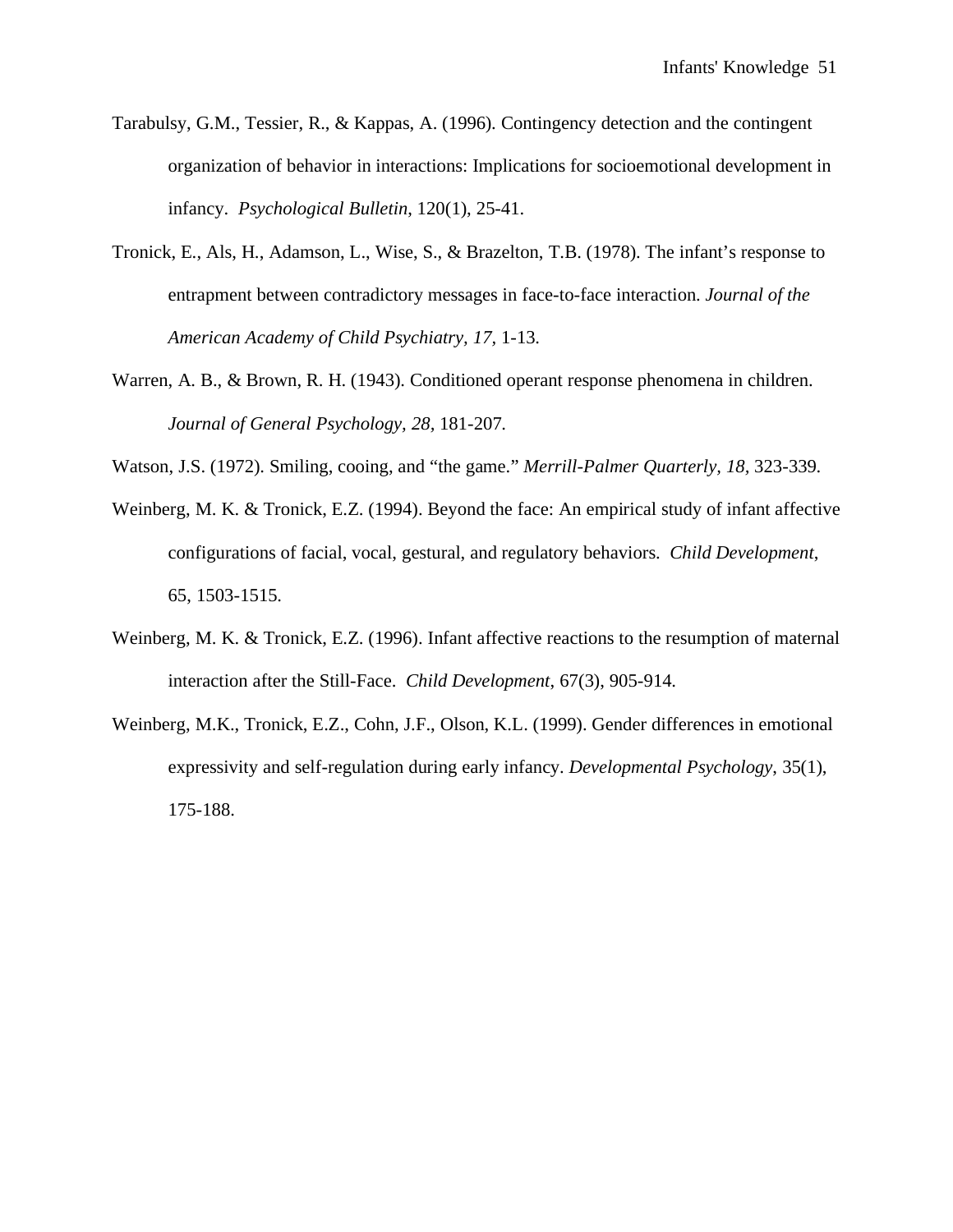Tarabulsy, G.M., Tessier, R., & Kappas, A. (1996). Contingency detection and the contingent organization of behavior in interactions: Implications for socioemotional development in infancy. *Psychological Bulletin*, 120(1), 25-41.

Tronick, E., Als, H., Adamson, L., Wise, S., & Brazelton, T.B. (1978). The infant's response to entrapment between contradictory messages in face-to-face interaction. *Journal of the American Academy of Child Psychiatry, 17,* 1-13.

Warren, A. B., & Brown, R. H. (1943). Conditioned operant response phenomena in children. *Journal of General Psychology, 28,* 181-207.

Watson, J.S. (1972). Smiling, cooing, and "the game." *Merrill-Palmer Quarterly, 18,* 323-339.

Weinberg, M. K. & Tronick, E.Z. (1994). Beyond the face: An empirical study of infant affective configurations of facial, vocal, gestural, and regulatory behaviors. *Child Development*, 65, 1503-1515.

Weinberg, M. K. & Tronick, E.Z. (1996). Infant affective reactions to the resumption of maternal interaction after the Still-Face. *Child Development*, 67(3), 905-914.

Weinberg, M.K., Tronick, E.Z., Cohn, J.F., Olson, K.L. (1999). Gender differences in emotional expressivity and self-regulation during early infancy. *Developmental Psychology*, 35(1), 175-188.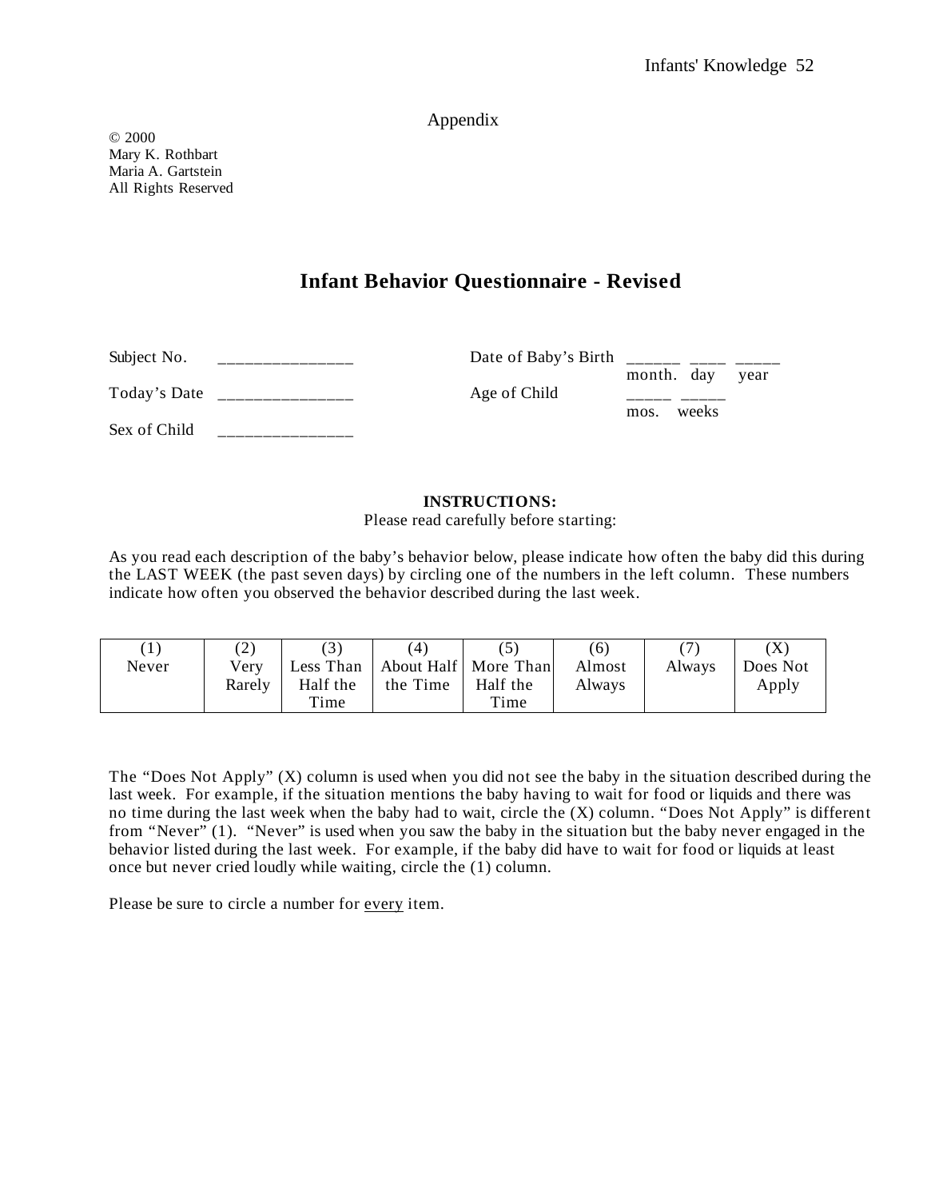# Appendix

© 2000
Mary K. Rothbart
Maria A. Gartstein
All Rights Reserved

## Infant Behavior Questionnaire - Revised

Subject No. _______________ Date of Baby's Birth ______ ____ _____
month. day year

Today's Date _______________ Age of Child _____ _____
mos. weeks

Sex of Child _______________

**INSTRUCTIONS:**
Please read carefully before starting:

As you read each description of the baby's behavior below, please indicate how often the baby did this during the LAST WEEK (the past seven days) by circling one of the numbers in the left column. These numbers indicate how often you observed the behavior described during the last week.

| (1) | (2) | (3) | (4) | (5) | (6) | (7) | (X) |
|---|---|---|---|---|---|---|---|
| Never | Very Rarely | Less Than Half the Time | About Half the Time | More Than Half the Time | Almost Always | Always | Does Not Apply |

The "Does Not Apply" (X) column is used when you did not see the baby in the situation described during the last week. For example, if the situation mentions the baby having to wait for food or liquids and there was no time during the last week when the baby had to wait, circle the (X) column. "Does Not Apply" is different from "Never" (1). "Never" is used when you saw the baby in the situation but the baby never engaged in the behavior listed during the last week. For example, if the baby did have to wait for food or liquids at least once but never cried loudly while waiting, circle the (1) column.

Please be sure to circle a number for <u>every</u> item.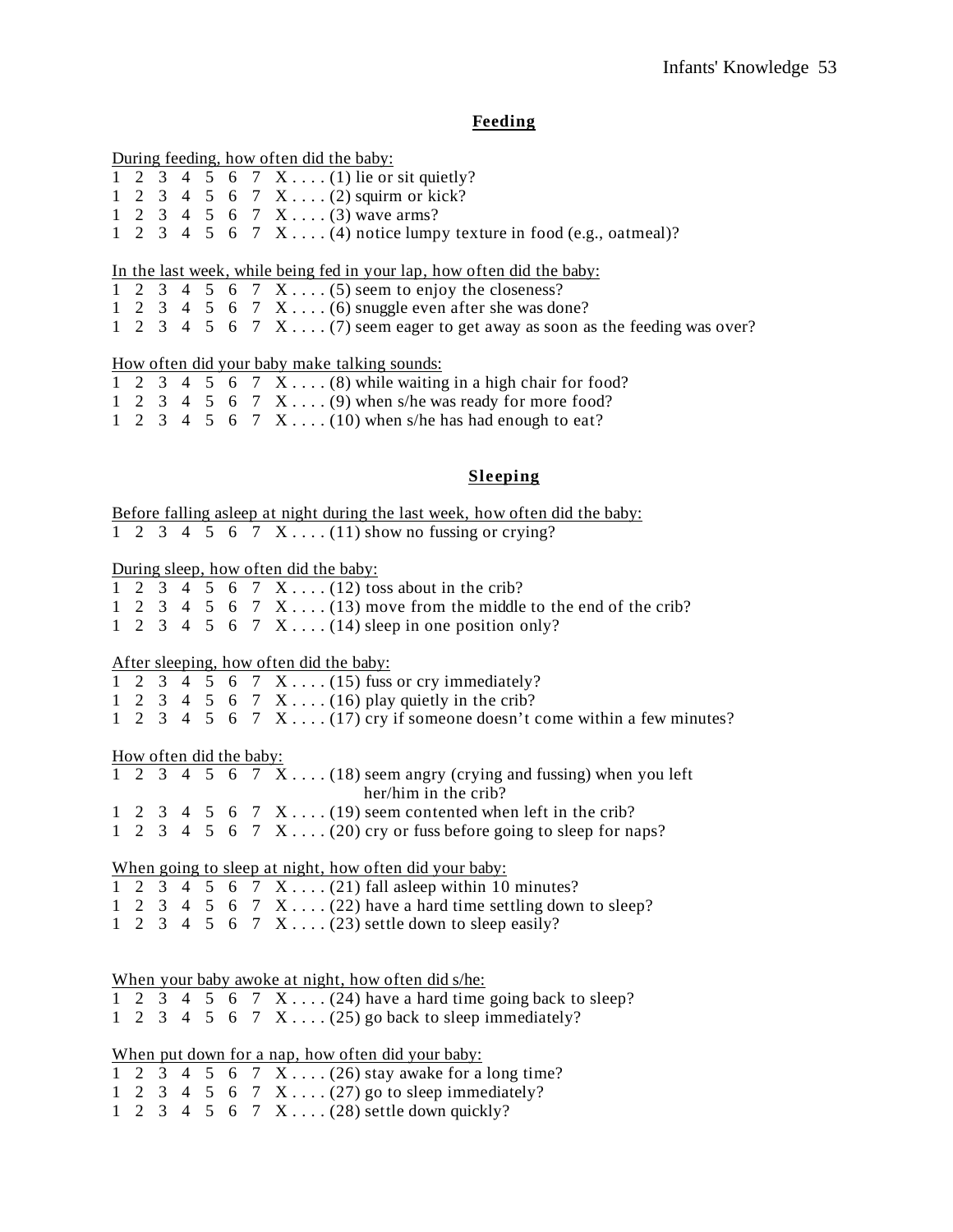## Feeding

During feeding, how often did the baby:

1 2 3 4 5 6 7 X . . . . (1) lie or sit quietly?
1 2 3 4 5 6 7 X . . . . (2) squirm or kick?
1 2 3 4 5 6 7 X . . . . (3) wave arms?
1 2 3 4 5 6 7 X . . . . (4) notice lumpy texture in food (e.g., oatmeal)?

In the last week, while being fed in your lap, how often did the baby:

1 2 3 4 5 6 7 X . . . . (5) seem to enjoy the closeness?
1 2 3 4 5 6 7 X . . . . (6) snuggle even after she was done?
1 2 3 4 5 6 7 X . . . . (7) seem eager to get away as soon as the feeding was over?

How often did your baby make talking sounds:

1 2 3 4 5 6 7 X . . . . (8) while waiting in a high chair for food?
1 2 3 4 5 6 7 X . . . . (9) when s/he was ready for more food?
1 2 3 4 5 6 7 X . . . . (10) when s/he has had enough to eat?

## Sleeping

Before falling asleep at night during the last week, how often did the baby:

1 2 3 4 5 6 7 X . . . . (11) show no fussing or crying?

During sleep, how often did the baby:

1 2 3 4 5 6 7 X . . . . (12) toss about in the crib?
1 2 3 4 5 6 7 X . . . . (13) move from the middle to the end of the crib?
1 2 3 4 5 6 7 X . . . . (14) sleep in one position only?

After sleeping, how often did the baby:

1 2 3 4 5 6 7 X . . . . (15) fuss or cry immediately?
1 2 3 4 5 6 7 X . . . . (16) play quietly in the crib?
1 2 3 4 5 6 7 X . . . . (17) cry if someone doesn't come within a few minutes?

How often did the baby:

1 2 3 4 5 6 7 X . . . . (18) seem angry (crying and fussing) when you left her/him in the crib?
1 2 3 4 5 6 7 X . . . . (19) seem contented when left in the crib?
1 2 3 4 5 6 7 X . . . . (20) cry or fuss before going to sleep for naps?

When going to sleep at night, how often did your baby:

1 2 3 4 5 6 7 X . . . . (21) fall asleep within 10 minutes?
1 2 3 4 5 6 7 X . . . . (22) have a hard time settling down to sleep?
1 2 3 4 5 6 7 X . . . . (23) settle down to sleep easily?

When your baby awoke at night, how often did s/he:

1 2 3 4 5 6 7 X . . . . (24) have a hard time going back to sleep?
1 2 3 4 5 6 7 X . . . . (25) go back to sleep immediately?

When put down for a nap, how often did your baby:

1 2 3 4 5 6 7 X . . . . (26) stay awake for a long time?
1 2 3 4 5 6 7 X . . . . (27) go to sleep immediately?
1 2 3 4 5 6 7 X . . . . (28) settle down quickly?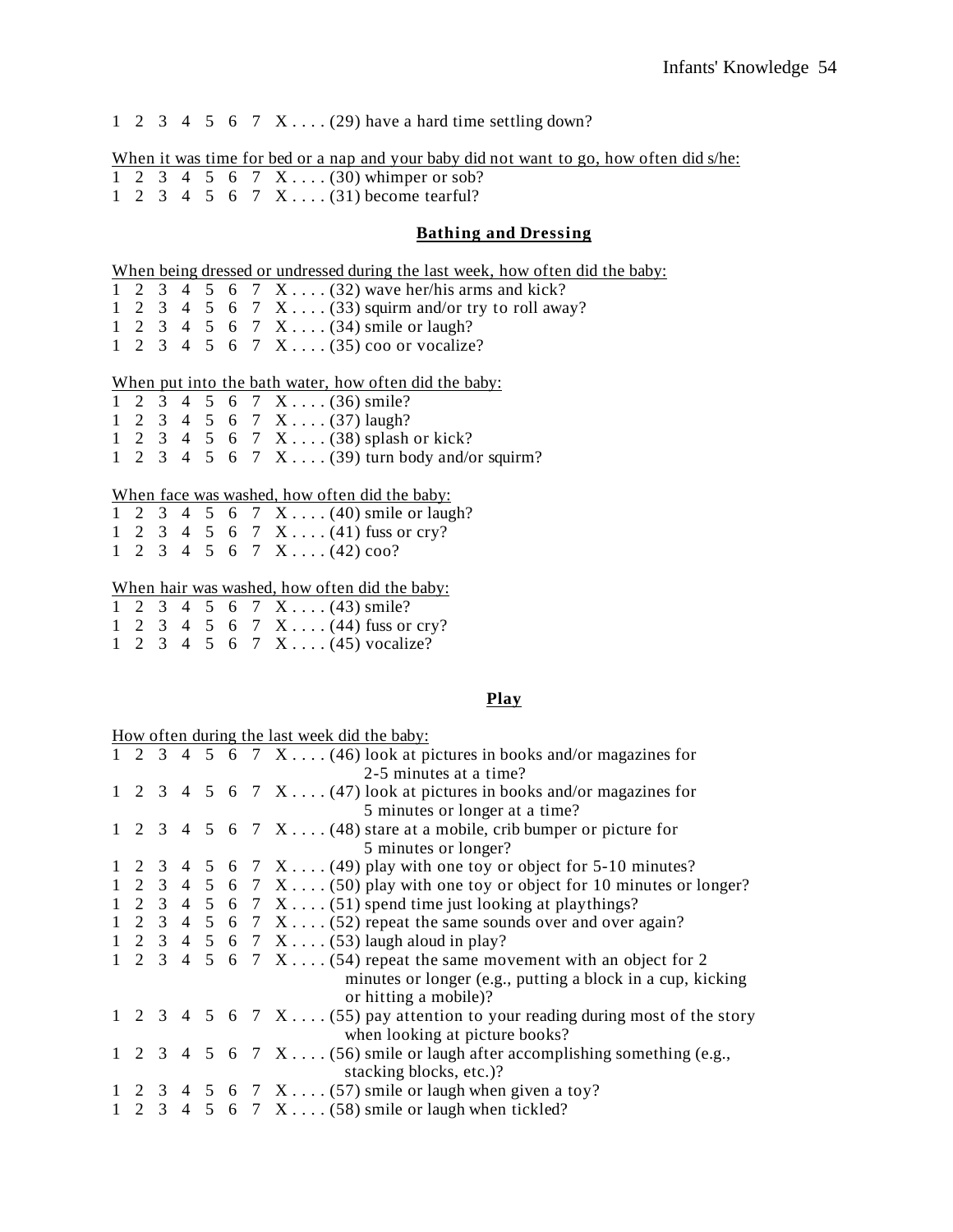1 2 3 4 5 6 7 X . . . . (29) have a hard time settling down?

When it was time for bed or a nap and your baby did not want to go, how often did s/he:

1 2 3 4 5 6 7 X . . . . (30) whimper or sob?
1 2 3 4 5 6 7 X . . . . (31) become tearful?

## Bathing and Dressing

When being dressed or undressed during the last week, how often did the baby:

1 2 3 4 5 6 7 X . . . . (32) wave her/his arms and kick?
1 2 3 4 5 6 7 X . . . . (33) squirm and/or try to roll away?
1 2 3 4 5 6 7 X . . . . (34) smile or laugh?
1 2 3 4 5 6 7 X . . . . (35) coo or vocalize?

When put into the bath water, how often did the baby:

1 2 3 4 5 6 7 X . . . . (36) smile?
1 2 3 4 5 6 7 X . . . . (37) laugh?
1 2 3 4 5 6 7 X . . . . (38) splash or kick?
1 2 3 4 5 6 7 X . . . . (39) turn body and/or squirm?

When face was washed, how often did the baby:

1 2 3 4 5 6 7 X . . . . (40) smile or laugh?
1 2 3 4 5 6 7 X . . . . (41) fuss or cry?
1 2 3 4 5 6 7 X . . . . (42) coo?

When hair was washed, how often did the baby:

1 2 3 4 5 6 7 X . . . . (43) smile?
1 2 3 4 5 6 7 X . . . . (44) fuss or cry?
1 2 3 4 5 6 7 X . . . . (45) vocalize?

## Play

How often during the last week did the baby:

1 2 3 4 5 6 7 X . . . . (46) look at pictures in books and/or magazines for 2-5 minutes at a time?
1 2 3 4 5 6 7 X . . . . (47) look at pictures in books and/or magazines for 5 minutes or longer at a time?
1 2 3 4 5 6 7 X . . . . (48) stare at a mobile, crib bumper or picture for 5 minutes or longer?
1 2 3 4 5 6 7 X . . . . (49) play with one toy or object for 5-10 minutes?
1 2 3 4 5 6 7 X . . . . (50) play with one toy or object for 10 minutes or longer?
1 2 3 4 5 6 7 X . . . . (51) spend time just looking at playthings?
1 2 3 4 5 6 7 X . . . . (52) repeat the same sounds over and over again?
1 2 3 4 5 6 7 X . . . . (53) laugh aloud in play?
1 2 3 4 5 6 7 X . . . . (54) repeat the same movement with an object for 2 minutes or longer (e.g., putting a block in a cup, kicking or hitting a mobile)?
1 2 3 4 5 6 7 X . . . . (55) pay attention to your reading during most of the story when looking at picture books?
1 2 3 4 5 6 7 X . . . . (56) smile or laugh after accomplishing something (e.g., stacking blocks, etc.)?
1 2 3 4 5 6 7 X . . . . (57) smile or laugh when given a toy?
1 2 3 4 5 6 7 X . . . . (58) smile or laugh when tickled?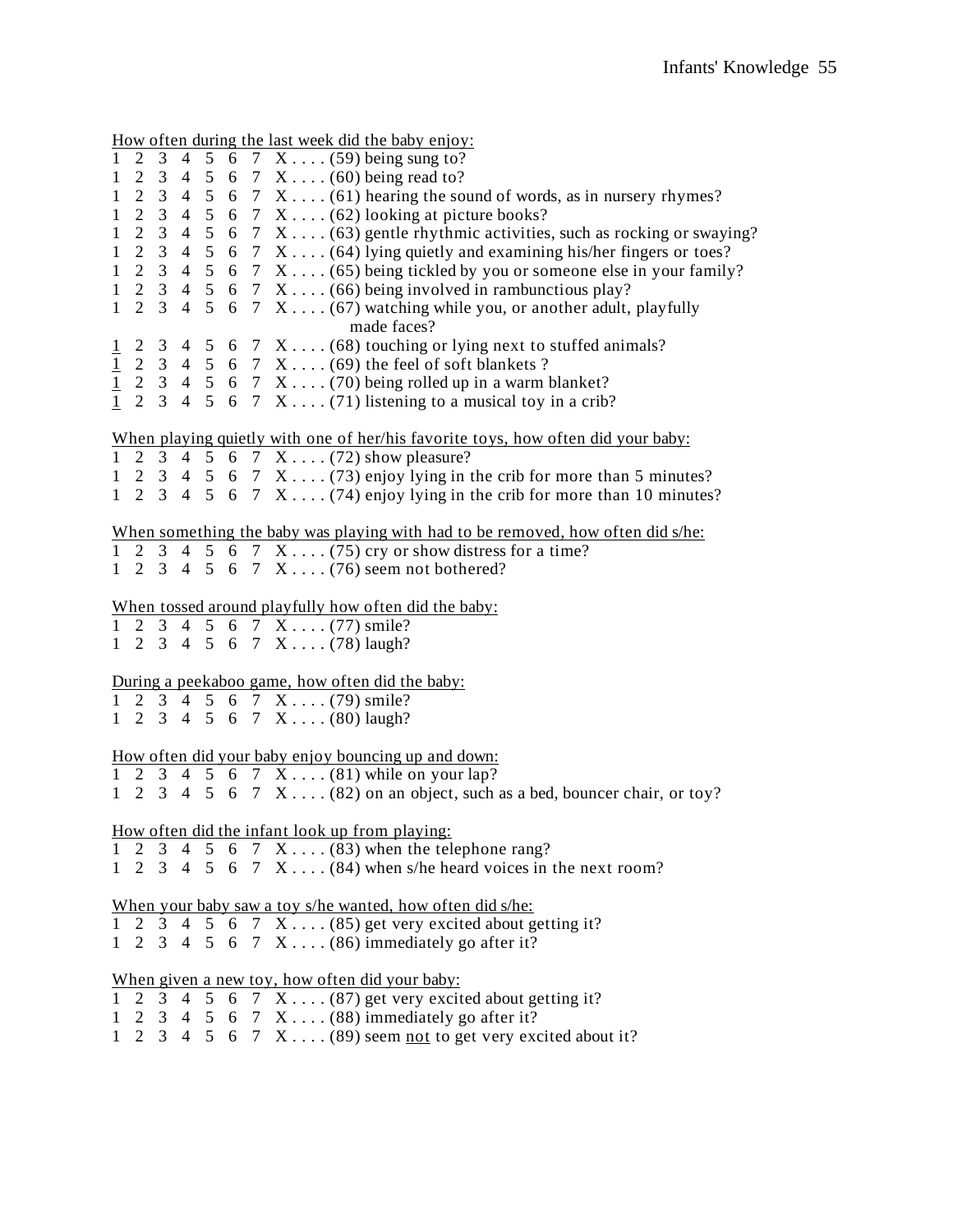<u>How often during the last week did the baby enjoy:</u>

1 2 3 4 5 6 7 X . . . . (59) being sung to?
1 2 3 4 5 6 7 X . . . . (60) being read to?
1 2 3 4 5 6 7 X . . . . (61) hearing the sound of words, as in nursery rhymes?
1 2 3 4 5 6 7 X . . . . (62) looking at picture books?
1 2 3 4 5 6 7 X . . . . (63) gentle rhythmic activities, such as rocking or swaying?
1 2 3 4 5 6 7 X . . . . (64) lying quietly and examining his/her fingers or toes?
1 2 3 4 5 6 7 X . . . . (65) being tickled by you or someone else in your family?
1 2 3 4 5 6 7 X . . . . (66) being involved in rambunctious play?
1 2 3 4 5 6 7 X . . . . (67) watching while you, or another adult, playfully made faces?
<u>1</u> 2 3 4 5 6 7 X . . . . (68) touching or lying next to stuffed animals?
<u>1</u> 2 3 4 5 6 7 X . . . . (69) the feel of soft blankets ?
<u>1</u> 2 3 4 5 6 7 X . . . . (70) being rolled up in a warm blanket?
<u>1</u> 2 3 4 5 6 7 X . . . . (71) listening to a musical toy in a crib?

<u>When playing quietly with one of her/his favorite toys, how often did your baby:</u>

1 2 3 4 5 6 7 X . . . . (72) show pleasure?
1 2 3 4 5 6 7 X . . . . (73) enjoy lying in the crib for more than 5 minutes?
1 2 3 4 5 6 7 X . . . . (74) enjoy lying in the crib for more than 10 minutes?

<u>When something the baby was playing with had to be removed, how often did s/he:</u>

1 2 3 4 5 6 7 X . . . . (75) cry or show distress for a time?
1 2 3 4 5 6 7 X . . . . (76) seem not bothered?

<u>When tossed around playfully how often did the baby:</u>

1 2 3 4 5 6 7 X . . . . (77) smile?
1 2 3 4 5 6 7 X . . . . (78) laugh?

<u>During a peekaboo game, how often did the baby:</u>

1 2 3 4 5 6 7 X . . . . (79) smile?
1 2 3 4 5 6 7 X . . . . (80) laugh?

<u>How often did your baby enjoy bouncing up and down:</u>

1 2 3 4 5 6 7 X . . . . (81) while on your lap?
1 2 3 4 5 6 7 X . . . . (82) on an object, such as a bed, bouncer chair, or toy?

<u>How often did the infant look up from playing:</u>

1 2 3 4 5 6 7 X . . . . (83) when the telephone rang?
1 2 3 4 5 6 7 X . . . . (84) when s/he heard voices in the next room?

<u>When your baby saw a toy s/he wanted, how often did s/he:</u>

1 2 3 4 5 6 7 X . . . . (85) get very excited about getting it?
1 2 3 4 5 6 7 X . . . . (86) immediately go after it?

<u>When given a new toy, how often did your baby:</u>

1 2 3 4 5 6 7 X . . . . (87) get very excited about getting it?
1 2 3 4 5 6 7 X . . . . (88) immediately go after it?
1 2 3 4 5 6 7 X . . . . (89) seem <u>not</u> to get very excited about it?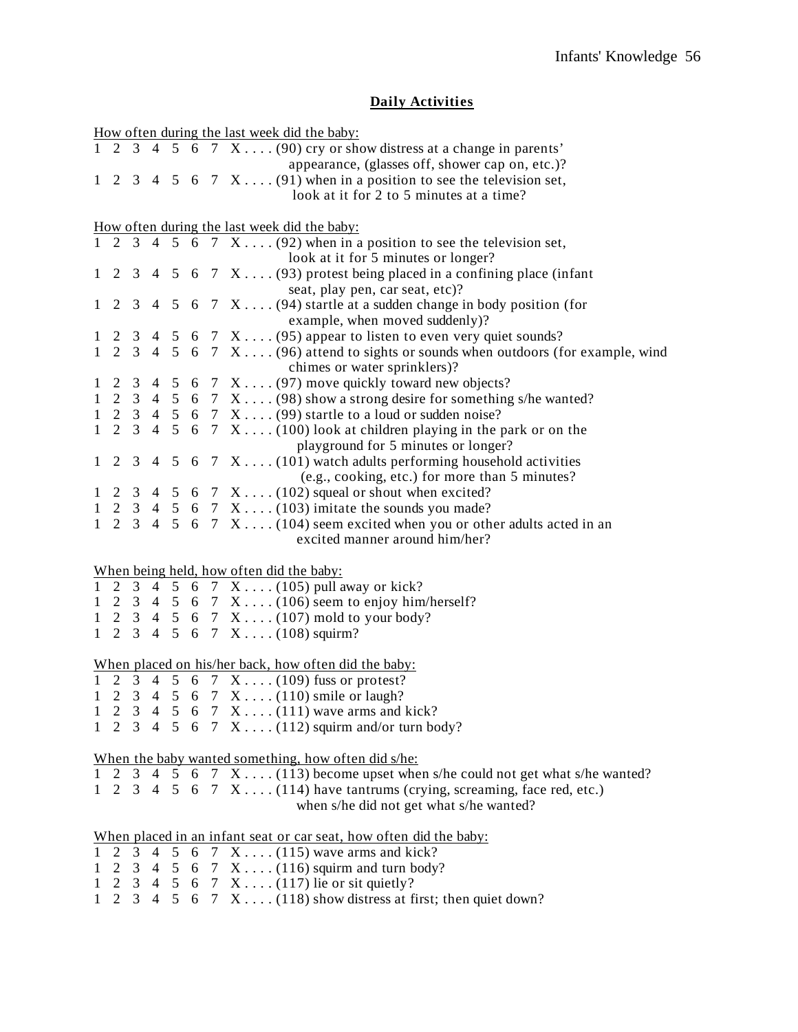## **Daily Activities**

How often during the last week did the baby:

1 2 3 4 5 6 7 X . . . . (90) cry or show distress at a change in parents' appearance, (glasses off, shower cap on, etc.)?

1 2 3 4 5 6 7 X . . . . (91) when in a position to see the television set, look at it for 2 to 5 minutes at a time?

How often during the last week did the baby:

1 2 3 4 5 6 7 X . . . . (92) when in a position to see the television set, look at it for 5 minutes or longer?

1 2 3 4 5 6 7 X . . . . (93) protest being placed in a confining place (infant seat, play pen, car seat, etc)?

1 2 3 4 5 6 7 X . . . . (94) startle at a sudden change in body position (for example, when moved suddenly)?

1 2 3 4 5 6 7 X . . . . (95) appear to listen to even very quiet sounds?

1 2 3 4 5 6 7 X . . . . (96) attend to sights or sounds when outdoors (for example, wind chimes or water sprinklers)?

1 2 3 4 5 6 7 X . . . . (97) move quickly toward new objects?

1 2 3 4 5 6 7 X . . . . (98) show a strong desire for something s/he wanted?

1 2 3 4 5 6 7 X . . . . (99) startle to a loud or sudden noise?

1 2 3 4 5 6 7 X . . . . (100) look at children playing in the park or on the playground for 5 minutes or longer?

1 2 3 4 5 6 7 X . . . . (101) watch adults performing household activities (e.g., cooking, etc.) for more than 5 minutes?

1 2 3 4 5 6 7 X . . . . (102) squeal or shout when excited?

1 2 3 4 5 6 7 X . . . . (103) imitate the sounds you made?

1 2 3 4 5 6 7 X . . . . (104) seem excited when you or other adults acted in an excited manner around him/her?

When being held, how often did the baby:

1 2 3 4 5 6 7 X . . . . (105) pull away or kick?

1 2 3 4 5 6 7 X . . . . (106) seem to enjoy him/herself?

1 2 3 4 5 6 7 X . . . . (107) mold to your body?

1 2 3 4 5 6 7 X . . . . (108) squirm?

When placed on his/her back, how often did the baby:

1 2 3 4 5 6 7 X . . . . (109) fuss or protest?

1 2 3 4 5 6 7 X . . . . (110) smile or laugh?

1 2 3 4 5 6 7 X . . . . (111) wave arms and kick?

1 2 3 4 5 6 7 X . . . . (112) squirm and/or turn body?

When the baby wanted something, how often did s/he:

1 2 3 4 5 6 7 X . . . . (113) become upset when s/he could not get what s/he wanted?

1 2 3 4 5 6 7 X . . . . (114) have tantrums (crying, screaming, face red, etc.) when s/he did not get what s/he wanted?

When placed in an infant seat or car seat, how often did the baby:

1 2 3 4 5 6 7 X . . . . (115) wave arms and kick?

1 2 3 4 5 6 7 X . . . . (116) squirm and turn body?

1 2 3 4 5 6 7 X . . . . (117) lie or sit quietly?

1 2 3 4 5 6 7 X . . . . (118) show distress at first; then quiet down?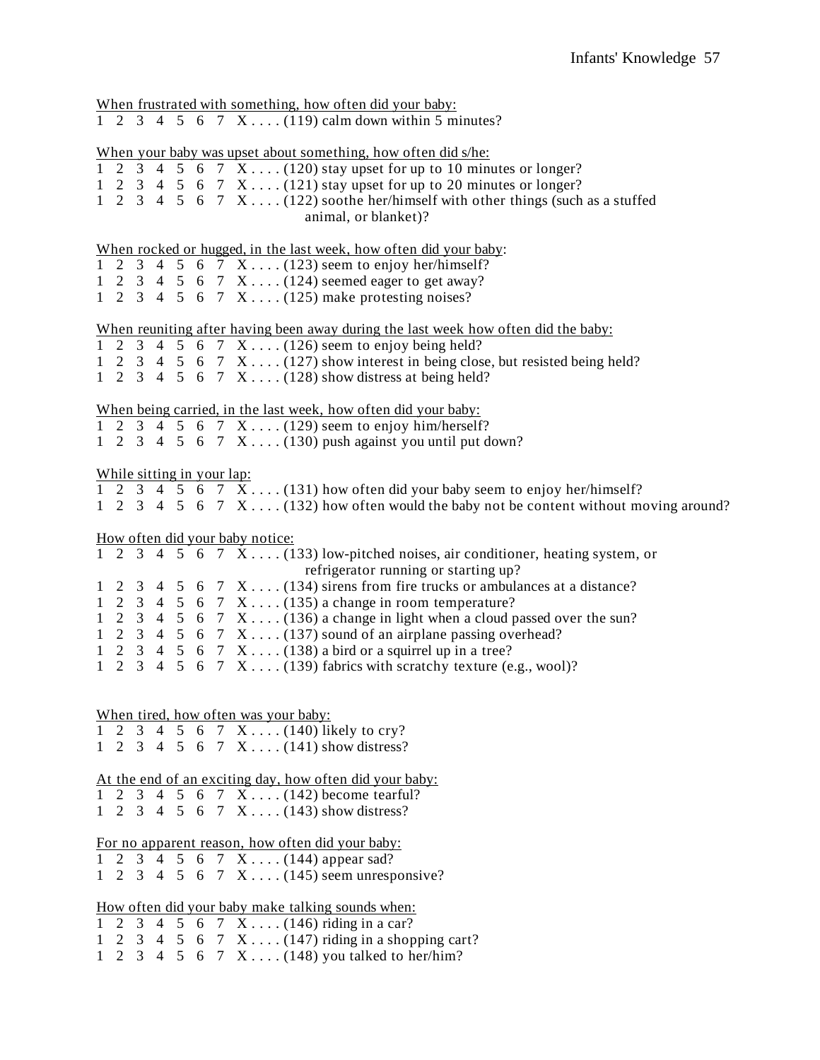<u>When frustrated with something, how often did your baby:</u>
1 2 3 4 5 6 7 X . . . . (119) calm down within 5 minutes?

<u>When your baby was upset about something, how often did s/he:</u>
1 2 3 4 5 6 7 X . . . . (120) stay upset for up to 10 minutes or longer?
1 2 3 4 5 6 7 X . . . . (121) stay upset for up to 20 minutes or longer?
1 2 3 4 5 6 7 X . . . . (122) soothe her/himself with other things (such as a stuffed animal, or blanket)?

<u>When rocked or hugged, in the last week, how often did your baby</u>:
1 2 3 4 5 6 7 X . . . . (123) seem to enjoy her/himself?
1 2 3 4 5 6 7 X . . . . (124) seemed eager to get away?
1 2 3 4 5 6 7 X . . . . (125) make protesting noises?

<u>When reuniting after having been away during the last week how often did the baby:</u>
1 2 3 4 5 6 7 X . . . . (126) seem to enjoy being held?
1 2 3 4 5 6 7 X . . . . (127) show interest in being close, but resisted being held?
1 2 3 4 5 6 7 X . . . . (128) show distress at being held?

<u>When being carried, in the last week, how often did your baby:</u>
1 2 3 4 5 6 7 X . . . . (129) seem to enjoy him/herself?
1 2 3 4 5 6 7 X . . . . (130) push against you until put down?

<u>While sitting in your lap:</u>
1 2 3 4 5 6 7 X . . . . (131) how often did your baby seem to enjoy her/himself?
1 2 3 4 5 6 7 X . . . . (132) how often would the baby not be content without moving around?

<u>How often did your baby notice:</u>
1 2 3 4 5 6 7 X . . . . (133) low-pitched noises, air conditioner, heating system, or refrigerator running or starting up?
1 2 3 4 5 6 7 X . . . . (134) sirens from fire trucks or ambulances at a distance?
1 2 3 4 5 6 7 X . . . . (135) a change in room temperature?
1 2 3 4 5 6 7 X . . . . (136) a change in light when a cloud passed over the sun?
1 2 3 4 5 6 7 X . . . . (137) sound of an airplane passing overhead?
1 2 3 4 5 6 7 X . . . . (138) a bird or a squirrel up in a tree?
1 2 3 4 5 6 7 X . . . . (139) fabrics with scratchy texture (e.g., wool)?

<u>When tired, how often was your baby:</u>
1 2 3 4 5 6 7 X . . . . (140) likely to cry?
1 2 3 4 5 6 7 X . . . . (141) show distress?

<u>At the end of an exciting day, how often did your baby:</u>
1 2 3 4 5 6 7 X . . . . (142) become tearful?
1 2 3 4 5 6 7 X . . . . (143) show distress?

<u>For no apparent reason, how often did your baby:</u>
1 2 3 4 5 6 7 X . . . . (144) appear sad?
1 2 3 4 5 6 7 X . . . . (145) seem unresponsive?

<u>How often did your baby make talking sounds when:</u>
1 2 3 4 5 6 7 X . . . . (146) riding in a car?
1 2 3 4 5 6 7 X . . . . (147) riding in a shopping cart?
1 2 3 4 5 6 7 X . . . . (148) you talked to her/him?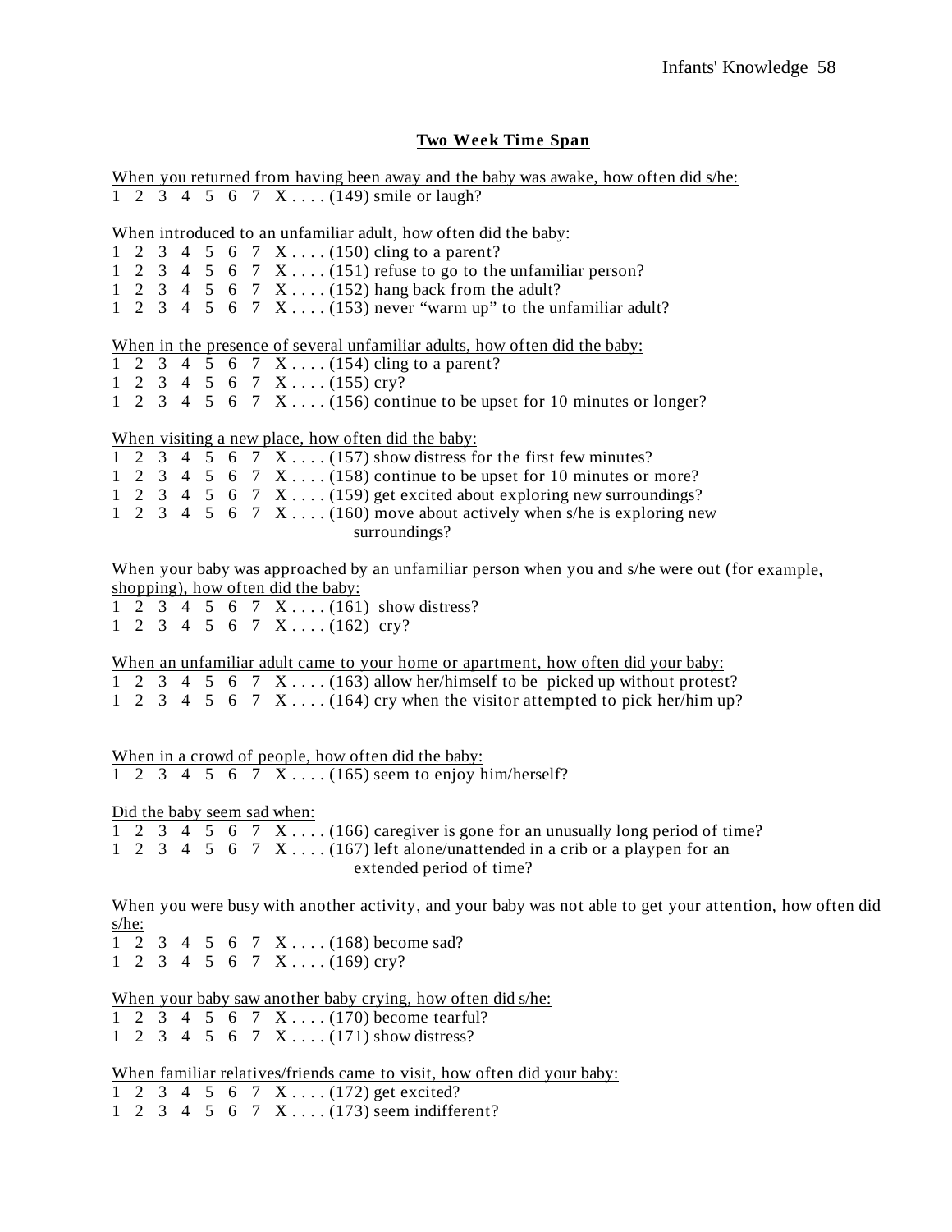**Two Week Time Span**

When you returned from having been away and the baby was awake, how often did s/he:

1 2 3 4 5 6 7 X . . . . (149) smile or laugh?

When introduced to an unfamiliar adult, how often did the baby:

1 2 3 4 5 6 7 X . . . . (150) cling to a parent?
1 2 3 4 5 6 7 X . . . . (151) refuse to go to the unfamiliar person?
1 2 3 4 5 6 7 X . . . . (152) hang back from the adult?
1 2 3 4 5 6 7 X . . . . (153) never “warm up” to the unfamiliar adult?

When in the presence of several unfamiliar adults, how often did the baby:

1 2 3 4 5 6 7 X . . . . (154) cling to a parent?
1 2 3 4 5 6 7 X . . . . (155) cry?
1 2 3 4 5 6 7 X . . . . (156) continue to be upset for 10 minutes or longer?

When visiting a new place, how often did the baby:

1 2 3 4 5 6 7 X . . . . (157) show distress for the first few minutes?
1 2 3 4 5 6 7 X . . . . (158) continue to be upset for 10 minutes or more?
1 2 3 4 5 6 7 X . . . . (159) get excited about exploring new surroundings?
1 2 3 4 5 6 7 X . . . . (160) move about actively when s/he is exploring new surroundings?

When your baby was approached by an unfamiliar person when you and s/he were out (for example, shopping), how often did the baby:

1 2 3 4 5 6 7 X . . . . (161) show distress?
1 2 3 4 5 6 7 X . . . . (162) cry?

When an unfamiliar adult came to your home or apartment, how often did your baby:

1 2 3 4 5 6 7 X . . . . (163) allow her/himself to be picked up without protest?
1 2 3 4 5 6 7 X . . . . (164) cry when the visitor attempted to pick her/him up?

When in a crowd of people, how often did the baby:

1 2 3 4 5 6 7 X . . . . (165) seem to enjoy him/herself?

Did the baby seem sad when:

1 2 3 4 5 6 7 X . . . . (166) caregiver is gone for an unusually long period of time?
1 2 3 4 5 6 7 X . . . . (167) left alone/unattended in a crib or a playpen for an extended period of time?

When you were busy with another activity, and your baby was not able to get your attention, how often did s/he:

1 2 3 4 5 6 7 X . . . . (168) become sad?
1 2 3 4 5 6 7 X . . . . (169) cry?

When your baby saw another baby crying, how often did s/he:

1 2 3 4 5 6 7 X . . . . (170) become tearful?
1 2 3 4 5 6 7 X . . . . (171) show distress?

When familiar relatives/friends came to visit, how often did your baby:

1 2 3 4 5 6 7 X . . . . (172) get excited?
1 2 3 4 5 6 7 X . . . . (173) seem indifferent?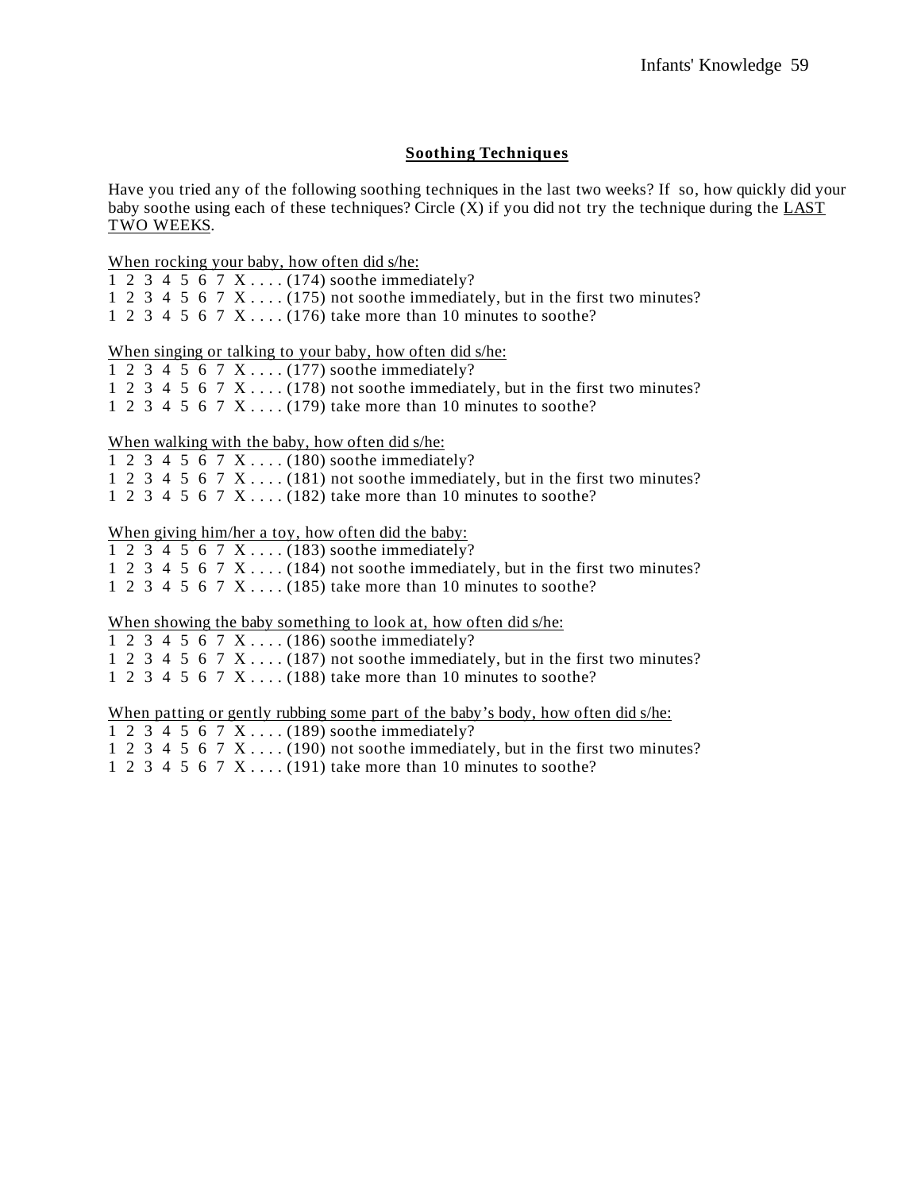## **Soothing Techniques**

Have you tried any of the following soothing techniques in the last two weeks? If so, how quickly did your baby soothe using each of these techniques? Circle (X) if you did not try the technique during the LAST TWO WEEKS.

When rocking your baby, how often did s/he:

1 2 3 4 5 6 7 X . . . . (174) soothe immediately?
1 2 3 4 5 6 7 X . . . . (175) not soothe immediately, but in the first two minutes?
1 2 3 4 5 6 7 X . . . . (176) take more than 10 minutes to soothe?

When singing or talking to your baby, how often did s/he:

1 2 3 4 5 6 7 X . . . . (177) soothe immediately?
1 2 3 4 5 6 7 X . . . . (178) not soothe immediately, but in the first two minutes?
1 2 3 4 5 6 7 X . . . . (179) take more than 10 minutes to soothe?

When walking with the baby, how often did s/he:

1 2 3 4 5 6 7 X . . . . (180) soothe immediately?
1 2 3 4 5 6 7 X . . . . (181) not soothe immediately, but in the first two minutes?
1 2 3 4 5 6 7 X . . . . (182) take more than 10 minutes to soothe?

When giving him/her a toy, how often did the baby:

1 2 3 4 5 6 7 X . . . . (183) soothe immediately?
1 2 3 4 5 6 7 X . . . . (184) not soothe immediately, but in the first two minutes?
1 2 3 4 5 6 7 X . . . . (185) take more than 10 minutes to soothe?

When showing the baby something to look at, how often did s/he:

1 2 3 4 5 6 7 X . . . . (186) soothe immediately?
1 2 3 4 5 6 7 X . . . . (187) not soothe immediately, but in the first two minutes?
1 2 3 4 5 6 7 X . . . . (188) take more than 10 minutes to soothe?

When patting or gently rubbing some part of the baby's body, how often did s/he:

1 2 3 4 5 6 7 X . . . . (189) soothe immediately?
1 2 3 4 5 6 7 X . . . . (190) not soothe immediately, but in the first two minutes?
1 2 3 4 5 6 7 X . . . . (191) take more than 10 minutes to soothe?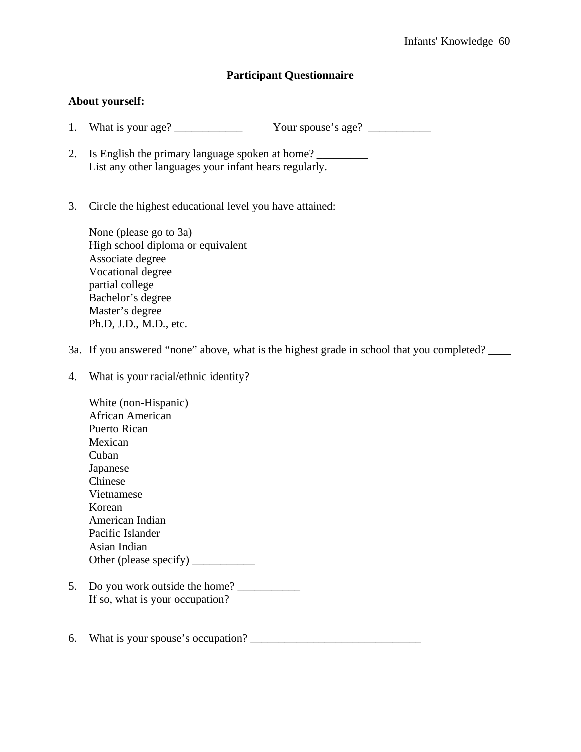## Participant Questionnaire

**About yourself:**

1. What is your age? ____________ Your spouse's age? ___________

2. Is English the primary language spoken at home? _________
   List any other languages your infant hears regularly.

3. Circle the highest educational level you have attained:

   None (please go to 3a)
   High school diploma or equivalent
   Associate degree
   Vocational degree
   partial college
   Bachelor's degree
   Master's degree
   Ph.D, J.D., M.D., etc.

3a. If you answered "none" above, what is the highest grade in school that you completed? ____

4. What is your racial/ethnic identity?

   White (non-Hispanic)
   African American
   Puerto Rican
   Mexican
   Cuban
   Japanese
   Chinese
   Vietnamese
   Korean
   American Indian
   Pacific Islander
   Asian Indian
   Other (please specify) ___________

5. Do you work outside the home? ___________
   If so, what is your occupation?

6. What is your spouse's occupation? ______________________________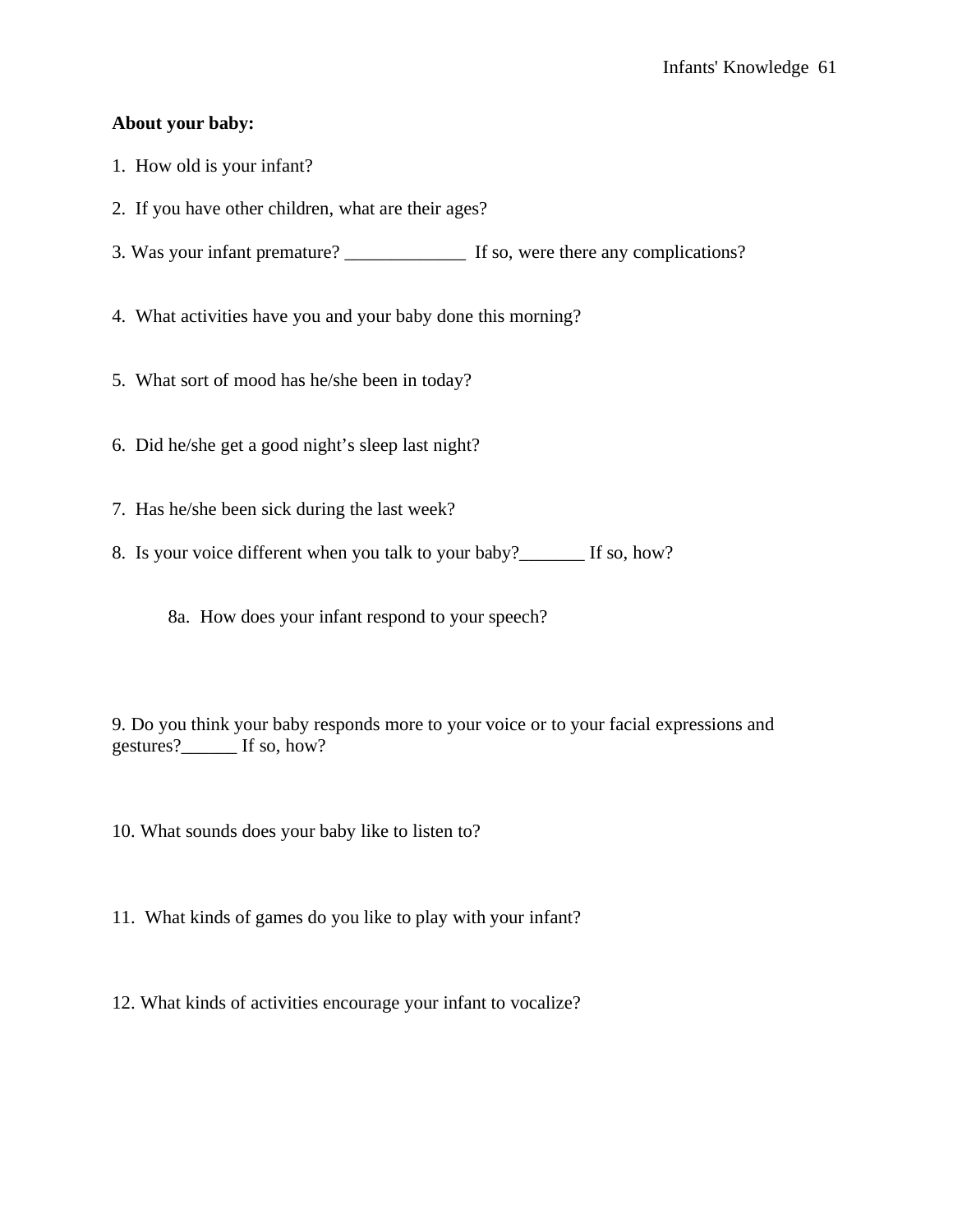**About your baby:**

1. How old is your infant?

2. If you have other children, what are their ages?

3. Was your infant premature? _____________ If so, were there any complications?

4. What activities have you and your baby done this morning?

5. What sort of mood has he/she been in today?

6. Did he/she get a good night's sleep last night?

7. Has he/she been sick during the last week?

8. Is your voice different when you talk to your baby?_______ If so, how?

    8a. How does your infant respond to your speech?

9. Do you think your baby responds more to your voice or to your facial expressions and gestures?______ If so, how?

10. What sounds does your baby like to listen to?

11. What kinds of games do you like to play with your infant?

12. What kinds of activities encourage your infant to vocalize?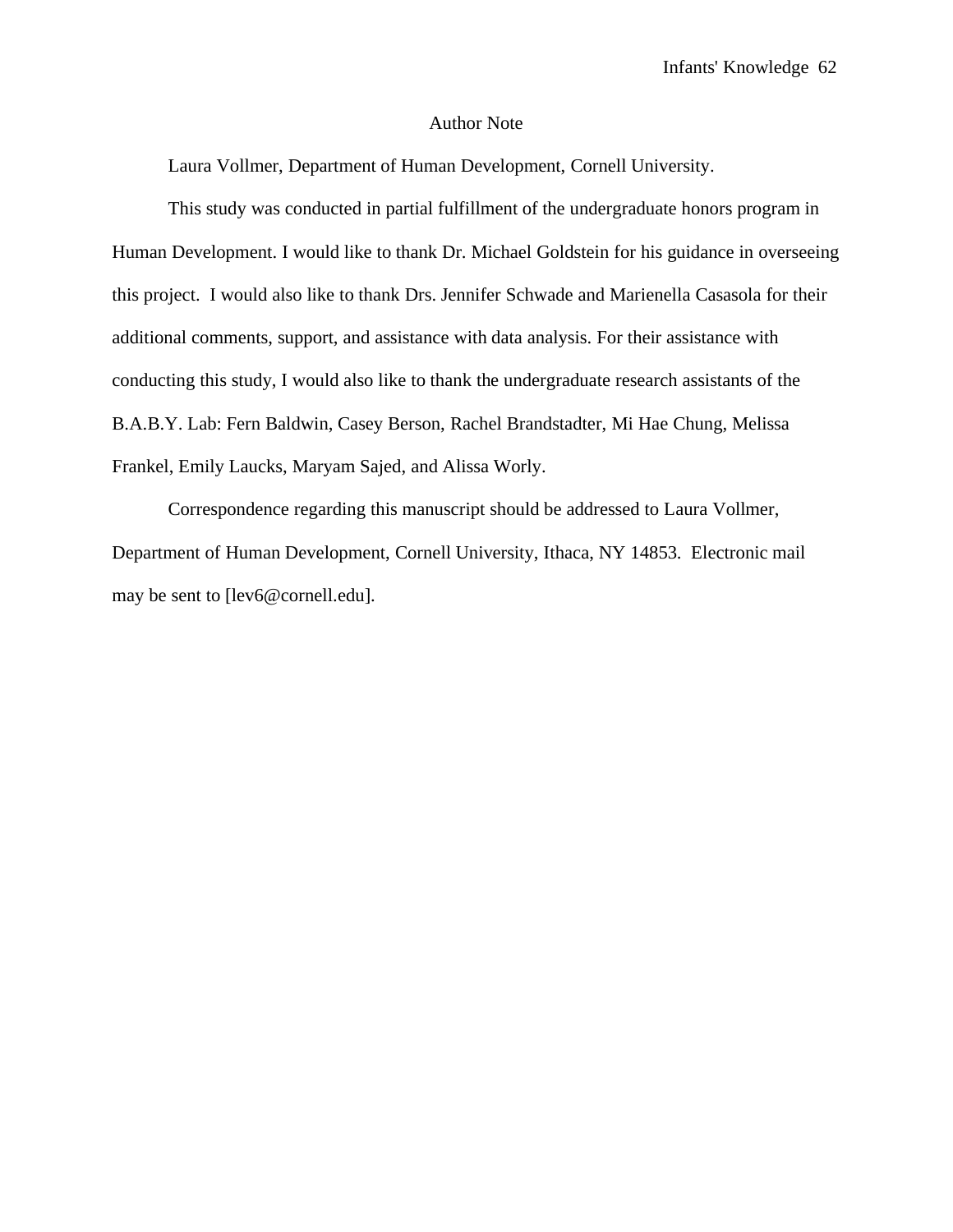## Author Note

Laura Vollmer, Department of Human Development, Cornell University.

This study was conducted in partial fulfillment of the undergraduate honors program in Human Development. I would like to thank Dr. Michael Goldstein for his guidance in overseeing this project. I would also like to thank Drs. Jennifer Schwade and Marienella Casasola for their additional comments, support, and assistance with data analysis. For their assistance with conducting this study, I would also like to thank the undergraduate research assistants of the B.A.B.Y. Lab: Fern Baldwin, Casey Berson, Rachel Brandstadter, Mi Hae Chung, Melissa Frankel, Emily Laucks, Maryam Sajed, and Alissa Worly.

Correspondence regarding this manuscript should be addressed to Laura Vollmer, Department of Human Development, Cornell University, Ithaca, NY 14853. Electronic mail may be sent to [lev6@cornell.edu].